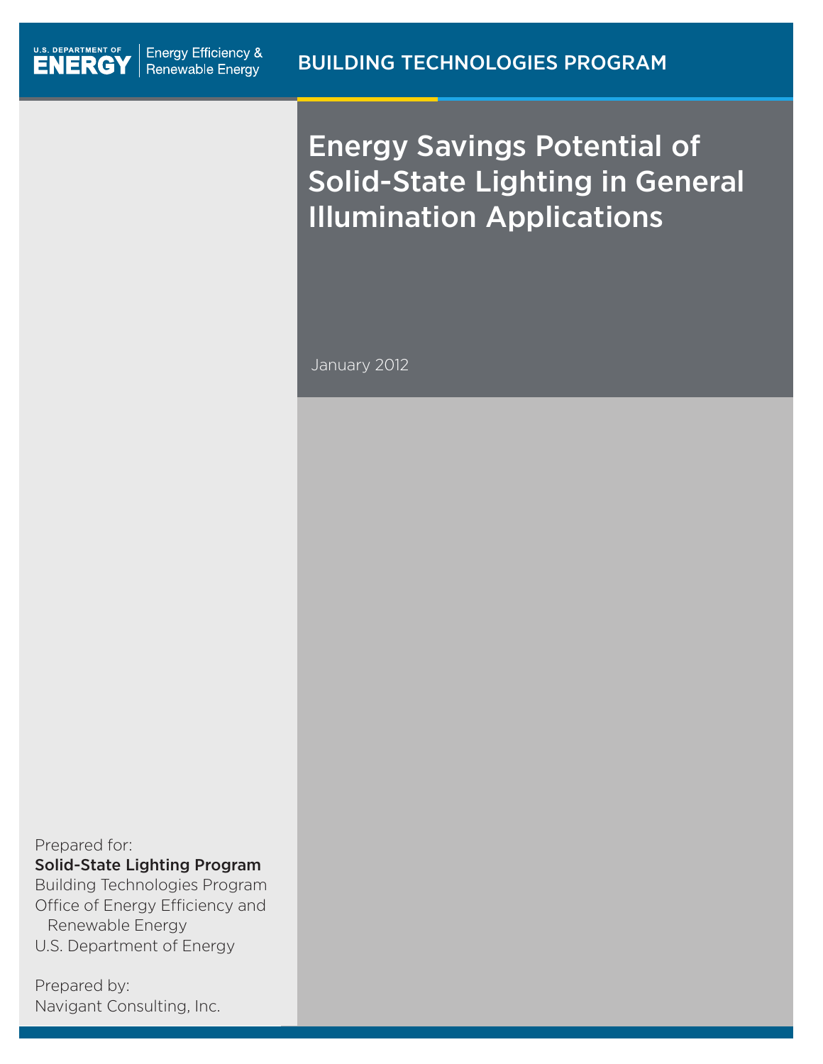U.S. DEPARTMENT OF ENERGY | Energy Efficiency & Renewable Energy

BUILDING TECHNOLOGIES PROGRAM

# Energy Savings Potential of Solid-State Lighting in General Illumination Applications

January 2012

Prepared for:
**Solid-State Lighting Program**
Building Technologies Program
Office of Energy Efficiency and Renewable Energy
U.S. Department of Energy

Prepared by:
Navigant Consulting, Inc.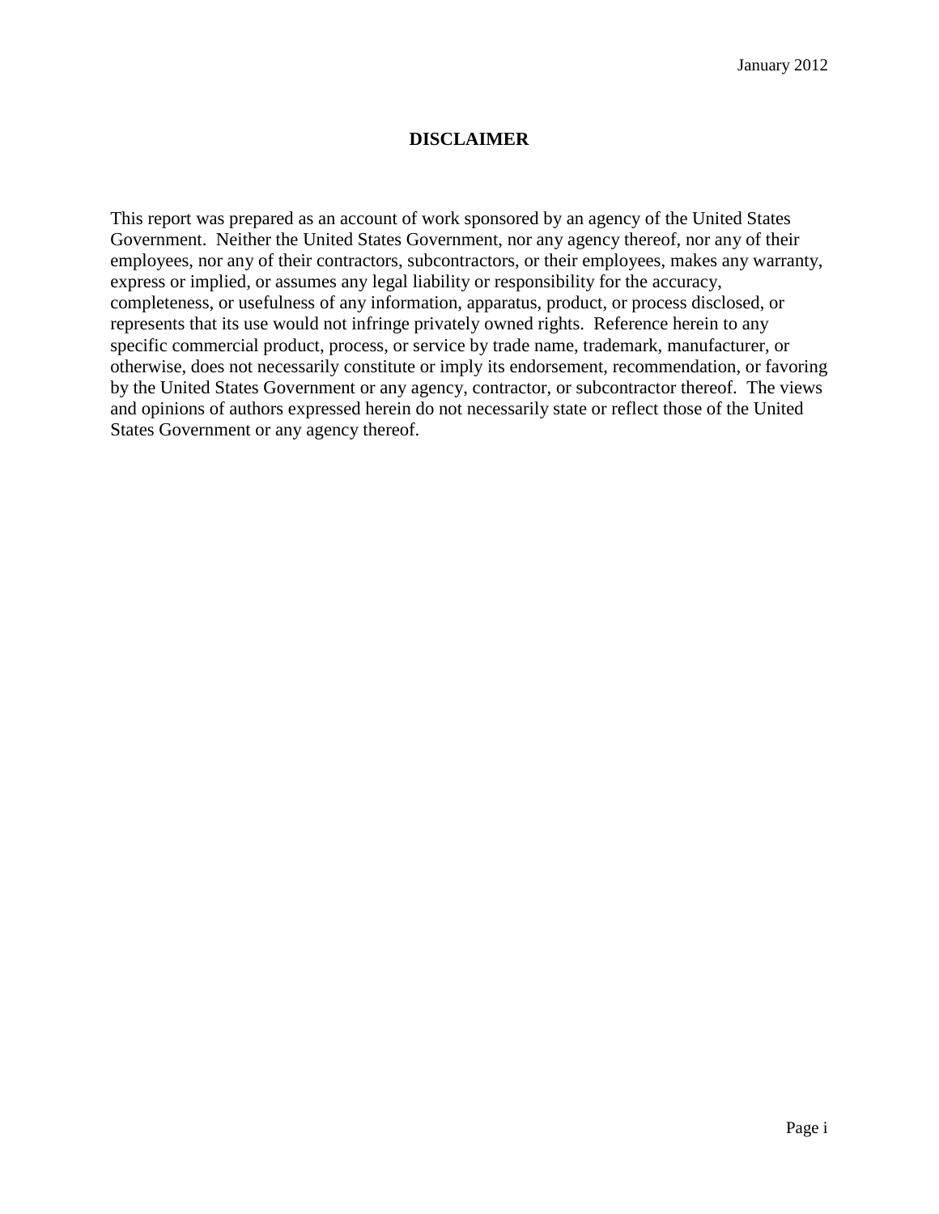# DISCLAIMER

This report was prepared as an account of work sponsored by an agency of the United States Government. Neither the United States Government, nor any agency thereof, nor any of their employees, nor any of their contractors, subcontractors, or their employees, makes any warranty, express or implied, or assumes any legal liability or responsibility for the accuracy, completeness, or usefulness of any information, apparatus, product, or process disclosed, or represents that its use would not infringe privately owned rights. Reference herein to any specific commercial product, process, or service by trade name, trademark, manufacturer, or otherwise, does not necessarily constitute or imply its endorsement, recommendation, or favoring by the United States Government or any agency, contractor, or subcontractor thereof. The views and opinions of authors expressed herein do not necessarily state or reflect those of the United States Government or any agency thereof.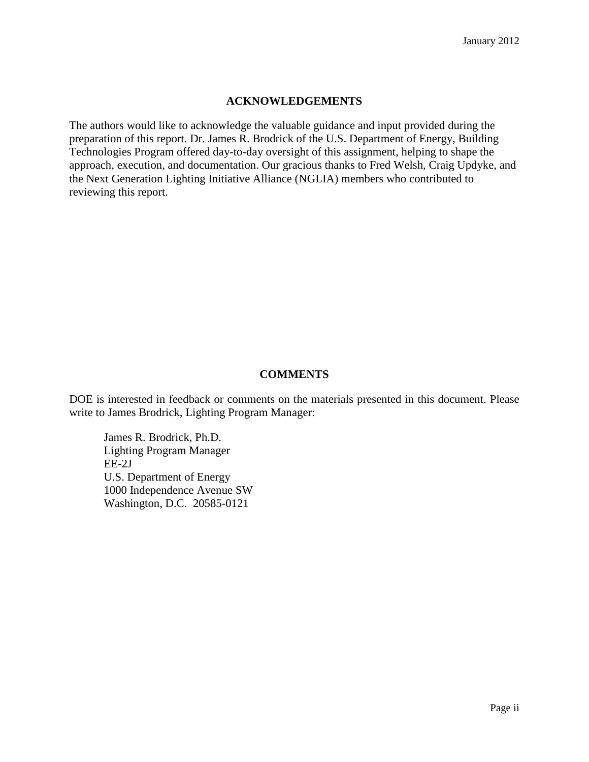## ACKNOWLEDGEMENTS

The authors would like to acknowledge the valuable guidance and input provided during the preparation of this report. Dr. James R. Brodrick of the U.S. Department of Energy, Building Technologies Program offered day-to-day oversight of this assignment, helping to shape the approach, execution, and documentation. Our gracious thanks to Fred Welsh, Craig Updyke, and the Next Generation Lighting Initiative Alliance (NGLIA) members who contributed to reviewing this report.

## COMMENTS

DOE is interested in feedback or comments on the materials presented in this document. Please write to James Brodrick, Lighting Program Manager:

James R. Brodrick, Ph.D.
Lighting Program Manager
EE-2J
U.S. Department of Energy
1000 Independence Avenue SW
Washington, D.C. 20585-0121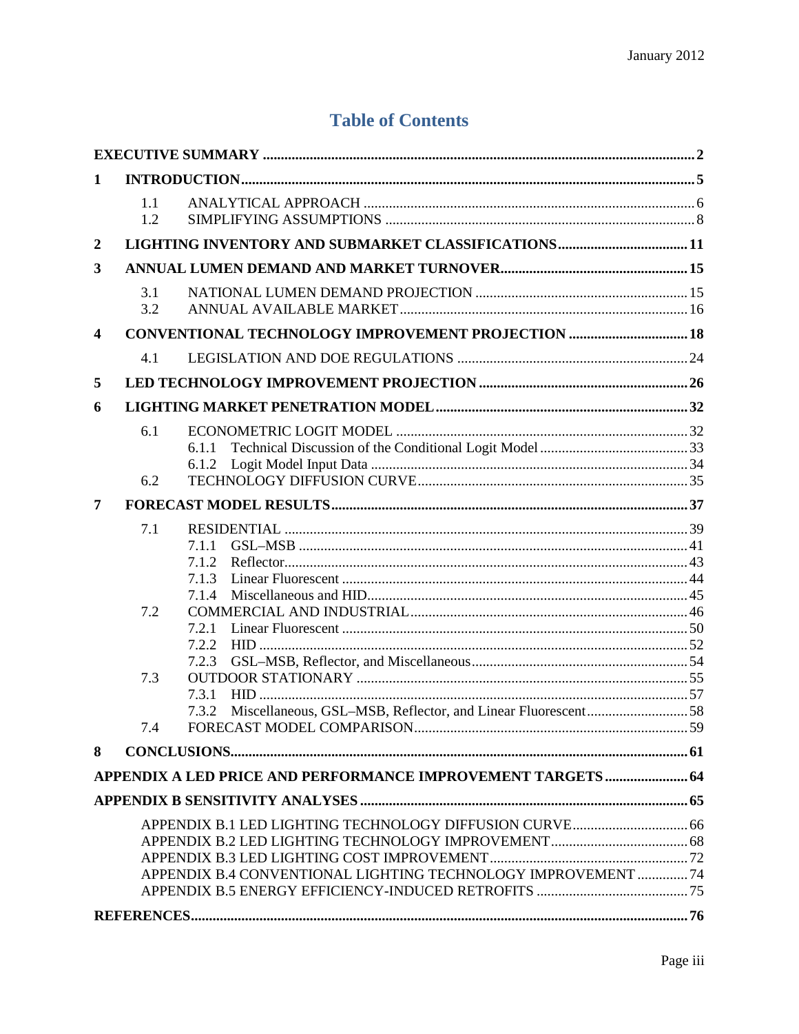# Table of Contents

**EXECUTIVE SUMMARY** .......... 2

**1 INTRODUCTION** .......... 5

- 1.1 ANALYTICAL APPROACH .......... 6
- 1.2 SIMPLIFYING ASSUMPTIONS .......... 8

**2 LIGHTING INVENTORY AND SUBMARKET CLASSIFICATIONS** .......... 11

**3 ANNUAL LUMEN DEMAND AND MARKET TURNOVER** .......... 15

- 3.1 NATIONAL LUMEN DEMAND PROJECTION .......... 15
- 3.2 ANNUAL AVAILABLE MARKET .......... 16

**4 CONVENTIONAL TECHNOLOGY IMPROVEMENT PROJECTION** .......... 18

- 4.1 LEGISLATION AND DOE REGULATIONS .......... 24

**5 LED TECHNOLOGY IMPROVEMENT PROJECTION** .......... 26

**6 LIGHTING MARKET PENETRATION MODEL** .......... 32

- 6.1 ECONOMETRIC LOGIT MODEL .......... 32
  - 6.1.1 Technical Discussion of the Conditional Logit Model .......... 33
  - 6.1.2 Logit Model Input Data .......... 34
- 6.2 TECHNOLOGY DIFFUSION CURVE .......... 35

**7 FORECAST MODEL RESULTS** .......... 37

- 7.1 RESIDENTIAL .......... 39
  - 7.1.1 GSL–MSB .......... 41
  - 7.1.2 Reflector .......... 43
  - 7.1.3 Linear Fluorescent .......... 44
  - 7.1.4 Miscellaneous and HID .......... 45
- 7.2 COMMERCIAL AND INDUSTRIAL .......... 46
  - 7.2.1 Linear Fluorescent .......... 50
  - 7.2.2 HID .......... 52
  - 7.2.3 GSL–MSB, Reflector, and Miscellaneous .......... 54
- 7.3 OUTDOOR STATIONARY .......... 55
  - 7.3.1 HID .......... 57
  - 7.3.2 Miscellaneous, GSL–MSB, Reflector, and Linear Fluorescent .......... 58
- 7.4 FORECAST MODEL COMPARISON .......... 59

**8 CONCLUSIONS** .......... 61

**APPENDIX A LED PRICE AND PERFORMANCE IMPROVEMENT TARGETS** .......... 64

**APPENDIX B SENSITIVITY ANALYSES** .......... 65

- APPENDIX B.1 LED LIGHTING TECHNOLOGY DIFFUSION CURVE .......... 66
- APPENDIX B.2 LED LIGHTING TECHNOLOGY IMPROVEMENT .......... 68
- APPENDIX B.3 LED LIGHTING COST IMPROVEMENT .......... 72
- APPENDIX B.4 CONVENTIONAL LIGHTING TECHNOLOGY IMPROVEMENT .......... 74
- APPENDIX B.5 ENERGY EFFICIENCY-INDUCED RETROFITS .......... 75

**REFERENCES** .......... 76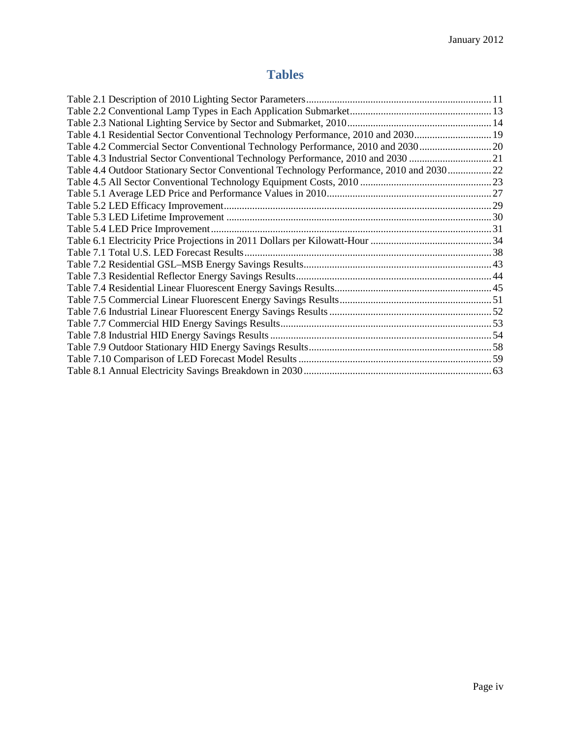# Tables

Table 2.1 Description of 2010 Lighting Sector Parameters........................................................................ 11
Table 2.2 Conventional Lamp Types in Each Application Submarket....................................................... 13
Table 2.3 National Lighting Service by Sector and Submarket, 2010........................................................ 14
Table 4.1 Residential Sector Conventional Technology Performance, 2010 and 2030.............................. 19
Table 4.2 Commercial Sector Conventional Technology Performance, 2010 and 2030............................ 20
Table 4.3 Industrial Sector Conventional Technology Performance, 2010 and 2030 ................................ 21
Table 4.4 Outdoor Stationary Sector Conventional Technology Performance, 2010 and 2030................. 22
Table 4.5 All Sector Conventional Technology Equipment Costs, 2010 ................................................... 23
Table 5.1 Average LED Price and Performance Values in 2010................................................................ 27
Table 5.2 LED Efficacy Improvement........................................................................................................ 29
Table 5.3 LED Lifetime Improvement ....................................................................................................... 30
Table 5.4 LED Price Improvement............................................................................................................. 31
Table 6.1 Electricity Price Projections in 2011 Dollars per Kilowatt-Hour ............................................... 34
Table 7.1 Total U.S. LED Forecast Results................................................................................................ 38
Table 7.2 Residential GSL–MSB Energy Savings Results......................................................................... 43
Table 7.3 Residential Reflector Energy Savings Results............................................................................ 44
Table 7.4 Residential Linear Fluorescent Energy Savings Results............................................................. 45
Table 7.5 Commercial Linear Fluorescent Energy Savings Results........................................................... 51
Table 7.6 Industrial Linear Fluorescent Energy Savings Results ............................................................... 52
Table 7.7 Commercial HID Energy Savings Results.................................................................................. 53
Table 7.8 Industrial HID Energy Savings Results ...................................................................................... 54
Table 7.9 Outdoor Stationary HID Energy Savings Results....................................................................... 58
Table 7.10 Comparison of LED Forecast Model Results ........................................................................... 59
Table 8.1 Annual Electricity Savings Breakdown in 2030......................................................................... 63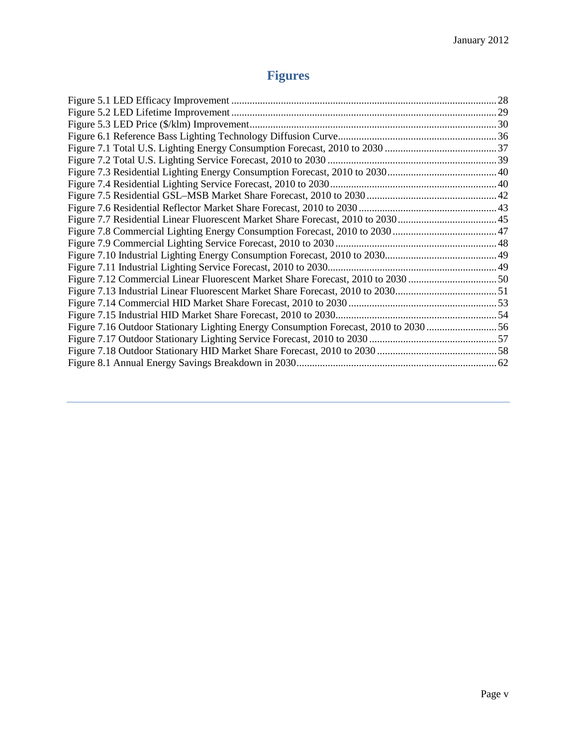# Figures

Figure 5.1 LED Efficacy Improvement ..... 28
Figure 5.2 LED Lifetime Improvement ..... 29
Figure 5.3 LED Price ($/klm) Improvement ..... 30
Figure 6.1 Reference Bass Lighting Technology Diffusion Curve ..... 36
Figure 7.1 Total U.S. Lighting Energy Consumption Forecast, 2010 to 2030 ..... 37
Figure 7.2 Total U.S. Lighting Service Forecast, 2010 to 2030 ..... 39
Figure 7.3 Residential Lighting Energy Consumption Forecast, 2010 to 2030 ..... 40
Figure 7.4 Residential Lighting Service Forecast, 2010 to 2030 ..... 40
Figure 7.5 Residential GSL–MSB Market Share Forecast, 2010 to 2030 ..... 42
Figure 7.6 Residential Reflector Market Share Forecast, 2010 to 2030 ..... 43
Figure 7.7 Residential Linear Fluorescent Market Share Forecast, 2010 to 2030 ..... 45
Figure 7.8 Commercial Lighting Energy Consumption Forecast, 2010 to 2030 ..... 47
Figure 7.9 Commercial Lighting Service Forecast, 2010 to 2030 ..... 48
Figure 7.10 Industrial Lighting Energy Consumption Forecast, 2010 to 2030 ..... 49
Figure 7.11 Industrial Lighting Service Forecast, 2010 to 2030 ..... 49
Figure 7.12 Commercial Linear Fluorescent Market Share Forecast, 2010 to 2030 ..... 50
Figure 7.13 Industrial Linear Fluorescent Market Share Forecast, 2010 to 2030 ..... 51
Figure 7.14 Commercial HID Market Share Forecast, 2010 to 2030 ..... 53
Figure 7.15 Industrial HID Market Share Forecast, 2010 to 2030 ..... 54
Figure 7.16 Outdoor Stationary Lighting Energy Consumption Forecast, 2010 to 2030 ..... 56
Figure 7.17 Outdoor Stationary Lighting Service Forecast, 2010 to 2030 ..... 57
Figure 7.18 Outdoor Stationary HID Market Share Forecast, 2010 to 2030 ..... 58
Figure 8.1 Annual Energy Savings Breakdown in 2030 ..... 62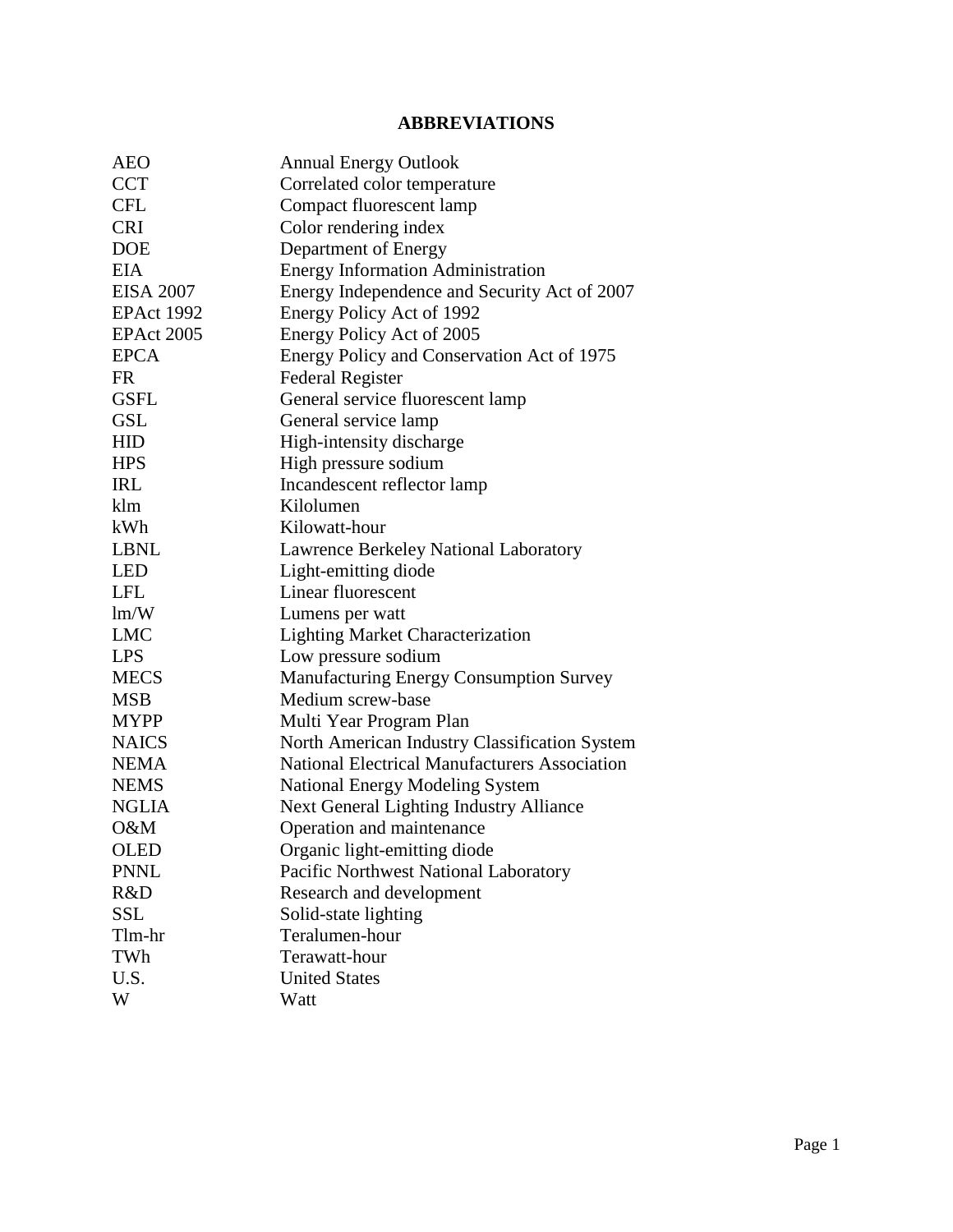# ABBREVIATIONS

| | |
|---|---|
| AEO | Annual Energy Outlook |
| CCT | Correlated color temperature |
| CFL | Compact fluorescent lamp |
| CRI | Color rendering index |
| DOE | Department of Energy |
| EIA | Energy Information Administration |
| EISA 2007 | Energy Independence and Security Act of 2007 |
| EPAct 1992 | Energy Policy Act of 1992 |
| EPAct 2005 | Energy Policy Act of 2005 |
| EPCA | Energy Policy and Conservation Act of 1975 |
| FR | Federal Register |
| GSFL | General service fluorescent lamp |
| GSL | General service lamp |
| HID | High-intensity discharge |
| HPS | High pressure sodium |
| IRL | Incandescent reflector lamp |
| klm | Kilolumen |
| kWh | Kilowatt-hour |
| LBNL | Lawrence Berkeley National Laboratory |
| LED | Light-emitting diode |
| LFL | Linear fluorescent |
| lm/W | Lumens per watt |
| LMC | Lighting Market Characterization |
| LPS | Low pressure sodium |
| MECS | Manufacturing Energy Consumption Survey |
| MSB | Medium screw-base |
| MYPP | Multi Year Program Plan |
| NAICS | North American Industry Classification System |
| NEMA | National Electrical Manufacturers Association |
| NEMS | National Energy Modeling System |
| NGLIA | Next General Lighting Industry Alliance |
| O&M | Operation and maintenance |
| OLED | Organic light-emitting diode |
| PNNL | Pacific Northwest National Laboratory |
| R&D | Research and development |
| SSL | Solid-state lighting |
| Tlm-hr | Teralumen-hour |
| TWh | Terawatt-hour |
| U.S. | United States |
| W | Watt |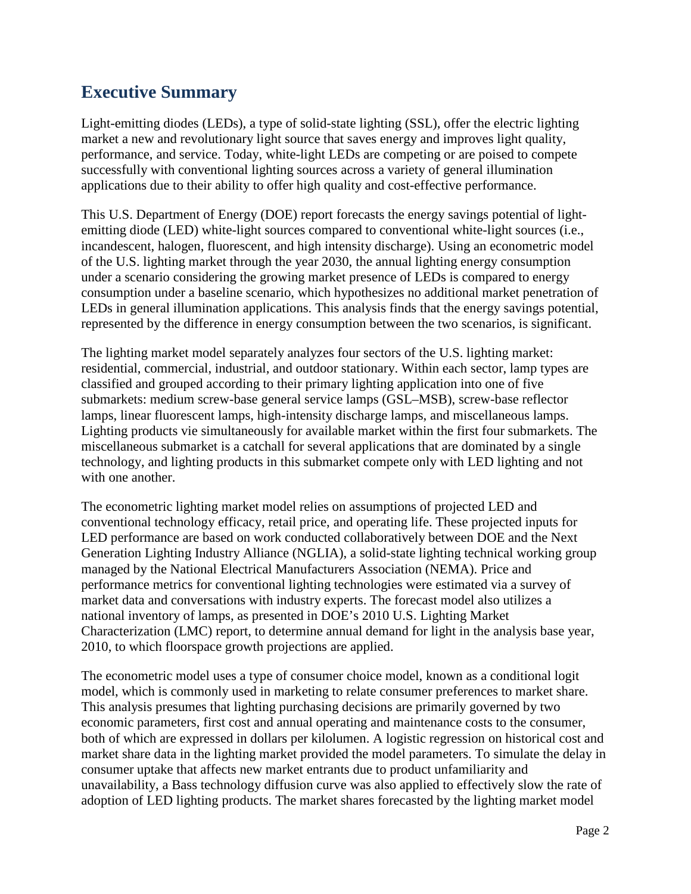## Executive Summary

Light-emitting diodes (LEDs), a type of solid-state lighting (SSL), offer the electric lighting market a new and revolutionary light source that saves energy and improves light quality, performance, and service. Today, white-light LEDs are competing or are poised to compete successfully with conventional lighting sources across a variety of general illumination applications due to their ability to offer high quality and cost-effective performance.

This U.S. Department of Energy (DOE) report forecasts the energy savings potential of light-emitting diode (LED) white-light sources compared to conventional white-light sources (i.e., incandescent, halogen, fluorescent, and high intensity discharge). Using an econometric model of the U.S. lighting market through the year 2030, the annual lighting energy consumption under a scenario considering the growing market presence of LEDs is compared to energy consumption under a baseline scenario, which hypothesizes no additional market penetration of LEDs in general illumination applications. This analysis finds that the energy savings potential, represented by the difference in energy consumption between the two scenarios, is significant.

The lighting market model separately analyzes four sectors of the U.S. lighting market: residential, commercial, industrial, and outdoor stationary. Within each sector, lamp types are classified and grouped according to their primary lighting application into one of five submarkets: medium screw-base general service lamps (GSL–MSB), screw-base reflector lamps, linear fluorescent lamps, high-intensity discharge lamps, and miscellaneous lamps. Lighting products vie simultaneously for available market within the first four submarkets. The miscellaneous submarket is a catchall for several applications that are dominated by a single technology, and lighting products in this submarket compete only with LED lighting and not with one another.

The econometric lighting market model relies on assumptions of projected LED and conventional technology efficacy, retail price, and operating life. These projected inputs for LED performance are based on work conducted collaboratively between DOE and the Next Generation Lighting Industry Alliance (NGLIA), a solid-state lighting technical working group managed by the National Electrical Manufacturers Association (NEMA). Price and performance metrics for conventional lighting technologies were estimated via a survey of market data and conversations with industry experts. The forecast model also utilizes a national inventory of lamps, as presented in DOE's 2010 U.S. Lighting Market Characterization (LMC) report, to determine annual demand for light in the analysis base year, 2010, to which floorspace growth projections are applied.

The econometric model uses a type of consumer choice model, known as a conditional logit model, which is commonly used in marketing to relate consumer preferences to market share. This analysis presumes that lighting purchasing decisions are primarily governed by two economic parameters, first cost and annual operating and maintenance costs to the consumer, both of which are expressed in dollars per kilolumen. A logistic regression on historical cost and market share data in the lighting market provided the model parameters. To simulate the delay in consumer uptake that affects new market entrants due to product unfamiliarity and unavailability, a Bass technology diffusion curve was also applied to effectively slow the rate of adoption of LED lighting products. The market shares forecasted by the lighting market model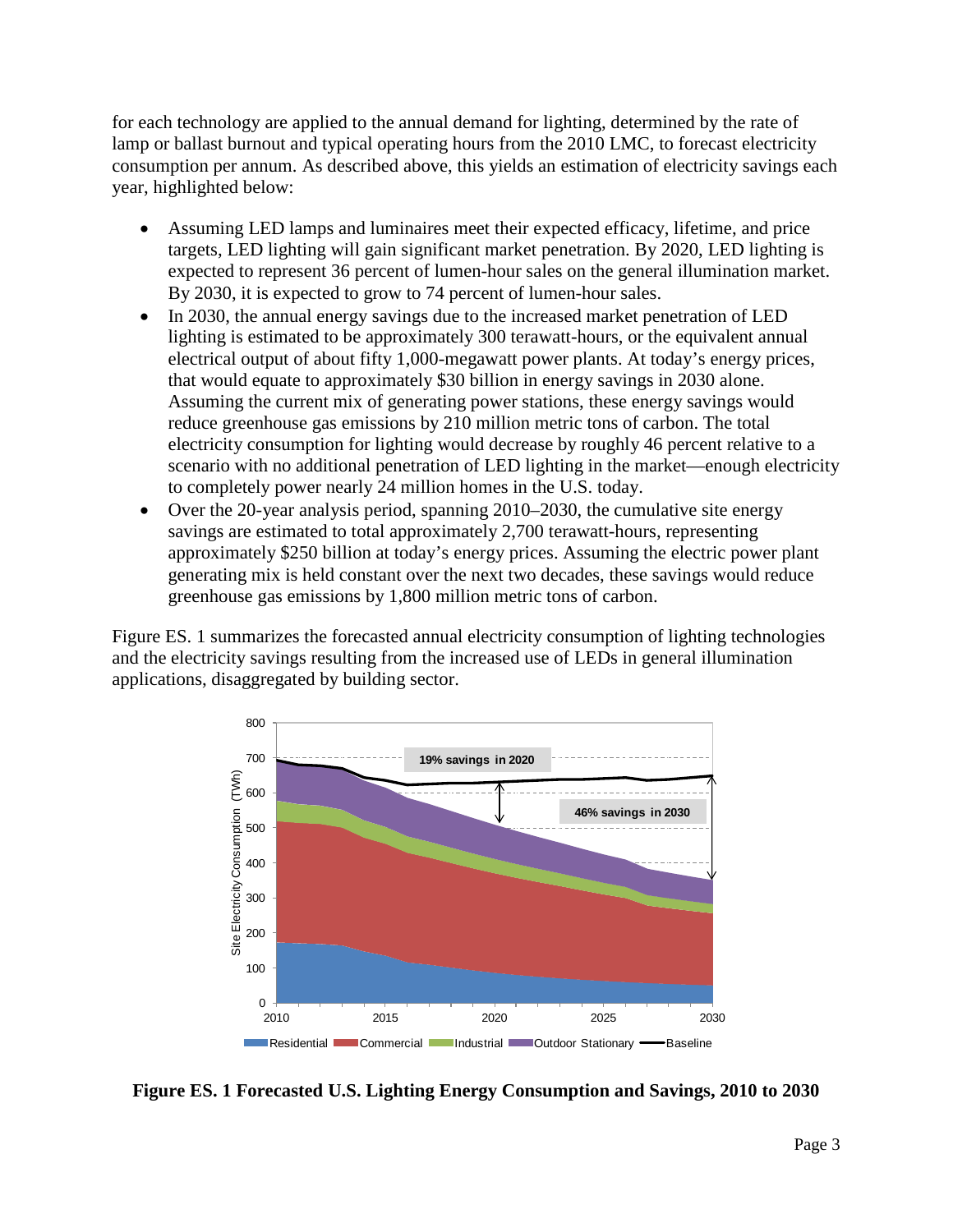for each technology are applied to the annual demand for lighting, determined by the rate of lamp or ballast burnout and typical operating hours from the 2010 LMC, to forecast electricity consumption per annum. As described above, this yields an estimation of electricity savings each year, highlighted below:

- Assuming LED lamps and luminaires meet their expected efficacy, lifetime, and price targets, LED lighting will gain significant market penetration. By 2020, LED lighting is expected to represent 36 percent of lumen-hour sales on the general illumination market. By 2030, it is expected to grow to 74 percent of lumen-hour sales.
- In 2030, the annual energy savings due to the increased market penetration of LED lighting is estimated to be approximately 300 terawatt-hours, or the equivalent annual electrical output of about fifty 1,000-megawatt power plants. At today's energy prices, that would equate to approximately $30 billion in energy savings in 2030 alone. Assuming the current mix of generating power stations, these energy savings would reduce greenhouse gas emissions by 210 million metric tons of carbon. The total electricity consumption for lighting would decrease by roughly 46 percent relative to a scenario with no additional penetration of LED lighting in the market—enough electricity to completely power nearly 24 million homes in the U.S. today.
- Over the 20-year analysis period, spanning 2010–2030, the cumulative site energy savings are estimated to total approximately 2,700 terawatt-hours, representing approximately $250 billion at today's energy prices. Assuming the electric power plant generating mix is held constant over the next two decades, these savings would reduce greenhouse gas emissions by 1,800 million metric tons of carbon.

Figure ES. 1 summarizes the forecasted annual electricity consumption of lighting technologies and the electricity savings resulting from the increased use of LEDs in general illumination applications, disaggregated by building sector.

**Figure ES. 1 Forecasted U.S. Lighting Energy Consumption and Savings, 2010 to 2030**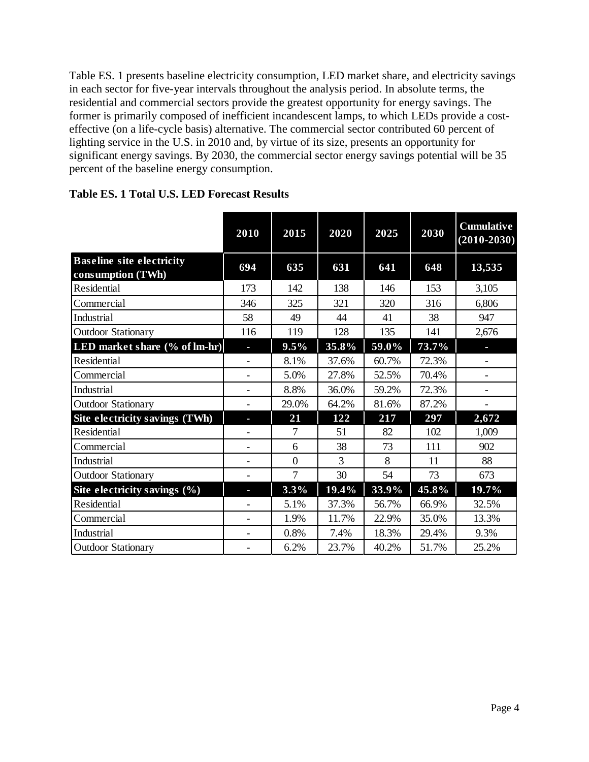Table ES. 1 presents baseline electricity consumption, LED market share, and electricity savings in each sector for five-year intervals throughout the analysis period. In absolute terms, the residential and commercial sectors provide the greatest opportunity for energy savings. The former is primarily composed of inefficient incandescent lamps, to which LEDs provide a cost-effective (on a life-cycle basis) alternative. The commercial sector contributed 60 percent of lighting service in the U.S. in 2010 and, by virtue of its size, presents an opportunity for significant energy savings. By 2030, the commercial sector energy savings potential will be 35 percent of the baseline energy consumption.

**Table ES. 1 Total U.S. LED Forecast Results**

| | 2010 | 2015 | 2020 | 2025 | 2030 | Cumulative (2010-2030) |
|---|---|---|---|---|---|---|
| **Baseline site electricity consumption (TWh)** | **694** | **635** | **631** | **641** | **648** | **13,535** |
| Residential | 173 | 142 | 138 | 146 | 153 | 3,105 |
| Commercial | 346 | 325 | 321 | 320 | 316 | 6,806 |
| Industrial | 58 | 49 | 44 | 41 | 38 | 947 |
| Outdoor Stationary | 116 | 119 | 128 | 135 | 141 | 2,676 |
| **LED market share (% of lm-hr)** | **-** | **9.5%** | **35.8%** | **59.0%** | **73.7%** | **-** |
| Residential | - | 8.1% | 37.6% | 60.7% | 72.3% | - |
| Commercial | - | 5.0% | 27.8% | 52.5% | 70.4% | - |
| Industrial | - | 8.8% | 36.0% | 59.2% | 72.3% | - |
| Outdoor Stationary | - | 29.0% | 64.2% | 81.6% | 87.2% | - |
| **Site electricity savings (TWh)** | **-** | **21** | **122** | **217** | **297** | **2,672** |
| Residential | - | 7 | 51 | 82 | 102 | 1,009 |
| Commercial | - | 6 | 38 | 73 | 111 | 902 |
| Industrial | - | 0 | 3 | 8 | 11 | 88 |
| Outdoor Stationary | - | 7 | 30 | 54 | 73 | 673 |
| **Site electricity savings (%)** | **-** | **3.3%** | **19.4%** | **33.9%** | **45.8%** | **19.7%** |
| Residential | - | 5.1% | 37.3% | 56.7% | 66.9% | 32.5% |
| Commercial | - | 1.9% | 11.7% | 22.9% | 35.0% | 13.3% |
| Industrial | - | 0.8% | 7.4% | 18.3% | 29.4% | 9.3% |
| Outdoor Stationary | - | 6.2% | 23.7% | 40.2% | 51.7% | 25.2% |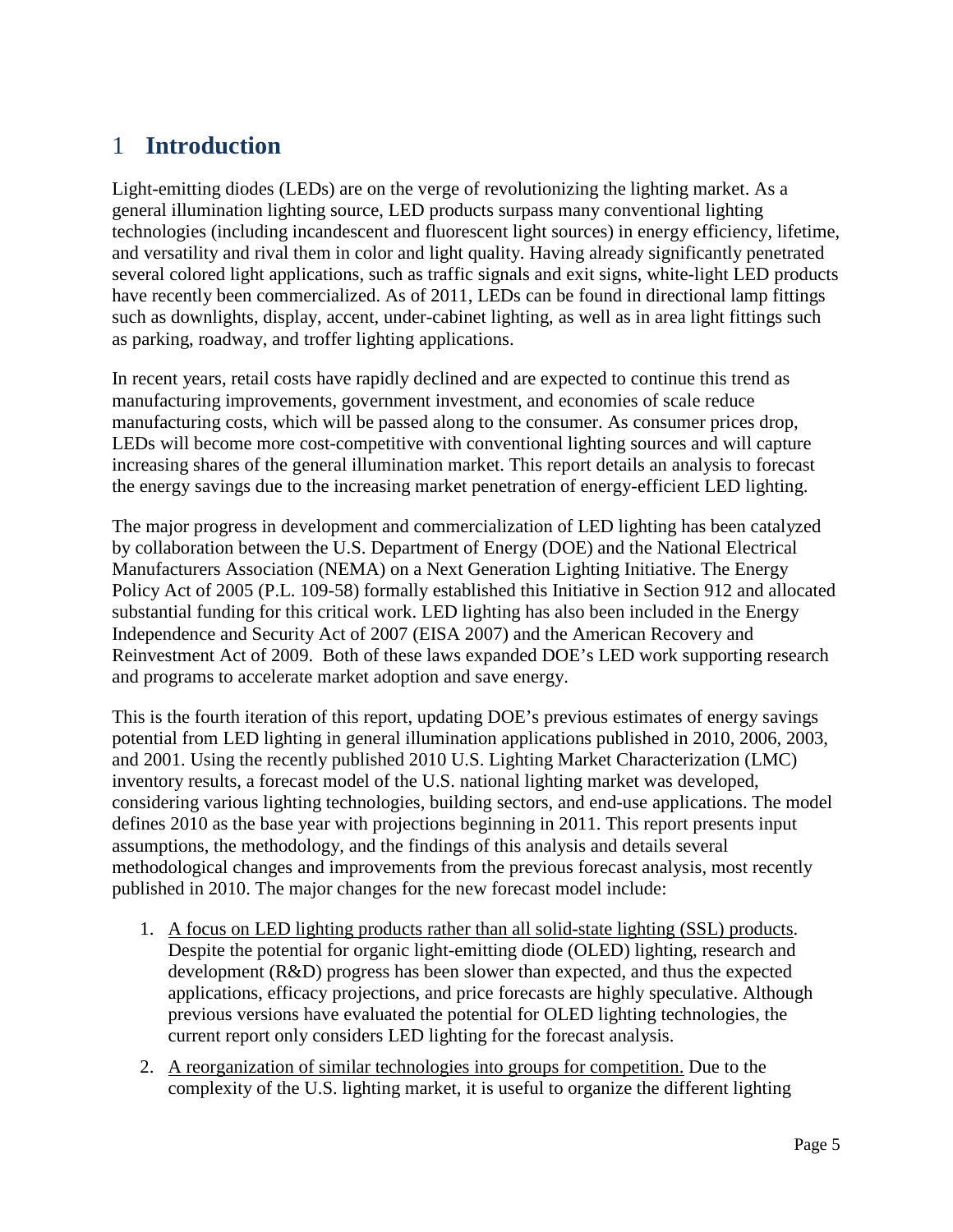# 1 Introduction

Light-emitting diodes (LEDs) are on the verge of revolutionizing the lighting market. As a general illumination lighting source, LED products surpass many conventional lighting technologies (including incandescent and fluorescent light sources) in energy efficiency, lifetime, and versatility and rival them in color and light quality. Having already significantly penetrated several colored light applications, such as traffic signals and exit signs, white-light LED products have recently been commercialized. As of 2011, LEDs can be found in directional lamp fittings such as downlights, display, accent, under-cabinet lighting, as well as in area light fittings such as parking, roadway, and troffer lighting applications.

In recent years, retail costs have rapidly declined and are expected to continue this trend as manufacturing improvements, government investment, and economies of scale reduce manufacturing costs, which will be passed along to the consumer. As consumer prices drop, LEDs will become more cost-competitive with conventional lighting sources and will capture increasing shares of the general illumination market. This report details an analysis to forecast the energy savings due to the increasing market penetration of energy-efficient LED lighting.

The major progress in development and commercialization of LED lighting has been catalyzed by collaboration between the U.S. Department of Energy (DOE) and the National Electrical Manufacturers Association (NEMA) on a Next Generation Lighting Initiative. The Energy Policy Act of 2005 (P.L. 109-58) formally established this Initiative in Section 912 and allocated substantial funding for this critical work. LED lighting has also been included in the Energy Independence and Security Act of 2007 (EISA 2007) and the American Recovery and Reinvestment Act of 2009. Both of these laws expanded DOE's LED work supporting research and programs to accelerate market adoption and save energy.

This is the fourth iteration of this report, updating DOE's previous estimates of energy savings potential from LED lighting in general illumination applications published in 2010, 2006, 2003, and 2001. Using the recently published 2010 U.S. Lighting Market Characterization (LMC) inventory results, a forecast model of the U.S. national lighting market was developed, considering various lighting technologies, building sectors, and end-use applications. The model defines 2010 as the base year with projections beginning in 2011. This report presents input assumptions, the methodology, and the findings of this analysis and details several methodological changes and improvements from the previous forecast analysis, most recently published in 2010. The major changes for the new forecast model include:

1. <u>A focus on LED lighting products rather than all solid-state lighting (SSL) products</u>. Despite the potential for organic light-emitting diode (OLED) lighting, research and development (R&D) progress has been slower than expected, and thus the expected applications, efficacy projections, and price forecasts are highly speculative. Although previous versions have evaluated the potential for OLED lighting technologies, the current report only considers LED lighting for the forecast analysis.
2. <u>A reorganization of similar technologies into groups for competition.</u> Due to the complexity of the U.S. lighting market, it is useful to organize the different lighting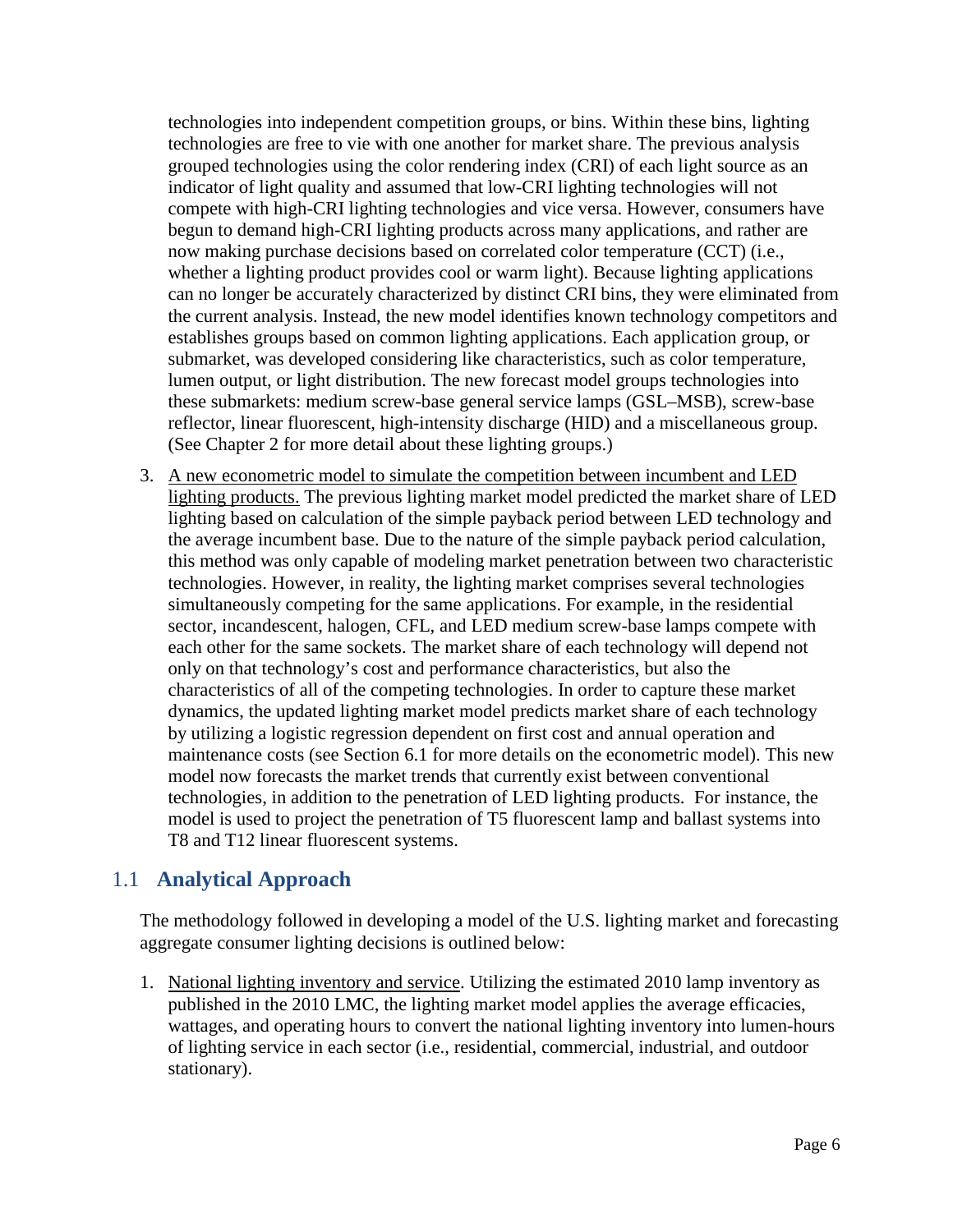technologies into independent competition groups, or bins. Within these bins, lighting technologies are free to vie with one another for market share. The previous analysis grouped technologies using the color rendering index (CRI) of each light source as an indicator of light quality and assumed that low-CRI lighting technologies will not compete with high-CRI lighting technologies and vice versa. However, consumers have begun to demand high-CRI lighting products across many applications, and rather are now making purchase decisions based on correlated color temperature (CCT) (i.e., whether a lighting product provides cool or warm light). Because lighting applications can no longer be accurately characterized by distinct CRI bins, they were eliminated from the current analysis. Instead, the new model identifies known technology competitors and establishes groups based on common lighting applications. Each application group, or submarket, was developed considering like characteristics, such as color temperature, lumen output, or light distribution. The new forecast model groups technologies into these submarkets: medium screw-base general service lamps (GSL–MSB), screw-base reflector, linear fluorescent, high-intensity discharge (HID) and a miscellaneous group. (See Chapter 2 for more detail about these lighting groups.)

3. A new econometric model to simulate the competition between incumbent and LED lighting products. The previous lighting market model predicted the market share of LED lighting based on calculation of the simple payback period between LED technology and the average incumbent base. Due to the nature of the simple payback period calculation, this method was only capable of modeling market penetration between two characteristic technologies. However, in reality, the lighting market comprises several technologies simultaneously competing for the same applications. For example, in the residential sector, incandescent, halogen, CFL, and LED medium screw-base lamps compete with each other for the same sockets. The market share of each technology will depend not only on that technology's cost and performance characteristics, but also the characteristics of all of the competing technologies. In order to capture these market dynamics, the updated lighting market model predicts market share of each technology by utilizing a logistic regression dependent on first cost and annual operation and maintenance costs (see Section 6.1 for more details on the econometric model). This new model now forecasts the market trends that currently exist between conventional technologies, in addition to the penetration of LED lighting products. For instance, the model is used to project the penetration of T5 fluorescent lamp and ballast systems into T8 and T12 linear fluorescent systems.

## 1.1 Analytical Approach

The methodology followed in developing a model of the U.S. lighting market and forecasting aggregate consumer lighting decisions is outlined below:

1. National lighting inventory and service. Utilizing the estimated 2010 lamp inventory as published in the 2010 LMC, the lighting market model applies the average efficacies, wattages, and operating hours to convert the national lighting inventory into lumen-hours of lighting service in each sector (i.e., residential, commercial, industrial, and outdoor stationary).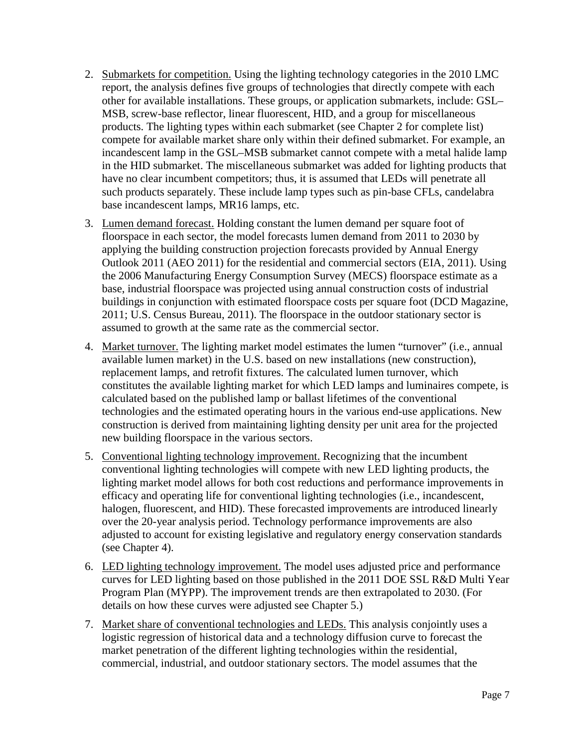2. Submarkets for competition. Using the lighting technology categories in the 2010 LMC report, the analysis defines five groups of technologies that directly compete with each other for available installations. These groups, or application submarkets, include: GSL–MSB, screw-base reflector, linear fluorescent, HID, and a group for miscellaneous products. The lighting types within each submarket (see Chapter 2 for complete list) compete for available market share only within their defined submarket. For example, an incandescent lamp in the GSL–MSB submarket cannot compete with a metal halide lamp in the HID submarket. The miscellaneous submarket was added for lighting products that have no clear incumbent competitors; thus, it is assumed that LEDs will penetrate all such products separately. These include lamp types such as pin-base CFLs, candelabra base incandescent lamps, MR16 lamps, etc.

3. Lumen demand forecast. Holding constant the lumen demand per square foot of floorspace in each sector, the model forecasts lumen demand from 2011 to 2030 by applying the building construction projection forecasts provided by Annual Energy Outlook 2011 (AEO 2011) for the residential and commercial sectors (EIA, 2011). Using the 2006 Manufacturing Energy Consumption Survey (MECS) floorspace estimate as a base, industrial floorspace was projected using annual construction costs of industrial buildings in conjunction with estimated floorspace costs per square foot (DCD Magazine, 2011; U.S. Census Bureau, 2011). The floorspace in the outdoor stationary sector is assumed to growth at the same rate as the commercial sector.

4. Market turnover. The lighting market model estimates the lumen "turnover" (i.e., annual available lumen market) in the U.S. based on new installations (new construction), replacement lamps, and retrofit fixtures. The calculated lumen turnover, which constitutes the available lighting market for which LED lamps and luminaires compete, is calculated based on the published lamp or ballast lifetimes of the conventional technologies and the estimated operating hours in the various end-use applications. New construction is derived from maintaining lighting density per unit area for the projected new building floorspace in the various sectors.

5. Conventional lighting technology improvement. Recognizing that the incumbent conventional lighting technologies will compete with new LED lighting products, the lighting market model allows for both cost reductions and performance improvements in efficacy and operating life for conventional lighting technologies (i.e., incandescent, halogen, fluorescent, and HID). These forecasted improvements are introduced linearly over the 20-year analysis period. Technology performance improvements are also adjusted to account for existing legislative and regulatory energy conservation standards (see Chapter 4).

6. LED lighting technology improvement. The model uses adjusted price and performance curves for LED lighting based on those published in the 2011 DOE SSL R&D Multi Year Program Plan (MYPP). The improvement trends are then extrapolated to 2030. (For details on how these curves were adjusted see Chapter 5.)

7. Market share of conventional technologies and LEDs. This analysis conjointly uses a logistic regression of historical data and a technology diffusion curve to forecast the market penetration of the different lighting technologies within the residential, commercial, industrial, and outdoor stationary sectors. The model assumes that the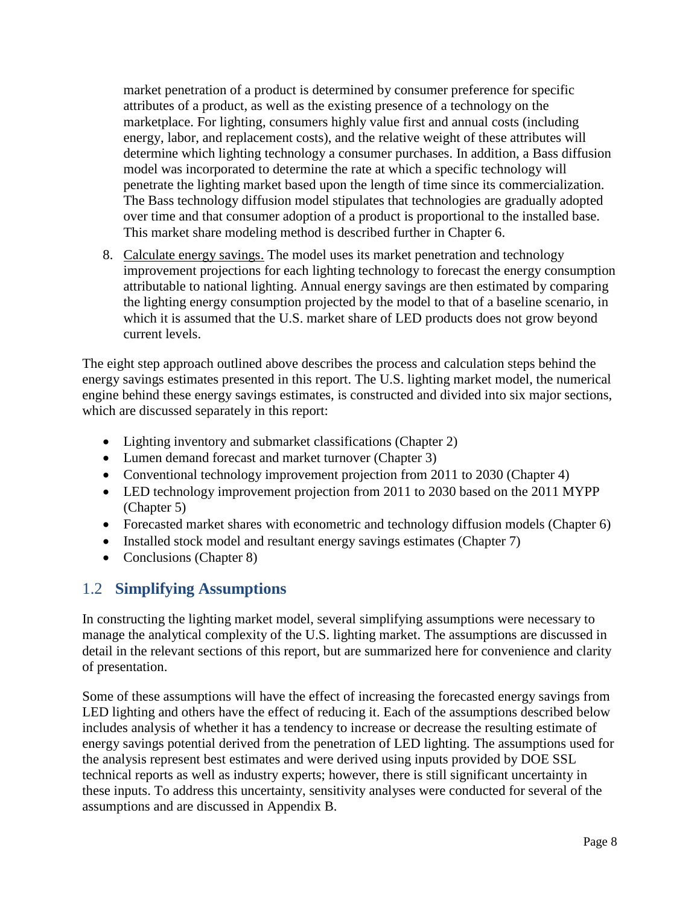market penetration of a product is determined by consumer preference for specific attributes of a product, as well as the existing presence of a technology on the marketplace. For lighting, consumers highly value first and annual costs (including energy, labor, and replacement costs), and the relative weight of these attributes will determine which lighting technology a consumer purchases. In addition, a Bass diffusion model was incorporated to determine the rate at which a specific technology will penetrate the lighting market based upon the length of time since its commercialization. The Bass technology diffusion model stipulates that technologies are gradually adopted over time and that consumer adoption of a product is proportional to the installed base. This market share modeling method is described further in Chapter 6.

8. Calculate energy savings. The model uses its market penetration and technology improvement projections for each lighting technology to forecast the energy consumption attributable to national lighting. Annual energy savings are then estimated by comparing the lighting energy consumption projected by the model to that of a baseline scenario, in which it is assumed that the U.S. market share of LED products does not grow beyond current levels.

The eight step approach outlined above describes the process and calculation steps behind the energy savings estimates presented in this report. The U.S. lighting market model, the numerical engine behind these energy savings estimates, is constructed and divided into six major sections, which are discussed separately in this report:

- Lighting inventory and submarket classifications (Chapter 2)
- Lumen demand forecast and market turnover (Chapter 3)
- Conventional technology improvement projection from 2011 to 2030 (Chapter 4)
- LED technology improvement projection from 2011 to 2030 based on the 2011 MYPP (Chapter 5)
- Forecasted market shares with econometric and technology diffusion models (Chapter 6)
- Installed stock model and resultant energy savings estimates (Chapter 7)
- Conclusions (Chapter 8)

## 1.2 Simplifying Assumptions

In constructing the lighting market model, several simplifying assumptions were necessary to manage the analytical complexity of the U.S. lighting market. The assumptions are discussed in detail in the relevant sections of this report, but are summarized here for convenience and clarity of presentation.

Some of these assumptions will have the effect of increasing the forecasted energy savings from LED lighting and others have the effect of reducing it. Each of the assumptions described below includes analysis of whether it has a tendency to increase or decrease the resulting estimate of energy savings potential derived from the penetration of LED lighting. The assumptions used for the analysis represent best estimates and were derived using inputs provided by DOE SSL technical reports as well as industry experts; however, there is still significant uncertainty in these inputs. To address this uncertainty, sensitivity analyses were conducted for several of the assumptions and are discussed in Appendix B.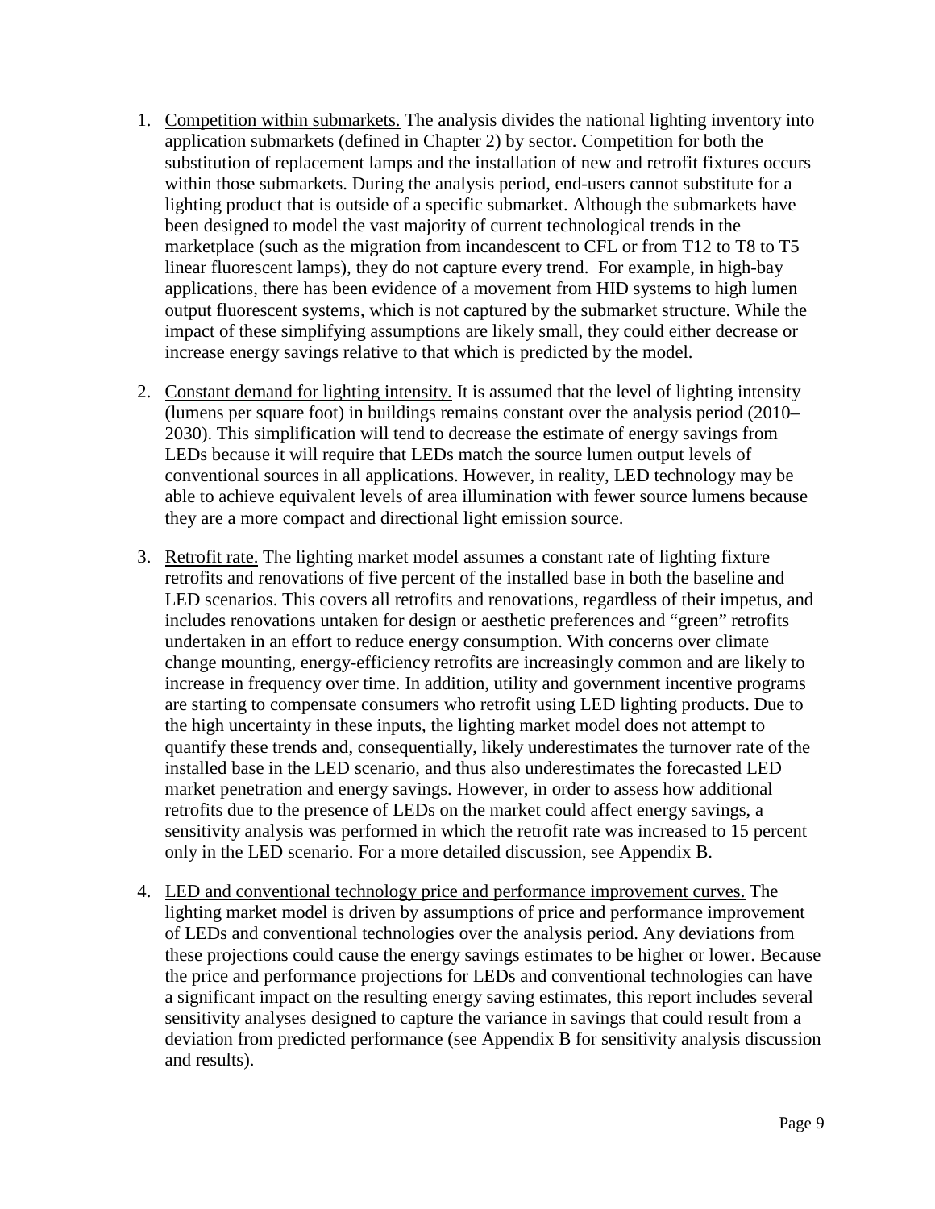1. Competition within submarkets. The analysis divides the national lighting inventory into application submarkets (defined in Chapter 2) by sector. Competition for both the substitution of replacement lamps and the installation of new and retrofit fixtures occurs within those submarkets. During the analysis period, end-users cannot substitute for a lighting product that is outside of a specific submarket. Although the submarkets have been designed to model the vast majority of current technological trends in the marketplace (such as the migration from incandescent to CFL or from T12 to T8 to T5 linear fluorescent lamps), they do not capture every trend. For example, in high-bay applications, there has been evidence of a movement from HID systems to high lumen output fluorescent systems, which is not captured by the submarket structure. While the impact of these simplifying assumptions are likely small, they could either decrease or increase energy savings relative to that which is predicted by the model.

2. Constant demand for lighting intensity. It is assumed that the level of lighting intensity (lumens per square foot) in buildings remains constant over the analysis period (2010–2030). This simplification will tend to decrease the estimate of energy savings from LEDs because it will require that LEDs match the source lumen output levels of conventional sources in all applications. However, in reality, LED technology may be able to achieve equivalent levels of area illumination with fewer source lumens because they are a more compact and directional light emission source.

3. Retrofit rate. The lighting market model assumes a constant rate of lighting fixture retrofits and renovations of five percent of the installed base in both the baseline and LED scenarios. This covers all retrofits and renovations, regardless of their impetus, and includes renovations untaken for design or aesthetic preferences and "green" retrofits undertaken in an effort to reduce energy consumption. With concerns over climate change mounting, energy-efficiency retrofits are increasingly common and are likely to increase in frequency over time. In addition, utility and government incentive programs are starting to compensate consumers who retrofit using LED lighting products. Due to the high uncertainty in these inputs, the lighting market model does not attempt to quantify these trends and, consequentially, likely underestimates the turnover rate of the installed base in the LED scenario, and thus also underestimates the forecasted LED market penetration and energy savings. However, in order to assess how additional retrofits due to the presence of LEDs on the market could affect energy savings, a sensitivity analysis was performed in which the retrofit rate was increased to 15 percent only in the LED scenario. For a more detailed discussion, see Appendix B.

4. LED and conventional technology price and performance improvement curves. The lighting market model is driven by assumptions of price and performance improvement of LEDs and conventional technologies over the analysis period. Any deviations from these projections could cause the energy savings estimates to be higher or lower. Because the price and performance projections for LEDs and conventional technologies can have a significant impact on the resulting energy saving estimates, this report includes several sensitivity analyses designed to capture the variance in savings that could result from a deviation from predicted performance (see Appendix B for sensitivity analysis discussion and results).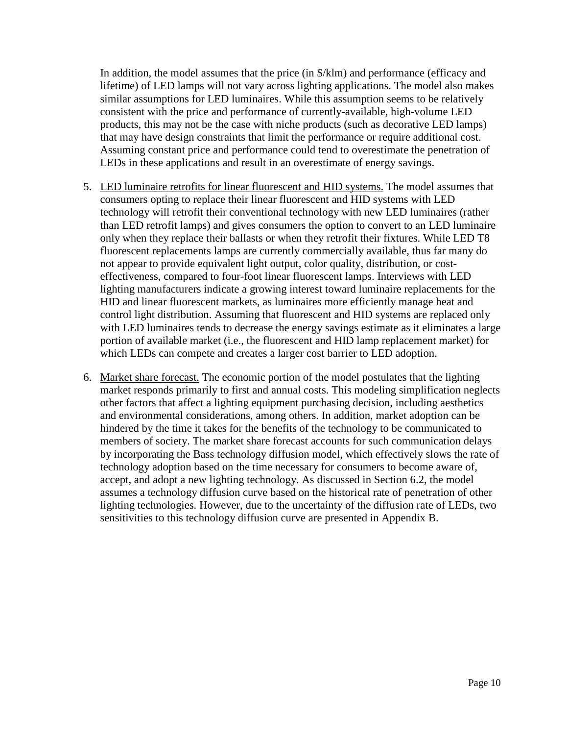In addition, the model assumes that the price (in $/klm) and performance (efficacy and lifetime) of LED lamps will not vary across lighting applications. The model also makes similar assumptions for LED luminaires. While this assumption seems to be relatively consistent with the price and performance of currently-available, high-volume LED products, this may not be the case with niche products (such as decorative LED lamps) that may have design constraints that limit the performance or require additional cost. Assuming constant price and performance could tend to overestimate the penetration of LEDs in these applications and result in an overestimate of energy savings.

5. <u>LED luminaire retrofits for linear fluorescent and HID systems.</u> The model assumes that consumers opting to replace their linear fluorescent and HID systems with LED technology will retrofit their conventional technology with new LED luminaires (rather than LED retrofit lamps) and gives consumers the option to convert to an LED luminaire only when they replace their ballasts or when they retrofit their fixtures. While LED T8 fluorescent replacements lamps are currently commercially available, thus far many do not appear to provide equivalent light output, color quality, distribution, or cost-effectiveness, compared to four-foot linear fluorescent lamps. Interviews with LED lighting manufacturers indicate a growing interest toward luminaire replacements for the HID and linear fluorescent markets, as luminaires more efficiently manage heat and control light distribution. Assuming that fluorescent and HID systems are replaced only with LED luminaires tends to decrease the energy savings estimate as it eliminates a large portion of available market (i.e., the fluorescent and HID lamp replacement market) for which LEDs can compete and creates a larger cost barrier to LED adoption.

6. <u>Market share forecast.</u> The economic portion of the model postulates that the lighting market responds primarily to first and annual costs. This modeling simplification neglects other factors that affect a lighting equipment purchasing decision, including aesthetics and environmental considerations, among others. In addition, market adoption can be hindered by the time it takes for the benefits of the technology to be communicated to members of society. The market share forecast accounts for such communication delays by incorporating the Bass technology diffusion model, which effectively slows the rate of technology adoption based on the time necessary for consumers to become aware of, accept, and adopt a new lighting technology. As discussed in Section 6.2, the model assumes a technology diffusion curve based on the historical rate of penetration of other lighting technologies. However, due to the uncertainty of the diffusion rate of LEDs, two sensitivities to this technology diffusion curve are presented in Appendix B.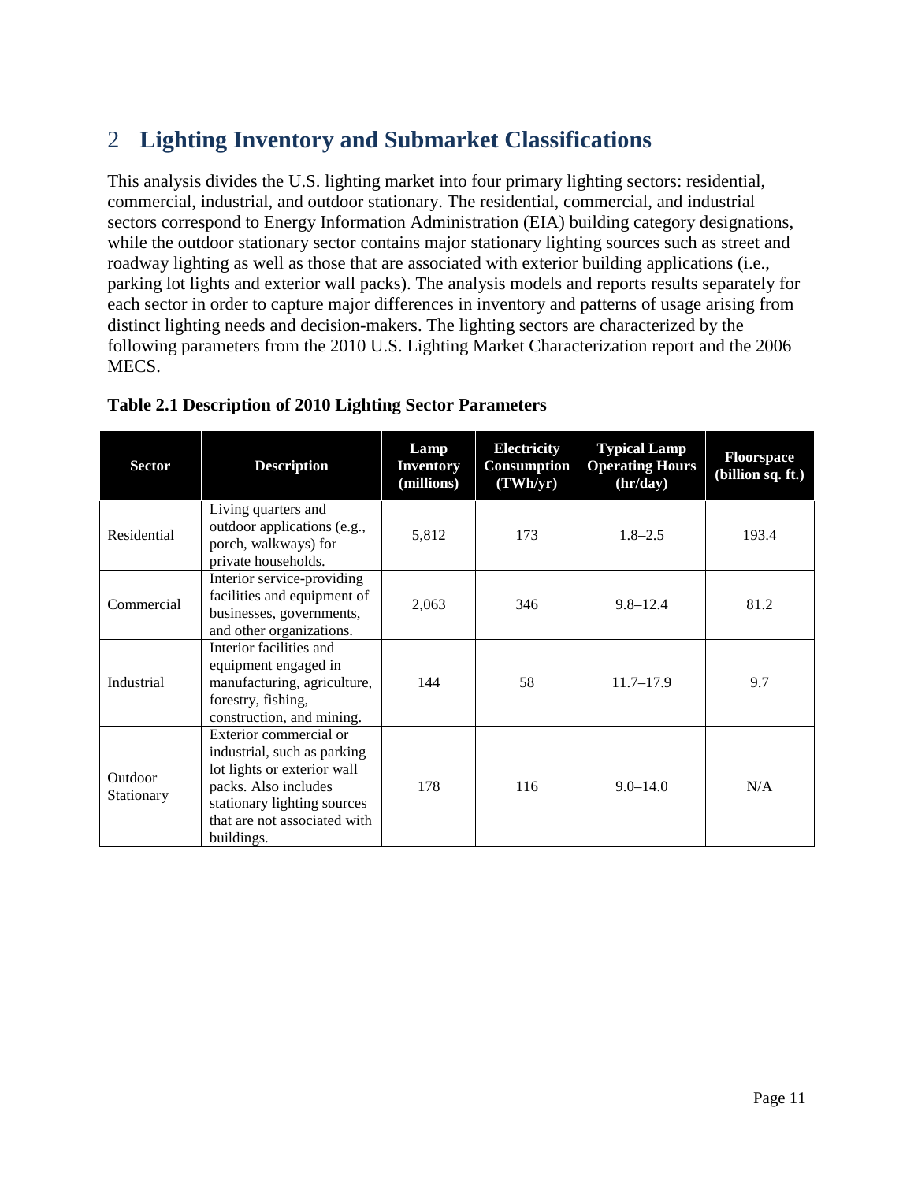# 2 Lighting Inventory and Submarket Classifications

This analysis divides the U.S. lighting market into four primary lighting sectors: residential, commercial, industrial, and outdoor stationary. The residential, commercial, and industrial sectors correspond to Energy Information Administration (EIA) building category designations, while the outdoor stationary sector contains major stationary lighting sources such as street and roadway lighting as well as those that are associated with exterior building applications (i.e., parking lot lights and exterior wall packs). The analysis models and reports results separately for each sector in order to capture major differences in inventory and patterns of usage arising from distinct lighting needs and decision-makers. The lighting sectors are characterized by the following parameters from the 2010 U.S. Lighting Market Characterization report and the 2006 MECS.

**Table 2.1 Description of 2010 Lighting Sector Parameters**

| Sector | Description | Lamp Inventory (millions) | Electricity Consumption (TWh/yr) | Typical Lamp Operating Hours (hr/day) | Floorspace (billion sq. ft.) |
|---|---|---|---|---|---|
| Residential | Living quarters and outdoor applications (e.g., porch, walkways) for private households. | 5,812 | 173 | 1.8–2.5 | 193.4 |
| Commercial | Interior service-providing facilities and equipment of businesses, governments, and other organizations. | 2,063 | 346 | 9.8–12.4 | 81.2 |
| Industrial | Interior facilities and equipment engaged in manufacturing, agriculture, forestry, fishing, construction, and mining. | 144 | 58 | 11.7–17.9 | 9.7 |
| Outdoor Stationary | Exterior commercial or industrial, such as parking lot lights or exterior wall packs. Also includes stationary lighting sources that are not associated with buildings. | 178 | 116 | 9.0–14.0 | N/A |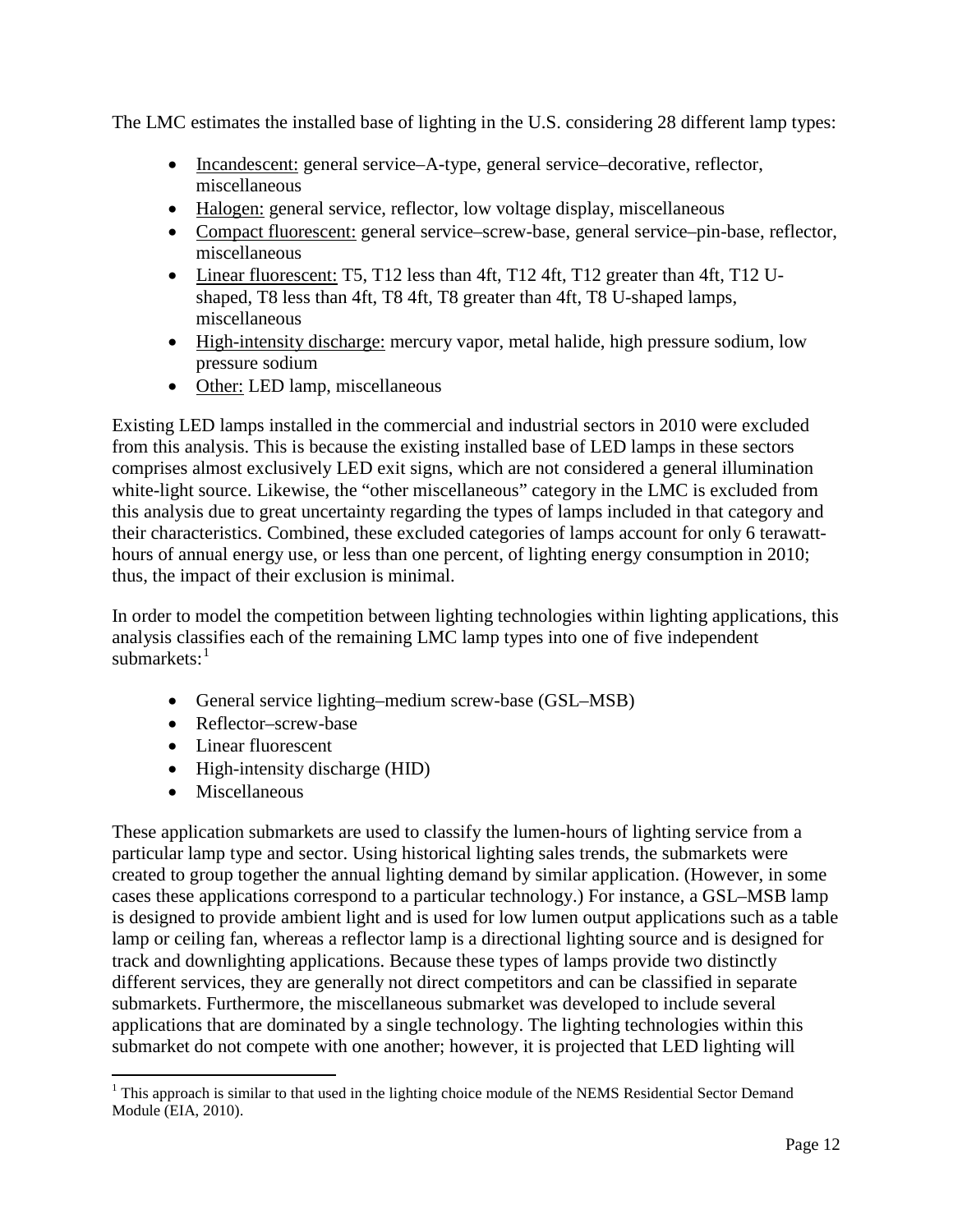The LMC estimates the installed base of lighting in the U.S. considering 28 different lamp types:

- Incandescent: general service–A-type, general service–decorative, reflector, miscellaneous
- Halogen: general service, reflector, low voltage display, miscellaneous
- Compact fluorescent: general service–screw-base, general service–pin-base, reflector, miscellaneous
- Linear fluorescent: T5, T12 less than 4ft, T12 4ft, T12 greater than 4ft, T12 U-shaped, T8 less than 4ft, T8 4ft, T8 greater than 4ft, T8 U-shaped lamps, miscellaneous
- High-intensity discharge: mercury vapor, metal halide, high pressure sodium, low pressure sodium
- Other: LED lamp, miscellaneous

Existing LED lamps installed in the commercial and industrial sectors in 2010 were excluded from this analysis. This is because the existing installed base of LED lamps in these sectors comprises almost exclusively LED exit signs, which are not considered a general illumination white-light source. Likewise, the "other miscellaneous" category in the LMC is excluded from this analysis due to great uncertainty regarding the types of lamps included in that category and their characteristics. Combined, these excluded categories of lamps account for only 6 terawatt-hours of annual energy use, or less than one percent, of lighting energy consumption in 2010; thus, the impact of their exclusion is minimal.

In order to model the competition between lighting technologies within lighting applications, this analysis classifies each of the remaining LMC lamp types into one of five independent submarkets:[1]

- General service lighting–medium screw-base (GSL–MSB)
- Reflector–screw-base
- Linear fluorescent
- High-intensity discharge (HID)
- Miscellaneous

These application submarkets are used to classify the lumen-hours of lighting service from a particular lamp type and sector. Using historical lighting sales trends, the submarkets were created to group together the annual lighting demand by similar application. (However, in some cases these applications correspond to a particular technology.) For instance, a GSL–MSB lamp is designed to provide ambient light and is used for low lumen output applications such as a table lamp or ceiling fan, whereas a reflector lamp is a directional lighting source and is designed for track and downlighting applications. Because these types of lamps provide two distinctly different services, they are generally not direct competitors and can be classified in separate submarkets. Furthermore, the miscellaneous submarket was developed to include several applications that are dominated by a single technology. The lighting technologies within this submarket do not compete with one another; however, it is projected that LED lighting will

[1] This approach is similar to that used in the lighting choice module of the NEMS Residential Sector Demand Module (EIA, 2010).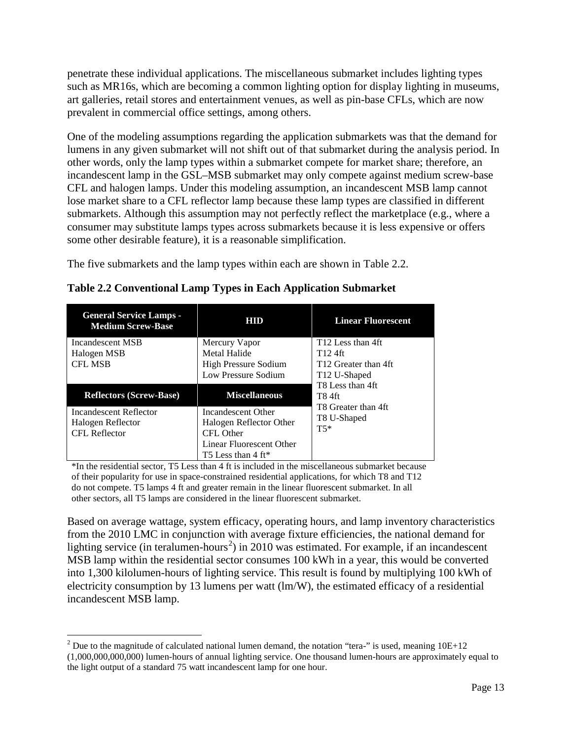penetrate these individual applications. The miscellaneous submarket includes lighting types such as MR16s, which are becoming a common lighting option for display lighting in museums, art galleries, retail stores and entertainment venues, as well as pin-base CFLs, which are now prevalent in commercial office settings, among others.

One of the modeling assumptions regarding the application submarkets was that the demand for lumens in any given submarket will not shift out of that submarket during the analysis period. In other words, only the lamp types within a submarket compete for market share; therefore, an incandescent lamp in the GSL–MSB submarket may only compete against medium screw-base CFL and halogen lamps. Under this modeling assumption, an incandescent MSB lamp cannot lose market share to a CFL reflector lamp because these lamp types are classified in different submarkets. Although this assumption may not perfectly reflect the marketplace (e.g., where a consumer may substitute lamps types across submarkets because it is less expensive or offers some other desirable feature), it is a reasonable simplification.

The five submarkets and the lamp types within each are shown in Table 2.2.

**Table 2.2 Conventional Lamp Types in Each Application Submarket**

| General Service Lamps - Medium Screw-Base | HID | Linear Fluorescent |
|---|---|---|
| Incandescent MSB<br>Halogen MSB<br>CFL MSB | Mercury Vapor<br>Metal Halide<br>High Pressure Sodium<br>Low Pressure Sodium | T12 Less than 4ft<br>T12 4ft<br>T12 Greater than 4ft<br>T12 U-Shaped<br>T8 Less than 4ft<br>T8 4ft<br>T8 Greater than 4ft<br>T8 U-Shaped<br>T5* |
| **Reflectors (Screw-Base)** | **Miscellaneous** | |
| Incandescent Reflector<br>Halogen Reflector<br>CFL Reflector | Incandescent Other<br>Halogen Reflector Other<br>CFL Other<br>Linear Fluorescent Other<br>T5 Less than 4 ft* | |

*In the residential sector, T5 Less than 4 ft is included in the miscellaneous submarket because of their popularity for use in space-constrained residential applications, for which T8 and T12 do not compete. T5 lamps 4 ft and greater remain in the linear fluorescent submarket. In all other sectors, all T5 lamps are considered in the linear fluorescent submarket.

Based on average wattage, system efficacy, operating hours, and lamp inventory characteristics from the 2010 LMC in conjunction with average fixture efficiencies, the national demand for lighting service (in teralumen-hours[2]) in 2010 was estimated. For example, if an incandescent MSB lamp within the residential sector consumes 100 kWh in a year, this would be converted into 1,300 kilolumen-hours of lighting service. This result is found by multiplying 100 kWh of electricity consumption by 13 lumens per watt (lm/W), the estimated efficacy of a residential incandescent MSB lamp.

[2] Due to the magnitude of calculated national lumen demand, the notation "tera-" is used, meaning 10E+12 (1,000,000,000,000) lumen-hours of annual lighting service. One thousand lumen-hours are approximately equal to the light output of a standard 75 watt incandescent lamp for one hour.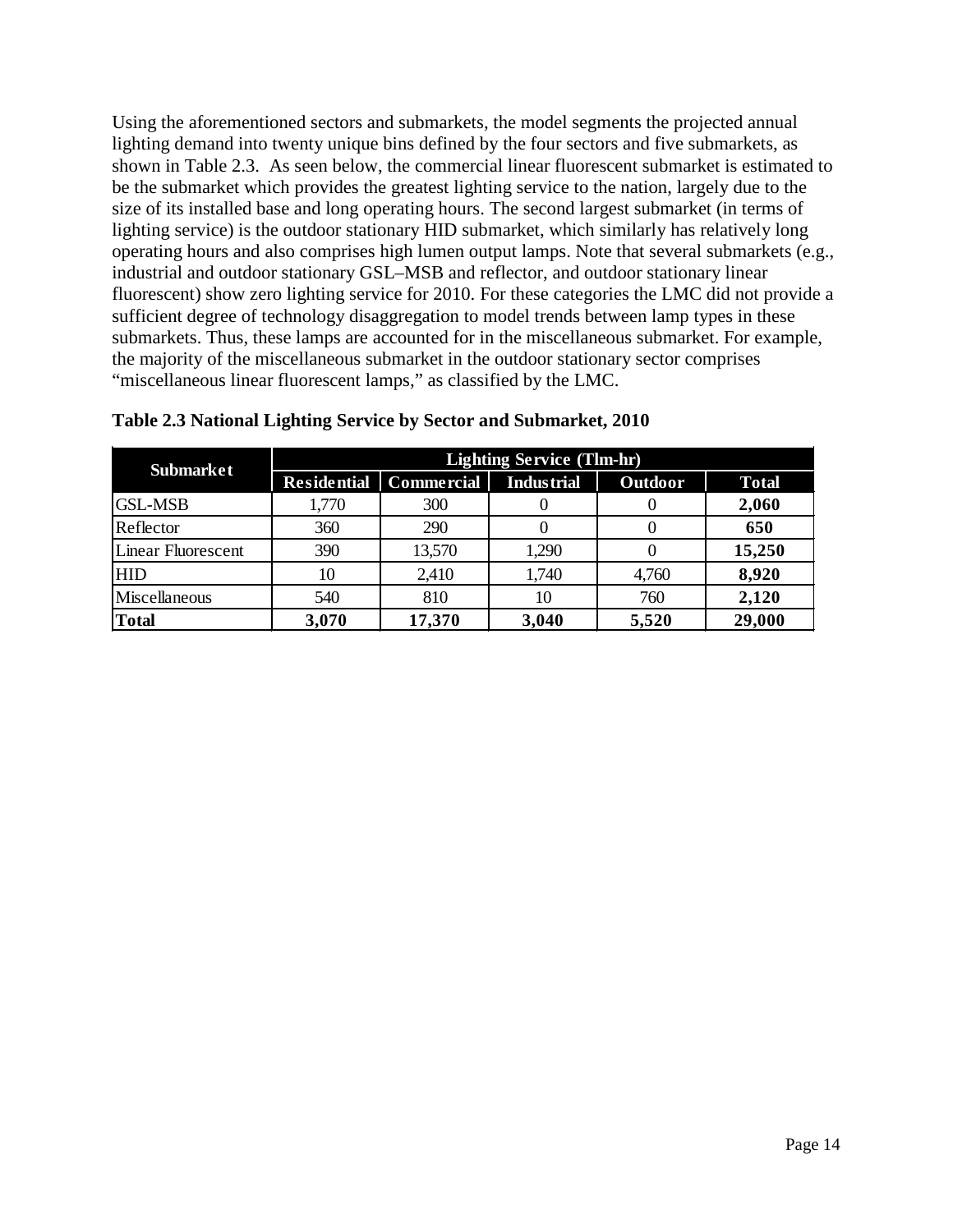Using the aforementioned sectors and submarkets, the model segments the projected annual lighting demand into twenty unique bins defined by the four sectors and five submarkets, as shown in Table 2.3. As seen below, the commercial linear fluorescent submarket is estimated to be the submarket which provides the greatest lighting service to the nation, largely due to the size of its installed base and long operating hours. The second largest submarket (in terms of lighting service) is the outdoor stationary HID submarket, which similarly has relatively long operating hours and also comprises high lumen output lamps. Note that several submarkets (e.g., industrial and outdoor stationary GSL–MSB and reflector, and outdoor stationary linear fluorescent) show zero lighting service for 2010. For these categories the LMC did not provide a sufficient degree of technology disaggregation to model trends between lamp types in these submarkets. Thus, these lamps are accounted for in the miscellaneous submarket. For example, the majority of the miscellaneous submarket in the outdoor stationary sector comprises "miscellaneous linear fluorescent lamps," as classified by the LMC.

**Table 2.3 National Lighting Service by Sector and Submarket, 2010**

| Submarket | Lighting Service (Tlm-hr) | | | | |
|---|---|---|---|---|---|
| | Residential | Commercial | Industrial | Outdoor | Total |
| GSL-MSB | 1,770 | 300 | 0 | 0 | **2,060** |
| Reflector | 360 | 290 | 0 | 0 | **650** |
| Linear Fluorescent | 390 | 13,570 | 1,290 | 0 | **15,250** |
| HID | 10 | 2,410 | 1,740 | 4,760 | **8,920** |
| Miscellaneous | 540 | 810 | 10 | 760 | **2,120** |
| **Total** | **3,070** | **17,370** | **3,040** | **5,520** | **29,000** |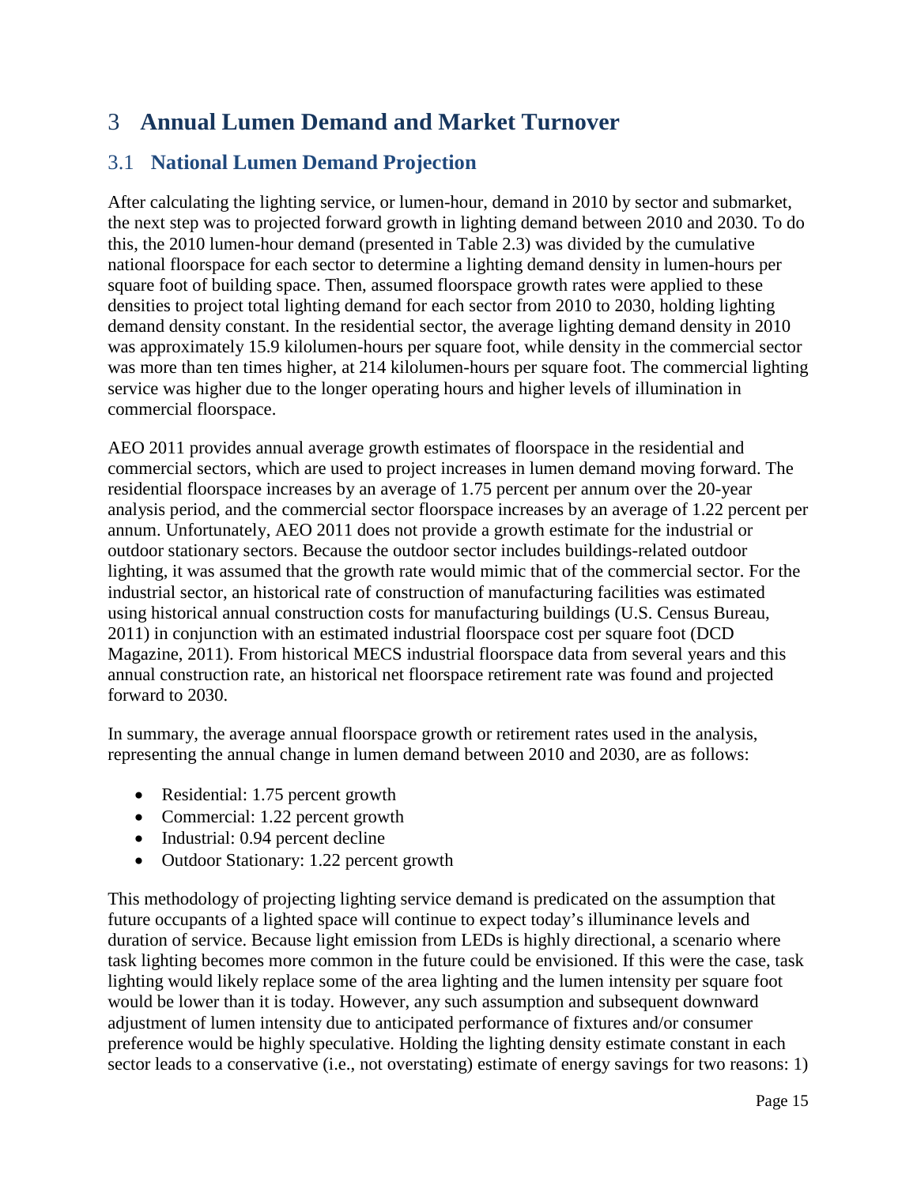# 3 Annual Lumen Demand and Market Turnover

## 3.1 National Lumen Demand Projection

After calculating the lighting service, or lumen-hour, demand in 2010 by sector and submarket, the next step was to projected forward growth in lighting demand between 2010 and 2030. To do this, the 2010 lumen-hour demand (presented in Table 2.3) was divided by the cumulative national floorspace for each sector to determine a lighting demand density in lumen-hours per square foot of building space. Then, assumed floorspace growth rates were applied to these densities to project total lighting demand for each sector from 2010 to 2030, holding lighting demand density constant. In the residential sector, the average lighting demand density in 2010 was approximately 15.9 kilolumen-hours per square foot, while density in the commercial sector was more than ten times higher, at 214 kilolumen-hours per square foot. The commercial lighting service was higher due to the longer operating hours and higher levels of illumination in commercial floorspace.

AEO 2011 provides annual average growth estimates of floorspace in the residential and commercial sectors, which are used to project increases in lumen demand moving forward. The residential floorspace increases by an average of 1.75 percent per annum over the 20-year analysis period, and the commercial sector floorspace increases by an average of 1.22 percent per annum. Unfortunately, AEO 2011 does not provide a growth estimate for the industrial or outdoor stationary sectors. Because the outdoor sector includes buildings-related outdoor lighting, it was assumed that the growth rate would mimic that of the commercial sector. For the industrial sector, an historical rate of construction of manufacturing facilities was estimated using historical annual construction costs for manufacturing buildings (U.S. Census Bureau, 2011) in conjunction with an estimated industrial floorspace cost per square foot (DCD Magazine, 2011). From historical MECS industrial floorspace data from several years and this annual construction rate, an historical net floorspace retirement rate was found and projected forward to 2030.

In summary, the average annual floorspace growth or retirement rates used in the analysis, representing the annual change in lumen demand between 2010 and 2030, are as follows:

- Residential: 1.75 percent growth
- Commercial: 1.22 percent growth
- Industrial: 0.94 percent decline
- Outdoor Stationary: 1.22 percent growth

This methodology of projecting lighting service demand is predicated on the assumption that future occupants of a lighted space will continue to expect today's illuminance levels and duration of service. Because light emission from LEDs is highly directional, a scenario where task lighting becomes more common in the future could be envisioned. If this were the case, task lighting would likely replace some of the area lighting and the lumen intensity per square foot would be lower than it is today. However, any such assumption and subsequent downward adjustment of lumen intensity due to anticipated performance of fixtures and/or consumer preference would be highly speculative. Holding the lighting density estimate constant in each sector leads to a conservative (i.e., not overstating) estimate of energy savings for two reasons: 1)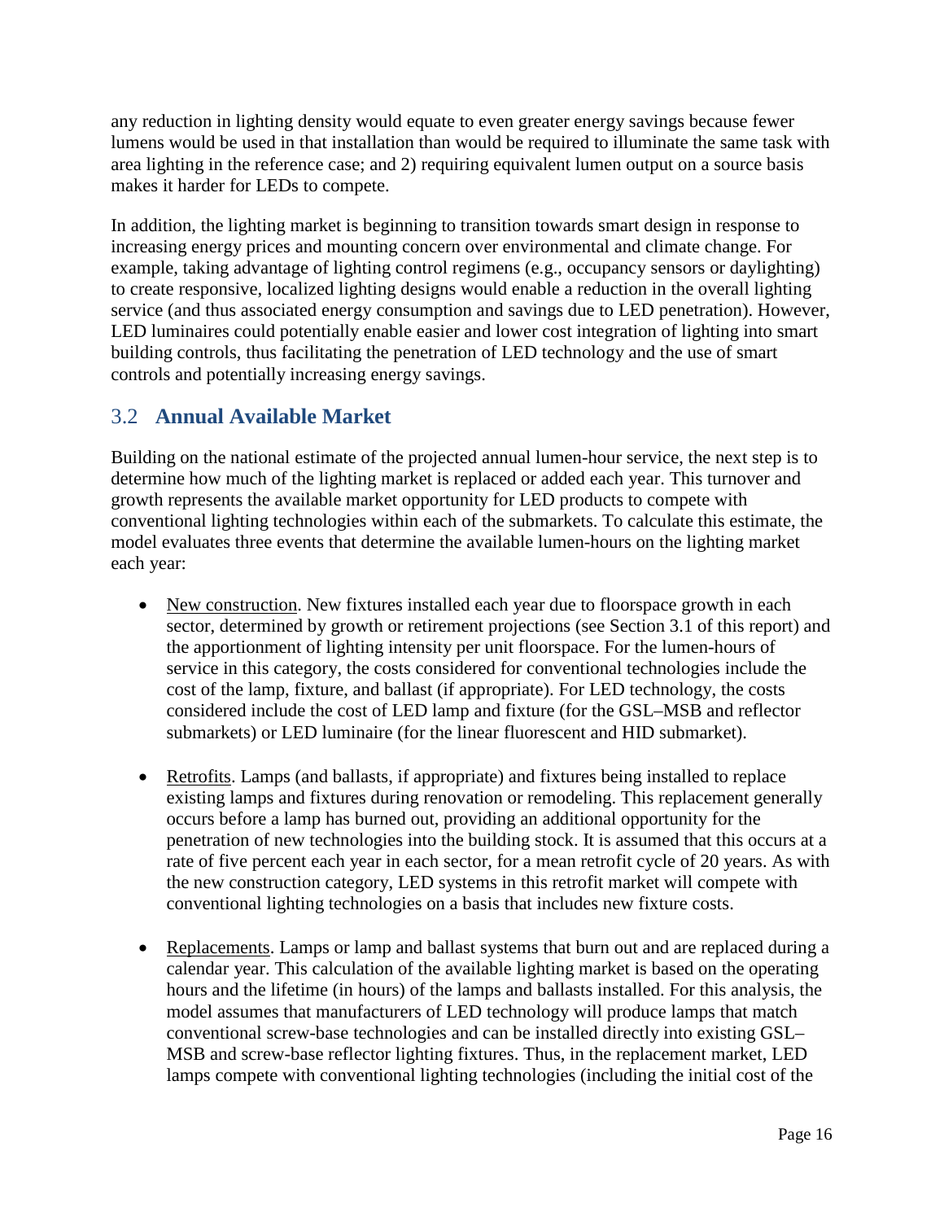any reduction in lighting density would equate to even greater energy savings because fewer lumens would be used in that installation than would be required to illuminate the same task with area lighting in the reference case; and 2) requiring equivalent lumen output on a source basis makes it harder for LEDs to compete.

In addition, the lighting market is beginning to transition towards smart design in response to increasing energy prices and mounting concern over environmental and climate change. For example, taking advantage of lighting control regimens (e.g., occupancy sensors or daylighting) to create responsive, localized lighting designs would enable a reduction in the overall lighting service (and thus associated energy consumption and savings due to LED penetration). However, LED luminaires could potentially enable easier and lower cost integration of lighting into smart building controls, thus facilitating the penetration of LED technology and the use of smart controls and potentially increasing energy savings.

## 3.2 Annual Available Market

Building on the national estimate of the projected annual lumen-hour service, the next step is to determine how much of the lighting market is replaced or added each year. This turnover and growth represents the available market opportunity for LED products to compete with conventional lighting technologies within each of the submarkets. To calculate this estimate, the model evaluates three events that determine the available lumen-hours on the lighting market each year:

- New construction. New fixtures installed each year due to floorspace growth in each sector, determined by growth or retirement projections (see Section 3.1 of this report) and the apportionment of lighting intensity per unit floorspace. For the lumen-hours of service in this category, the costs considered for conventional technologies include the cost of the lamp, fixture, and ballast (if appropriate). For LED technology, the costs considered include the cost of LED lamp and fixture (for the GSL–MSB and reflector submarkets) or LED luminaire (for the linear fluorescent and HID submarket).

- Retrofits. Lamps (and ballasts, if appropriate) and fixtures being installed to replace existing lamps and fixtures during renovation or remodeling. This replacement generally occurs before a lamp has burned out, providing an additional opportunity for the penetration of new technologies into the building stock. It is assumed that this occurs at a rate of five percent each year in each sector, for a mean retrofit cycle of 20 years. As with the new construction category, LED systems in this retrofit market will compete with conventional lighting technologies on a basis that includes new fixture costs.

- Replacements. Lamps or lamp and ballast systems that burn out and are replaced during a calendar year. This calculation of the available lighting market is based on the operating hours and the lifetime (in hours) of the lamps and ballasts installed. For this analysis, the model assumes that manufacturers of LED technology will produce lamps that match conventional screw-base technologies and can be installed directly into existing GSL–MSB and screw-base reflector lighting fixtures. Thus, in the replacement market, LED lamps compete with conventional lighting technologies (including the initial cost of the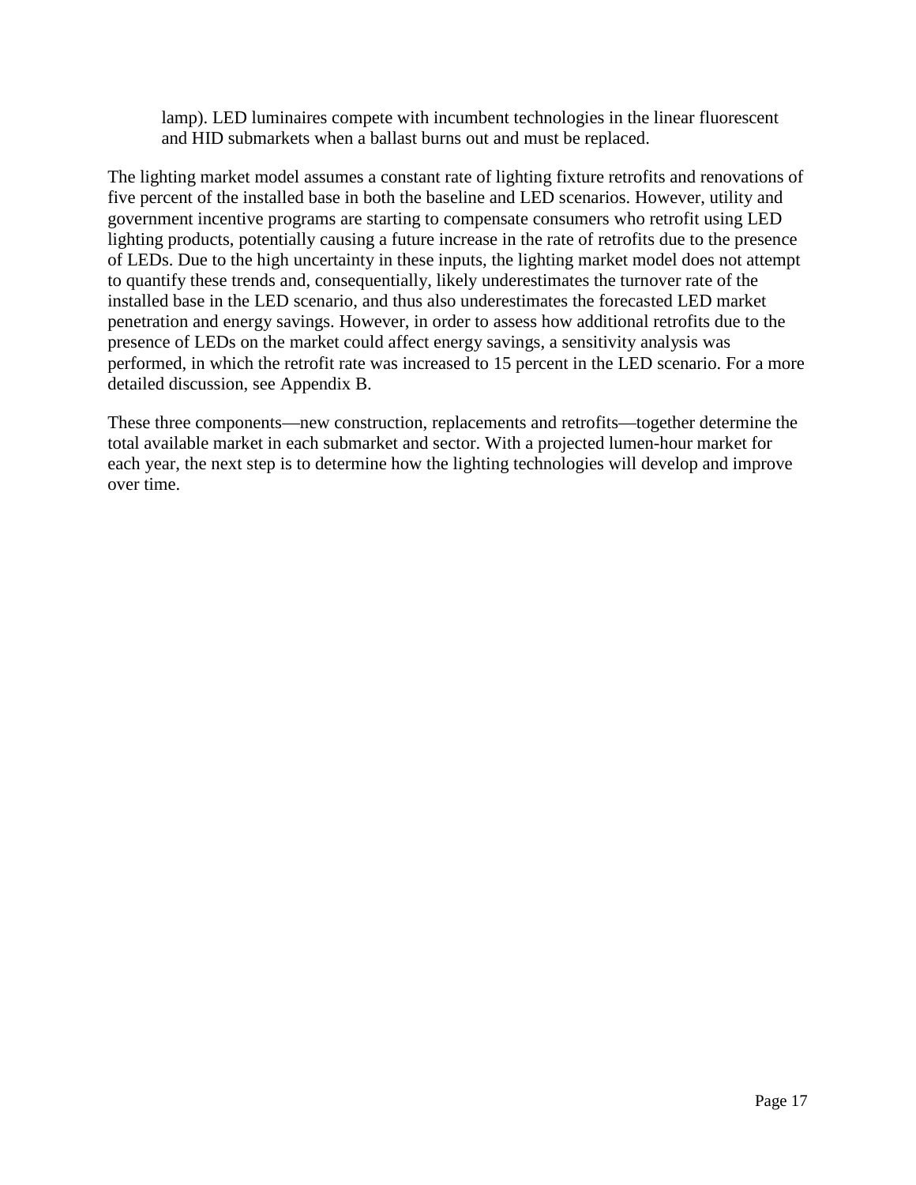lamp). LED luminaires compete with incumbent technologies in the linear fluorescent and HID submarkets when a ballast burns out and must be replaced.

The lighting market model assumes a constant rate of lighting fixture retrofits and renovations of five percent of the installed base in both the baseline and LED scenarios. However, utility and government incentive programs are starting to compensate consumers who retrofit using LED lighting products, potentially causing a future increase in the rate of retrofits due to the presence of LEDs. Due to the high uncertainty in these inputs, the lighting market model does not attempt to quantify these trends and, consequentially, likely underestimates the turnover rate of the installed base in the LED scenario, and thus also underestimates the forecasted LED market penetration and energy savings. However, in order to assess how additional retrofits due to the presence of LEDs on the market could affect energy savings, a sensitivity analysis was performed, in which the retrofit rate was increased to 15 percent in the LED scenario. For a more detailed discussion, see Appendix B.

These three components—new construction, replacements and retrofits—together determine the total available market in each submarket and sector. With a projected lumen-hour market for each year, the next step is to determine how the lighting technologies will develop and improve over time.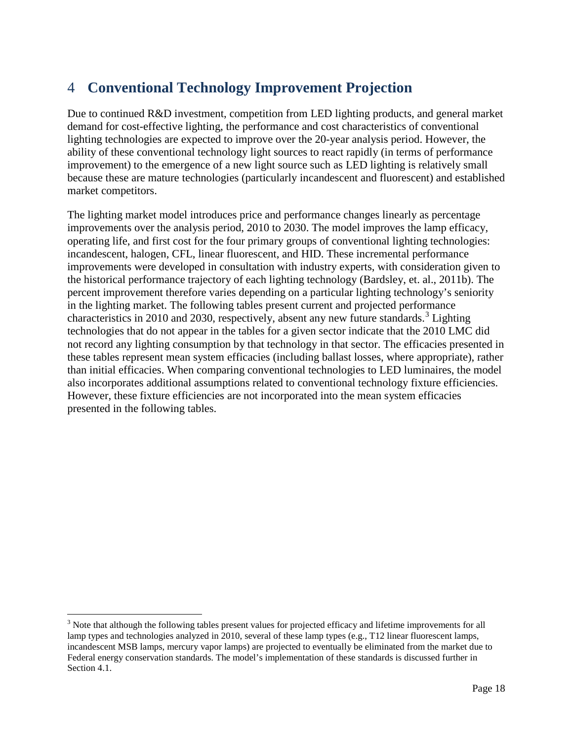# 4 Conventional Technology Improvement Projection

Due to continued R&D investment, competition from LED lighting products, and general market demand for cost-effective lighting, the performance and cost characteristics of conventional lighting technologies are expected to improve over the 20-year analysis period. However, the ability of these conventional technology light sources to react rapidly (in terms of performance improvement) to the emergence of a new light source such as LED lighting is relatively small because these are mature technologies (particularly incandescent and fluorescent) and established market competitors.

The lighting market model introduces price and performance changes linearly as percentage improvements over the analysis period, 2010 to 2030. The model improves the lamp efficacy, operating life, and first cost for the four primary groups of conventional lighting technologies: incandescent, halogen, CFL, linear fluorescent, and HID. These incremental performance improvements were developed in consultation with industry experts, with consideration given to the historical performance trajectory of each lighting technology (Bardsley, et. al., 2011b). The percent improvement therefore varies depending on a particular lighting technology's seniority in the lighting market. The following tables present current and projected performance characteristics in 2010 and 2030, respectively, absent any new future standards.[3] Lighting technologies that do not appear in the tables for a given sector indicate that the 2010 LMC did not record any lighting consumption by that technology in that sector. The efficacies presented in these tables represent mean system efficacies (including ballast losses, where appropriate), rather than initial efficacies. When comparing conventional technologies to LED luminaires, the model also incorporates additional assumptions related to conventional technology fixture efficiencies. However, these fixture efficiencies are not incorporated into the mean system efficacies presented in the following tables.

[3] Note that although the following tables present values for projected efficacy and lifetime improvements for all lamp types and technologies analyzed in 2010, several of these lamp types (e.g., T12 linear fluorescent lamps, incandescent MSB lamps, mercury vapor lamps) are projected to eventually be eliminated from the market due to Federal energy conservation standards. The model's implementation of these standards is discussed further in Section 4.1.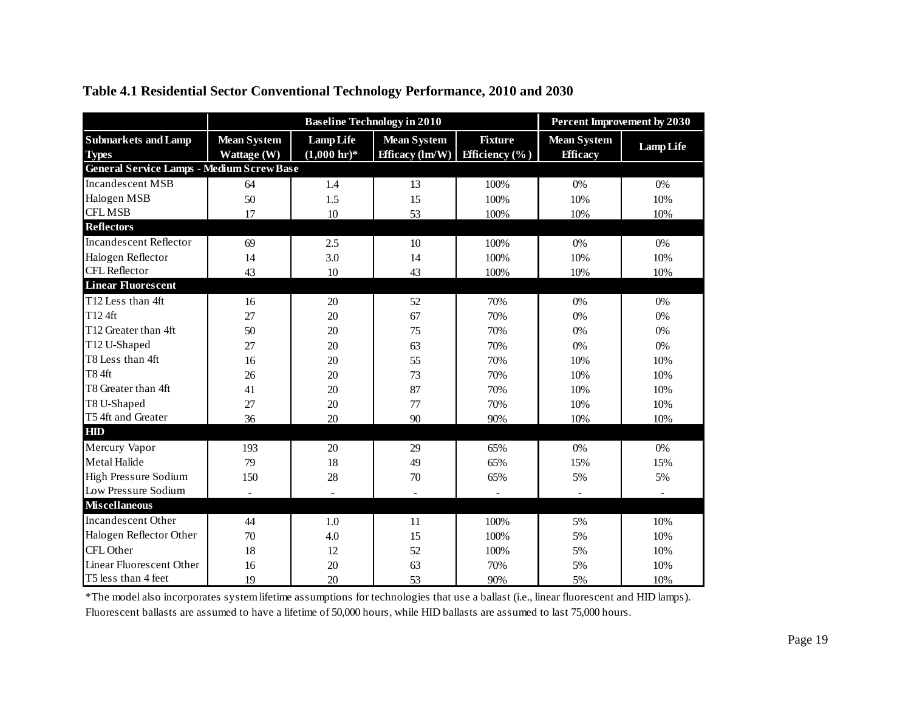**Table 4.1 Residential Sector Conventional Technology Performance, 2010 and 2030**

| | Baseline Technology in 2010 | | | | Percent Improvement by 2030 | |
|---|---|---|---|---|---|---|
| Submarkets and Lamp Types | Mean System Wattage (W) | Lamp Life (1,000 hr)* | Mean System Efficacy (lm/W) | Fixture Efficiency (%) | Mean System Efficacy | Lamp Life |
| **General Service Lamps - Medium Screw Base** | | | | | | |
| Incandescent MSB | 64 | 1.4 | 13 | 100% | 0% | 0% |
| Halogen MSB | 50 | 1.5 | 15 | 100% | 10% | 10% |
| CFL MSB | 17 | 10 | 53 | 100% | 10% | 10% |
| **Reflectors** | | | | | | |
| Incandescent Reflector | 69 | 2.5 | 10 | 100% | 0% | 0% |
| Halogen Reflector | 14 | 3.0 | 14 | 100% | 10% | 10% |
| CFL Reflector | 43 | 10 | 43 | 100% | 10% | 10% |
| **Linear Fluorescent** | | | | | | |
| T12 Less than 4ft | 16 | 20 | 52 | 70% | 0% | 0% |
| T12 4ft | 27 | 20 | 67 | 70% | 0% | 0% |
| T12 Greater than 4ft | 50 | 20 | 75 | 70% | 0% | 0% |
| T12 U-Shaped | 27 | 20 | 63 | 70% | 0% | 0% |
| T8 Less than 4ft | 16 | 20 | 55 | 70% | 10% | 10% |
| T8 4ft | 26 | 20 | 73 | 70% | 10% | 10% |
| T8 Greater than 4ft | 41 | 20 | 87 | 70% | 10% | 10% |
| T8 U-Shaped | 27 | 20 | 77 | 70% | 10% | 10% |
| T5 4ft and Greater | 36 | 20 | 90 | 90% | 10% | 10% |
| **HID** | | | | | | |
| Mercury Vapor | 193 | 20 | 29 | 65% | 0% | 0% |
| Metal Halide | 79 | 18 | 49 | 65% | 15% | 15% |
| High Pressure Sodium | 150 | 28 | 70 | 65% | 5% | 5% |
| Low Pressure Sodium | - | - | - | - | - | - |
| **Miscellaneous** | | | | | | |
| Incandescent Other | 44 | 1.0 | 11 | 100% | 5% | 10% |
| Halogen Reflector Other | 70 | 4.0 | 15 | 100% | 5% | 10% |
| CFL Other | 18 | 12 | 52 | 100% | 5% | 10% |
| Linear Fluorescent Other | 16 | 20 | 63 | 70% | 5% | 10% |
| T5 less than 4 feet | 19 | 20 | 53 | 90% | 5% | 10% |

*The model also incorporates system lifetime assumptions for technologies that use a ballast (i.e., linear fluorescent and HID lamps). Fluorescent ballasts are assumed to have a lifetime of 50,000 hours, while HID ballasts are assumed to last 75,000 hours.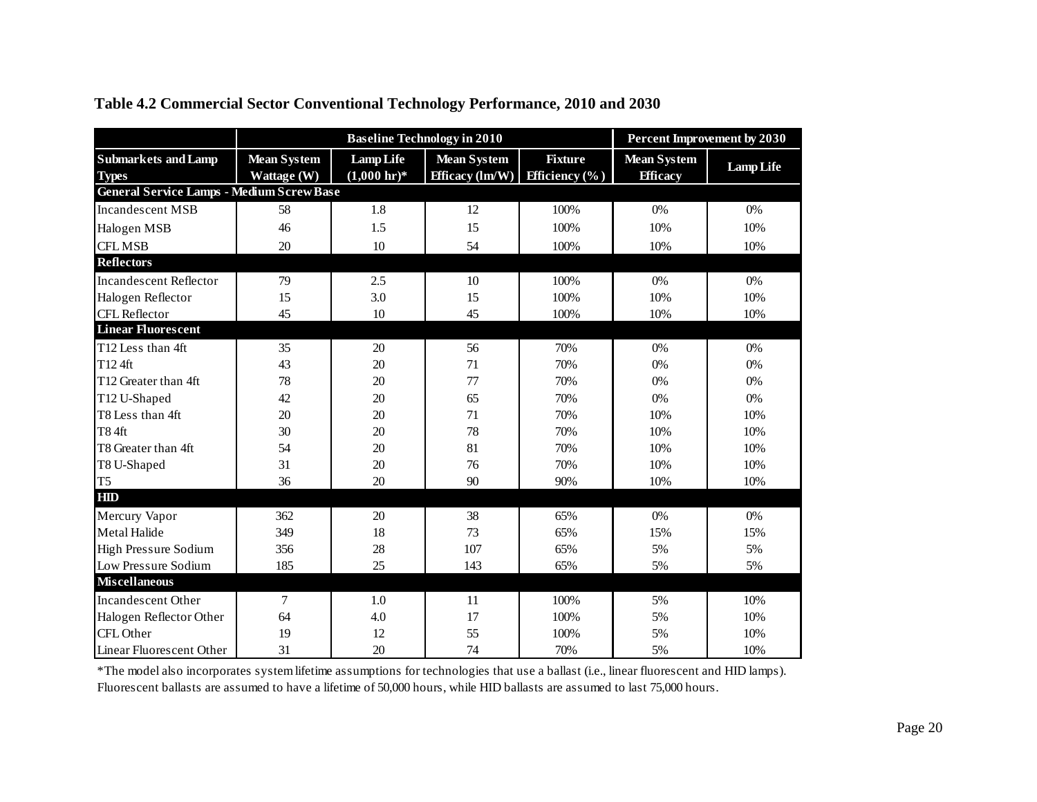**Table 4.2 Commercial Sector Conventional Technology Performance, 2010 and 2030**

| | Baseline Technology in 2010 | | | | Percent Improvement by 2030 | |
|---|---|---|---|---|---|---|
| **Submarkets and Lamp Types** | **Mean System Wattage (W)** | **Lamp Life (1,000 hr)*** | **Mean System Efficacy (lm/W)** | **Fixture Efficiency (%)** | **Mean System Efficacy** | **Lamp Life** |
| **General Service Lamps - Medium Screw Base** | | | | | | |
| Incandescent MSB | 58 | 1.8 | 12 | 100% | 0% | 0% |
| Halogen MSB | 46 | 1.5 | 15 | 100% | 10% | 10% |
| CFL MSB | 20 | 10 | 54 | 100% | 10% | 10% |
| **Reflectors** | | | | | | |
| Incandescent Reflector | 79 | 2.5 | 10 | 100% | 0% | 0% |
| Halogen Reflector | 15 | 3.0 | 15 | 100% | 10% | 10% |
| CFL Reflector | 45 | 10 | 45 | 100% | 10% | 10% |
| **Linear Fluorescent** | | | | | | |
| T12 Less than 4ft | 35 | 20 | 56 | 70% | 0% | 0% |
| T12 4ft | 43 | 20 | 71 | 70% | 0% | 0% |
| T12 Greater than 4ft | 78 | 20 | 77 | 70% | 0% | 0% |
| T12 U-Shaped | 42 | 20 | 65 | 70% | 0% | 0% |
| T8 Less than 4ft | 20 | 20 | 71 | 70% | 10% | 10% |
| T8 4ft | 30 | 20 | 78 | 70% | 10% | 10% |
| T8 Greater than 4ft | 54 | 20 | 81 | 70% | 10% | 10% |
| T8 U-Shaped | 31 | 20 | 76 | 70% | 10% | 10% |
| T5 | 36 | 20 | 90 | 90% | 10% | 10% |
| **HID** | | | | | | |
| Mercury Vapor | 362 | 20 | 38 | 65% | 0% | 0% |
| Metal Halide | 349 | 18 | 73 | 65% | 15% | 15% |
| High Pressure Sodium | 356 | 28 | 107 | 65% | 5% | 5% |
| Low Pressure Sodium | 185 | 25 | 143 | 65% | 5% | 5% |
| **Miscellaneous** | | | | | | |
| Incandescent Other | 7 | 1.0 | 11 | 100% | 5% | 10% |
| Halogen Reflector Other | 64 | 4.0 | 17 | 100% | 5% | 10% |
| CFL Other | 19 | 12 | 55 | 100% | 5% | 10% |
| Linear Fluorescent Other | 31 | 20 | 74 | 70% | 5% | 10% |

*The model also incorporates system lifetime assumptions for technologies that use a ballast (i.e., linear fluorescent and HID lamps). Fluorescent ballasts are assumed to have a lifetime of 50,000 hours, while HID ballasts are assumed to last 75,000 hours.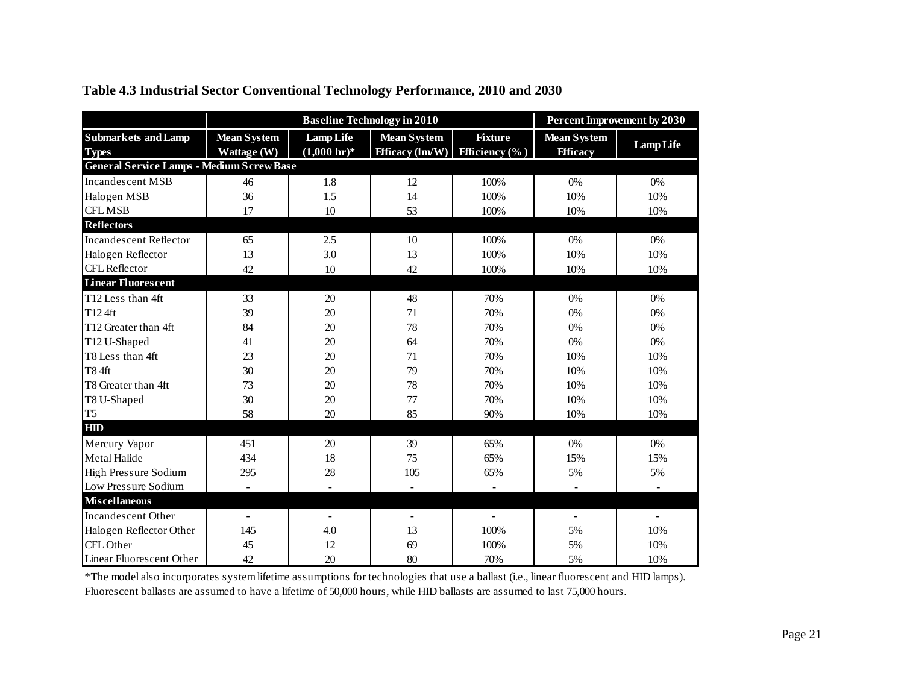**Table 4.3 Industrial Sector Conventional Technology Performance, 2010 and 2030**

| | Baseline Technology in 2010 | | | | Percent Improvement by 2030 | |
|---|---|---|---|---|---|---|
| **Submarkets and Lamp Types** | **Mean System Wattage (W)** | **Lamp Life (1,000 hr)*** | **Mean System Efficacy (lm/W)** | **Fixture Efficiency (%)** | **Mean System Efficacy** | **Lamp Life** |
| **General Service Lamps - Medium Screw Base** | | | | | | |
| Incandescent MSB | 46 | 1.8 | 12 | 100% | 0% | 0% |
| Halogen MSB | 36 | 1.5 | 14 | 100% | 10% | 10% |
| CFL MSB | 17 | 10 | 53 | 100% | 10% | 10% |
| **Reflectors** | | | | | | |
| Incandescent Reflector | 65 | 2.5 | 10 | 100% | 0% | 0% |
| Halogen Reflector | 13 | 3.0 | 13 | 100% | 10% | 10% |
| CFL Reflector | 42 | 10 | 42 | 100% | 10% | 10% |
| **Linear Fluorescent** | | | | | | |
| T12 Less than 4ft | 33 | 20 | 48 | 70% | 0% | 0% |
| T12 4ft | 39 | 20 | 71 | 70% | 0% | 0% |
| T12 Greater than 4ft | 84 | 20 | 78 | 70% | 0% | 0% |
| T12 U-Shaped | 41 | 20 | 64 | 70% | 0% | 0% |
| T8 Less than 4ft | 23 | 20 | 71 | 70% | 10% | 10% |
| T8 4ft | 30 | 20 | 79 | 70% | 10% | 10% |
| T8 Greater than 4ft | 73 | 20 | 78 | 70% | 10% | 10% |
| T8 U-Shaped | 30 | 20 | 77 | 70% | 10% | 10% |
| T5 | 58 | 20 | 85 | 90% | 10% | 10% |
| **HID** | | | | | | |
| Mercury Vapor | 451 | 20 | 39 | 65% | 0% | 0% |
| Metal Halide | 434 | 18 | 75 | 65% | 15% | 15% |
| High Pressure Sodium | 295 | 28 | 105 | 65% | 5% | 5% |
| Low Pressure Sodium | - | - | - | - | - | - |
| **Miscellaneous** | | | | | | |
| Incandescent Other | - | - | - | - | - | - |
| Halogen Reflector Other | 145 | 4.0 | 13 | 100% | 5% | 10% |
| CFL Other | 45 | 12 | 69 | 100% | 5% | 10% |
| Linear Fluorescent Other | 42 | 20 | 80 | 70% | 5% | 10% |

*The model also incorporates system lifetime assumptions for technologies that use a ballast (i.e., linear fluorescent and HID lamps). Fluorescent ballasts are assumed to have a lifetime of 50,000 hours, while HID ballasts are assumed to last 75,000 hours.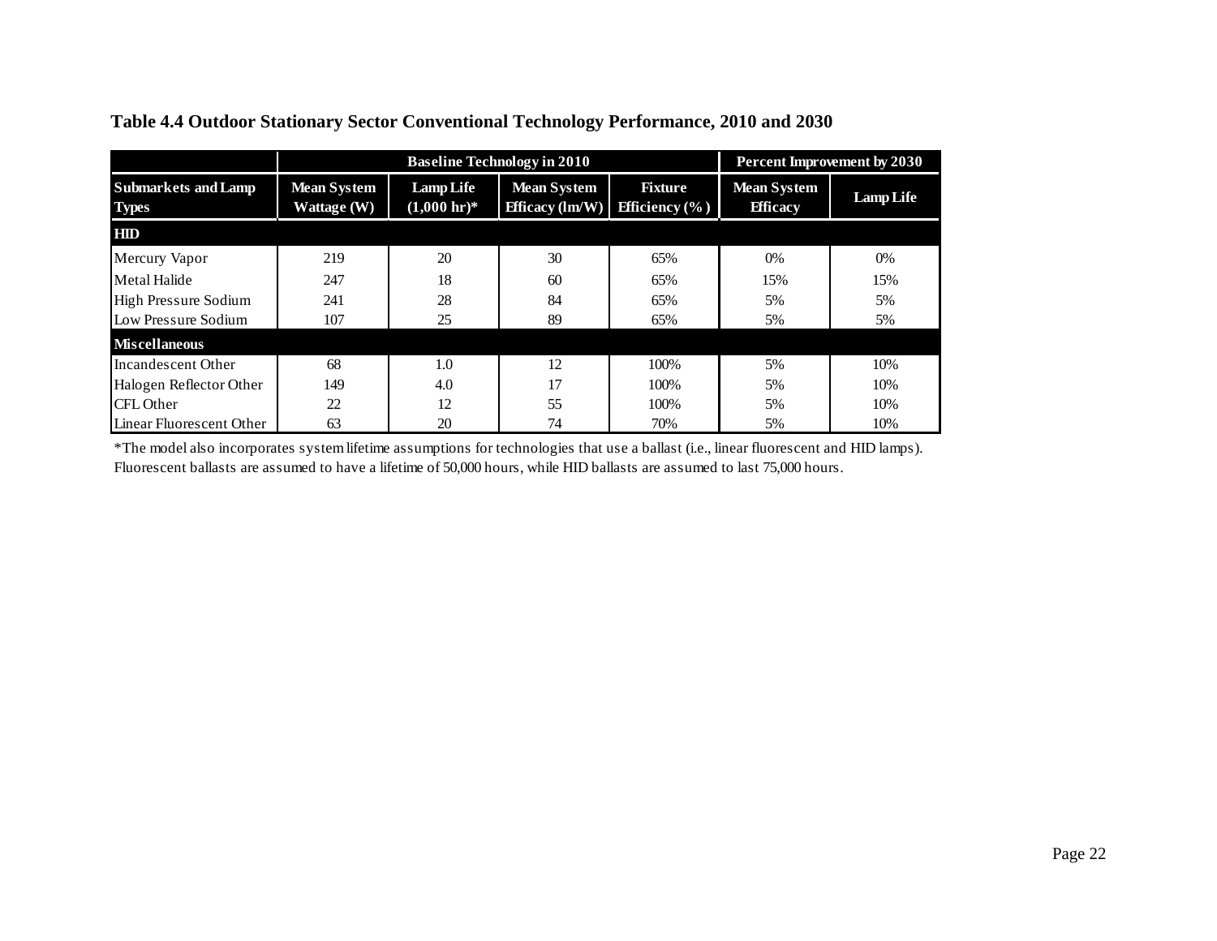**Table 4.4 Outdoor Stationary Sector Conventional Technology Performance, 2010 and 2030**

| | Baseline Technology in 2010 | | | | Percent Improvement by 2030 | |
|---|---|---|---|---|---|---|
| **Submarkets and Lamp Types** | **Mean System Wattage (W)** | **Lamp Life (1,000 hr)*** | **Mean System Efficacy (lm/W)** | **Fixture Efficiency (%)** | **Mean System Efficacy** | **Lamp Life** |
| **HID** | | | | | | |
| Mercury Vapor | 219 | 20 | 30 | 65% | 0% | 0% |
| Metal Halide | 247 | 18 | 60 | 65% | 15% | 15% |
| High Pressure Sodium | 241 | 28 | 84 | 65% | 5% | 5% |
| Low Pressure Sodium | 107 | 25 | 89 | 65% | 5% | 5% |
| **Miscellaneous** | | | | | | |
| Incandescent Other | 68 | 1.0 | 12 | 100% | 5% | 10% |
| Halogen Reflector Other | 149 | 4.0 | 17 | 100% | 5% | 10% |
| CFL Other | 22 | 12 | 55 | 100% | 5% | 10% |
| Linear Fluorescent Other | 63 | 20 | 74 | 70% | 5% | 10% |

*The model also incorporates system lifetime assumptions for technologies that use a ballast (i.e., linear fluorescent and HID lamps). Fluorescent ballasts are assumed to have a lifetime of 50,000 hours, while HID ballasts are assumed to last 75,000 hours.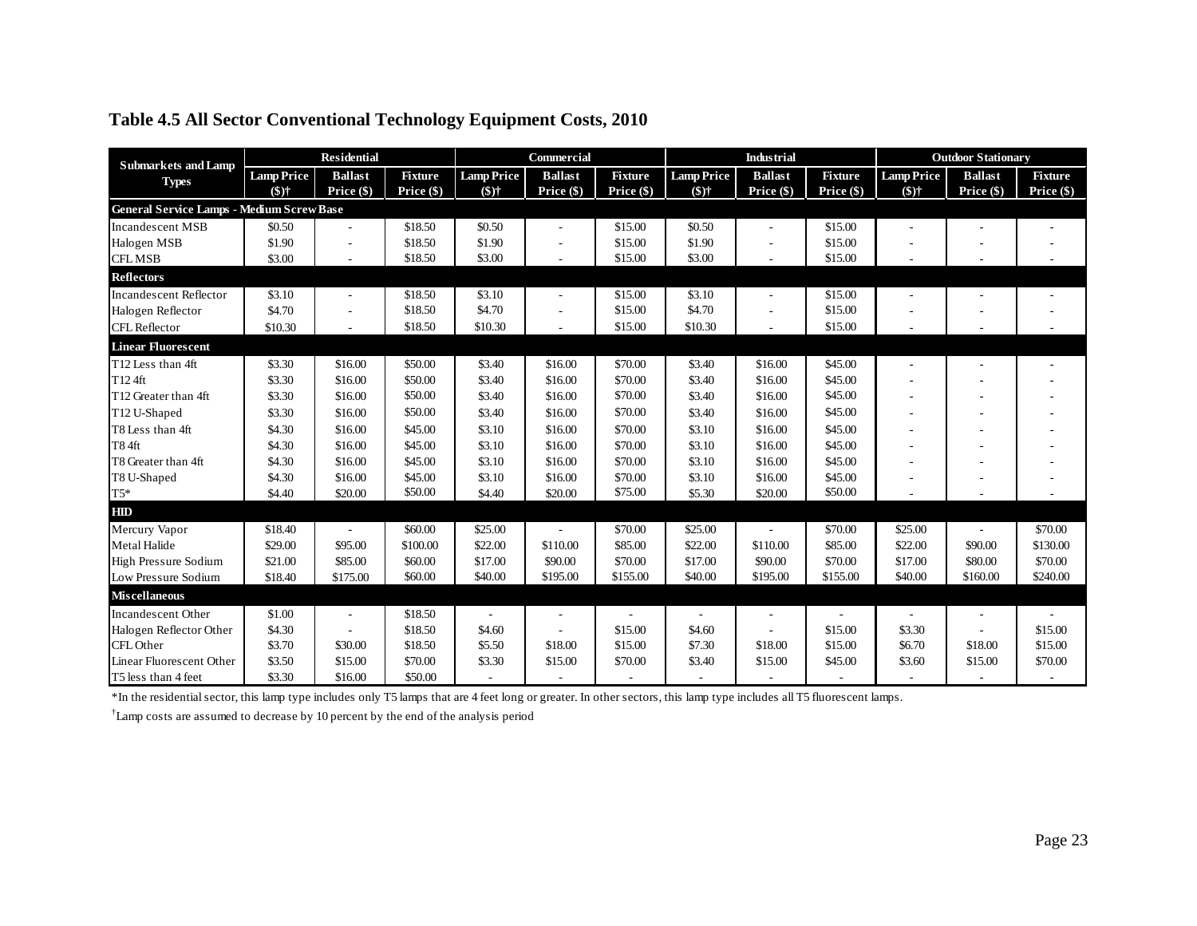## Table 4.5 All Sector Conventional Technology Equipment Costs, 2010

| Submarkets and Lamp Types | Residential | | | Commercial | | | Industrial | | | Outdoor Stationary | | |
|---|---|---|---|---|---|---|---|---|---|---|---|---|
| | Lamp Price ($)† | Ballast Price ($) | Fixture Price ($) | Lamp Price ($)† | Ballast Price ($) | Fixture Price ($) | Lamp Price ($)† | Ballast Price ($) | Fixture Price ($) | Lamp Price ($)† | Ballast Price ($) | Fixture Price ($) |
| **General Service Lamps - Medium Screw Base** | | | | | | | | | | | | |
| Incandescent MSB | $0.50 | - | $18.50 | $0.50 | - | $15.00 | $0.50 | - | $15.00 | - | - | - |
| Halogen MSB | $1.90 | - | $18.50 | $1.90 | - | $15.00 | $1.90 | - | $15.00 | - | - | - |
| CFL MSB | $3.00 | - | $18.50 | $3.00 | - | $15.00 | $3.00 | - | $15.00 | - | - | - |
| **Reflectors** | | | | | | | | | | | | |
| Incandescent Reflector | $3.10 | - | $18.50 | $3.10 | - | $15.00 | $3.10 | - | $15.00 | - | - | - |
| Halogen Reflector | $4.70 | - | $18.50 | $4.70 | - | $15.00 | $4.70 | - | $15.00 | - | - | - |
| CFL Reflector | $10.30 | - | $18.50 | $10.30 | - | $15.00 | $10.30 | - | $15.00 | - | - | - |
| **Linear Fluorescent** | | | | | | | | | | | | |
| T12 Less than 4ft | $3.30 | $16.00 | $50.00 | $3.40 | $16.00 | $70.00 | $3.40 | $16.00 | $45.00 | - | - | - |
| T12 4ft | $3.30 | $16.00 | $50.00 | $3.40 | $16.00 | $70.00 | $3.40 | $16.00 | $45.00 | - | - | - |
| T12 Greater than 4ft | $3.30 | $16.00 | $50.00 | $3.40 | $16.00 | $70.00 | $3.40 | $16.00 | $45.00 | - | - | - |
| T12 U-Shaped | $3.30 | $16.00 | $50.00 | $3.40 | $16.00 | $70.00 | $3.40 | $16.00 | $45.00 | - | - | - |
| T8 Less than 4ft | $4.30 | $16.00 | $45.00 | $3.10 | $16.00 | $70.00 | $3.10 | $16.00 | $45.00 | - | - | - |
| T8 4ft | $4.30 | $16.00 | $45.00 | $3.10 | $16.00 | $70.00 | $3.10 | $16.00 | $45.00 | - | - | - |
| T8 Greater than 4ft | $4.30 | $16.00 | $45.00 | $3.10 | $16.00 | $70.00 | $3.10 | $16.00 | $45.00 | - | - | - |
| T8 U-Shaped | $4.30 | $16.00 | $45.00 | $3.10 | $16.00 | $70.00 | $3.10 | $16.00 | $45.00 | - | - | - |
| T5* | $4.40 | $20.00 | $50.00 | $4.40 | $20.00 | $75.00 | $5.30 | $20.00 | $50.00 | - | - | - |
| **HID** | | | | | | | | | | | | |
| Mercury Vapor | $18.40 | - | $60.00 | $25.00 | - | $70.00 | $25.00 | - | $70.00 | $25.00 | - | $70.00 |
| Metal Halide | $29.00 | $95.00 | $100.00 | $22.00 | $110.00 | $85.00 | $22.00 | $110.00 | $85.00 | $22.00 | $90.00 | $130.00 |
| High Pressure Sodium | $21.00 | $85.00 | $60.00 | $17.00 | $90.00 | $70.00 | $17.00 | $90.00 | $70.00 | $17.00 | $80.00 | $70.00 |
| Low Pressure Sodium | $18.40 | $175.00 | $60.00 | $40.00 | $195.00 | $155.00 | $40.00 | $195.00 | $155.00 | $40.00 | $160.00 | $240.00 |
| **Miscellaneous** | | | | | | | | | | | | |
| Incandescent Other | $1.00 | - | $18.50 | - | - | - | - | - | - | - | - | - |
| Halogen Reflector Other | $4.30 | - | $18.50 | $4.60 | - | $15.00 | $4.60 | - | $15.00 | $3.30 | - | $15.00 |
| CFL Other | $3.70 | $30.00 | $18.50 | $5.50 | $18.00 | $15.00 | $7.30 | $18.00 | $15.00 | $6.70 | $18.00 | $15.00 |
| Linear Fluorescent Other | $3.50 | $15.00 | $70.00 | $3.30 | $15.00 | $70.00 | $3.40 | $15.00 | $45.00 | $3.60 | $15.00 | $70.00 |
| T5 less than 4 feet | $3.30 | $16.00 | $50.00 | - | - | - | - | - | - | - | - | - |

*In the residential sector, this lamp type includes only T5 lamps that are 4 feet long or greater. In other sectors, this lamp type includes all T5 fluorescent lamps.

†Lamp costs are assumed to decrease by 10 percent by the end of the analysis period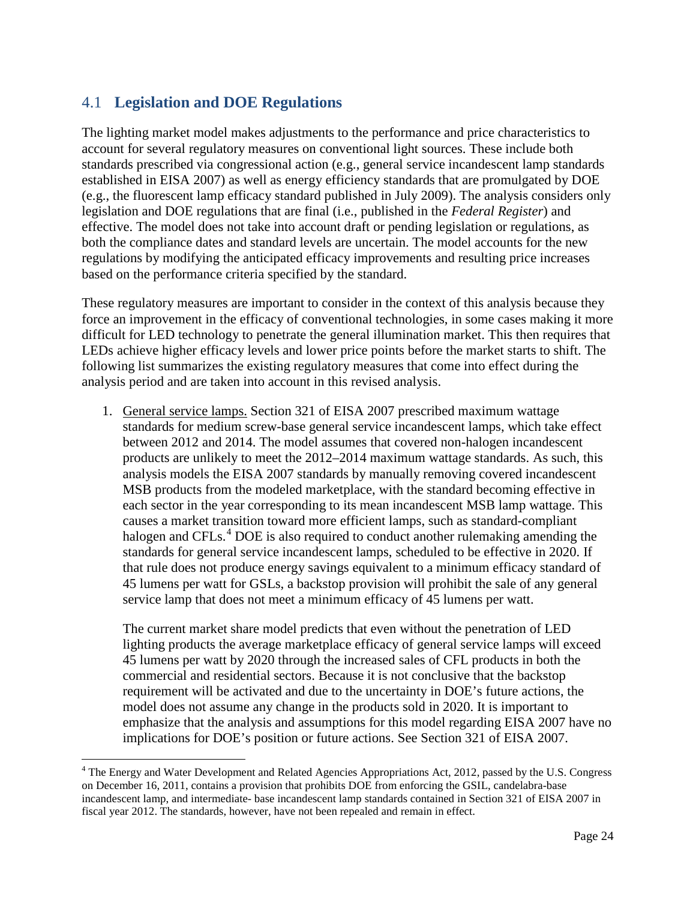## 4.1 Legislation and DOE Regulations

The lighting market model makes adjustments to the performance and price characteristics to account for several regulatory measures on conventional light sources. These include both standards prescribed via congressional action (e.g., general service incandescent lamp standards established in EISA 2007) as well as energy efficiency standards that are promulgated by DOE (e.g., the fluorescent lamp efficacy standard published in July 2009). The analysis considers only legislation and DOE regulations that are final (i.e., published in the *Federal Register*) and effective. The model does not take into account draft or pending legislation or regulations, as both the compliance dates and standard levels are uncertain. The model accounts for the new regulations by modifying the anticipated efficacy improvements and resulting price increases based on the performance criteria specified by the standard.

These regulatory measures are important to consider in the context of this analysis because they force an improvement in the efficacy of conventional technologies, in some cases making it more difficult for LED technology to penetrate the general illumination market. This then requires that LEDs achieve higher efficacy levels and lower price points before the market starts to shift. The following list summarizes the existing regulatory measures that come into effect during the analysis period and are taken into account in this revised analysis.

1. General service lamps. Section 321 of EISA 2007 prescribed maximum wattage standards for medium screw-base general service incandescent lamps, which take effect between 2012 and 2014. The model assumes that covered non-halogen incandescent products are unlikely to meet the 2012–2014 maximum wattage standards. As such, this analysis models the EISA 2007 standards by manually removing covered incandescent MSB products from the modeled marketplace, with the standard becoming effective in each sector in the year corresponding to its mean incandescent MSB lamp wattage. This causes a market transition toward more efficient lamps, such as standard-compliant halogen and CFLs.[4] DOE is also required to conduct another rulemaking amending the standards for general service incandescent lamps, scheduled to be effective in 2020. If that rule does not produce energy savings equivalent to a minimum efficacy standard of 45 lumens per watt for GSLs, a backstop provision will prohibit the sale of any general service lamp that does not meet a minimum efficacy of 45 lumens per watt.

   The current market share model predicts that even without the penetration of LED lighting products the average marketplace efficacy of general service lamps will exceed 45 lumens per watt by 2020 through the increased sales of CFL products in both the commercial and residential sectors. Because it is not conclusive that the backstop requirement will be activated and due to the uncertainty in DOE's future actions, the model does not assume any change in the products sold in 2020. It is important to emphasize that the analysis and assumptions for this model regarding EISA 2007 have no implications for DOE's position or future actions. See Section 321 of EISA 2007.

[4] The Energy and Water Development and Related Agencies Appropriations Act, 2012, passed by the U.S. Congress on December 16, 2011, contains a provision that prohibits DOE from enforcing the GSIL, candelabra-base incandescent lamp, and intermediate- base incandescent lamp standards contained in Section 321 of EISA 2007 in fiscal year 2012. The standards, however, have not been repealed and remain in effect.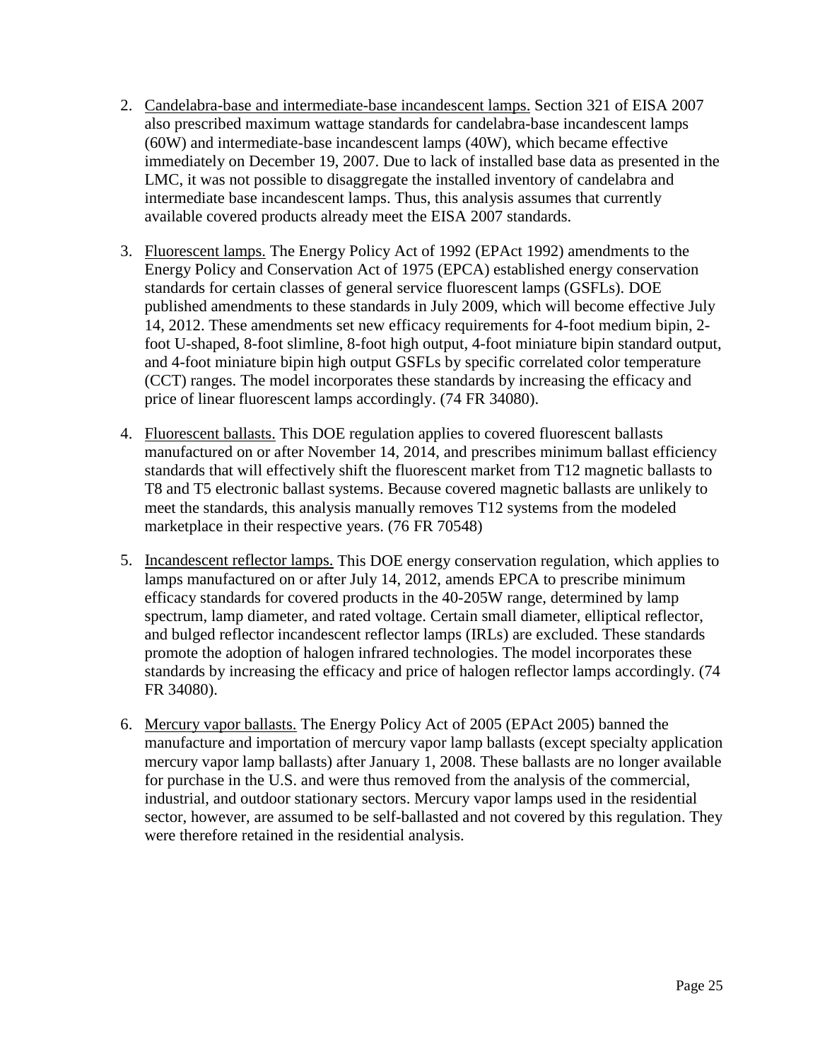2. Candelabra-base and intermediate-base incandescent lamps. Section 321 of EISA 2007 also prescribed maximum wattage standards for candelabra-base incandescent lamps (60W) and intermediate-base incandescent lamps (40W), which became effective immediately on December 19, 2007. Due to lack of installed base data as presented in the LMC, it was not possible to disaggregate the installed inventory of candelabra and intermediate base incandescent lamps. Thus, this analysis assumes that currently available covered products already meet the EISA 2007 standards.

3. Fluorescent lamps. The Energy Policy Act of 1992 (EPAct 1992) amendments to the Energy Policy and Conservation Act of 1975 (EPCA) established energy conservation standards for certain classes of general service fluorescent lamps (GSFLs). DOE published amendments to these standards in July 2009, which will become effective July 14, 2012. These amendments set new efficacy requirements for 4-foot medium bipin, 2-foot U-shaped, 8-foot slimline, 8-foot high output, 4-foot miniature bipin standard output, and 4-foot miniature bipin high output GSFLs by specific correlated color temperature (CCT) ranges. The model incorporates these standards by increasing the efficacy and price of linear fluorescent lamps accordingly. (74 FR 34080).

4. Fluorescent ballasts. This DOE regulation applies to covered fluorescent ballasts manufactured on or after November 14, 2014, and prescribes minimum ballast efficiency standards that will effectively shift the fluorescent market from T12 magnetic ballasts to T8 and T5 electronic ballast systems. Because covered magnetic ballasts are unlikely to meet the standards, this analysis manually removes T12 systems from the modeled marketplace in their respective years. (76 FR 70548)

5. Incandescent reflector lamps. This DOE energy conservation regulation, which applies to lamps manufactured on or after July 14, 2012, amends EPCA to prescribe minimum efficacy standards for covered products in the 40-205W range, determined by lamp spectrum, lamp diameter, and rated voltage. Certain small diameter, elliptical reflector, and bulged reflector incandescent reflector lamps (IRLs) are excluded. These standards promote the adoption of halogen infrared technologies. The model incorporates these standards by increasing the efficacy and price of halogen reflector lamps accordingly. (74 FR 34080).

6. Mercury vapor ballasts. The Energy Policy Act of 2005 (EPAct 2005) banned the manufacture and importation of mercury vapor lamp ballasts (except specialty application mercury vapor lamp ballasts) after January 1, 2008. These ballasts are no longer available for purchase in the U.S. and were thus removed from the analysis of the commercial, industrial, and outdoor stationary sectors. Mercury vapor lamps used in the residential sector, however, are assumed to be self-ballasted and not covered by this regulation. They were therefore retained in the residential analysis.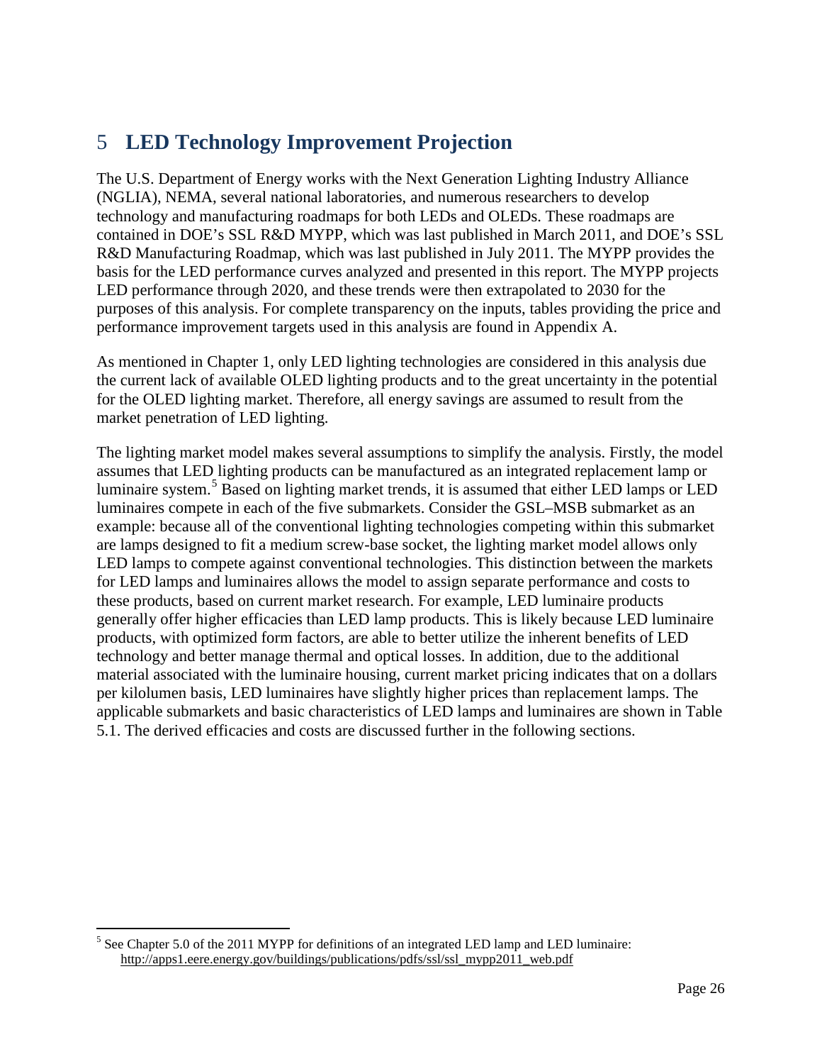# 5 LED Technology Improvement Projection

The U.S. Department of Energy works with the Next Generation Lighting Industry Alliance (NGLIA), NEMA, several national laboratories, and numerous researchers to develop technology and manufacturing roadmaps for both LEDs and OLEDs. These roadmaps are contained in DOE's SSL R&D MYPP, which was last published in March 2011, and DOE's SSL R&D Manufacturing Roadmap, which was last published in July 2011. The MYPP provides the basis for the LED performance curves analyzed and presented in this report. The MYPP projects LED performance through 2020, and these trends were then extrapolated to 2030 for the purposes of this analysis. For complete transparency on the inputs, tables providing the price and performance improvement targets used in this analysis are found in Appendix A.

As mentioned in Chapter 1, only LED lighting technologies are considered in this analysis due the current lack of available OLED lighting products and to the great uncertainty in the potential for the OLED lighting market. Therefore, all energy savings are assumed to result from the market penetration of LED lighting.

The lighting market model makes several assumptions to simplify the analysis. Firstly, the model assumes that LED lighting products can be manufactured as an integrated replacement lamp or luminaire system.[5] Based on lighting market trends, it is assumed that either LED lamps or LED luminaires compete in each of the five submarkets. Consider the GSL–MSB submarket as an example: because all of the conventional lighting technologies competing within this submarket are lamps designed to fit a medium screw-base socket, the lighting market model allows only LED lamps to compete against conventional technologies. This distinction between the markets for LED lamps and luminaires allows the model to assign separate performance and costs to these products, based on current market research. For example, LED luminaire products generally offer higher efficacies than LED lamp products. This is likely because LED luminaire products, with optimized form factors, are able to better utilize the inherent benefits of LED technology and better manage thermal and optical losses. In addition, due to the additional material associated with the luminaire housing, current market pricing indicates that on a dollars per kilolumen basis, LED luminaires have slightly higher prices than replacement lamps. The applicable submarkets and basic characteristics of LED lamps and luminaires are shown in Table 5.1. The derived efficacies and costs are discussed further in the following sections.

[5] See Chapter 5.0 of the 2011 MYPP for definitions of an integrated LED lamp and LED luminaire: http://apps1.eere.energy.gov/buildings/publications/pdfs/ssl/ssl_mypp2011_web.pdf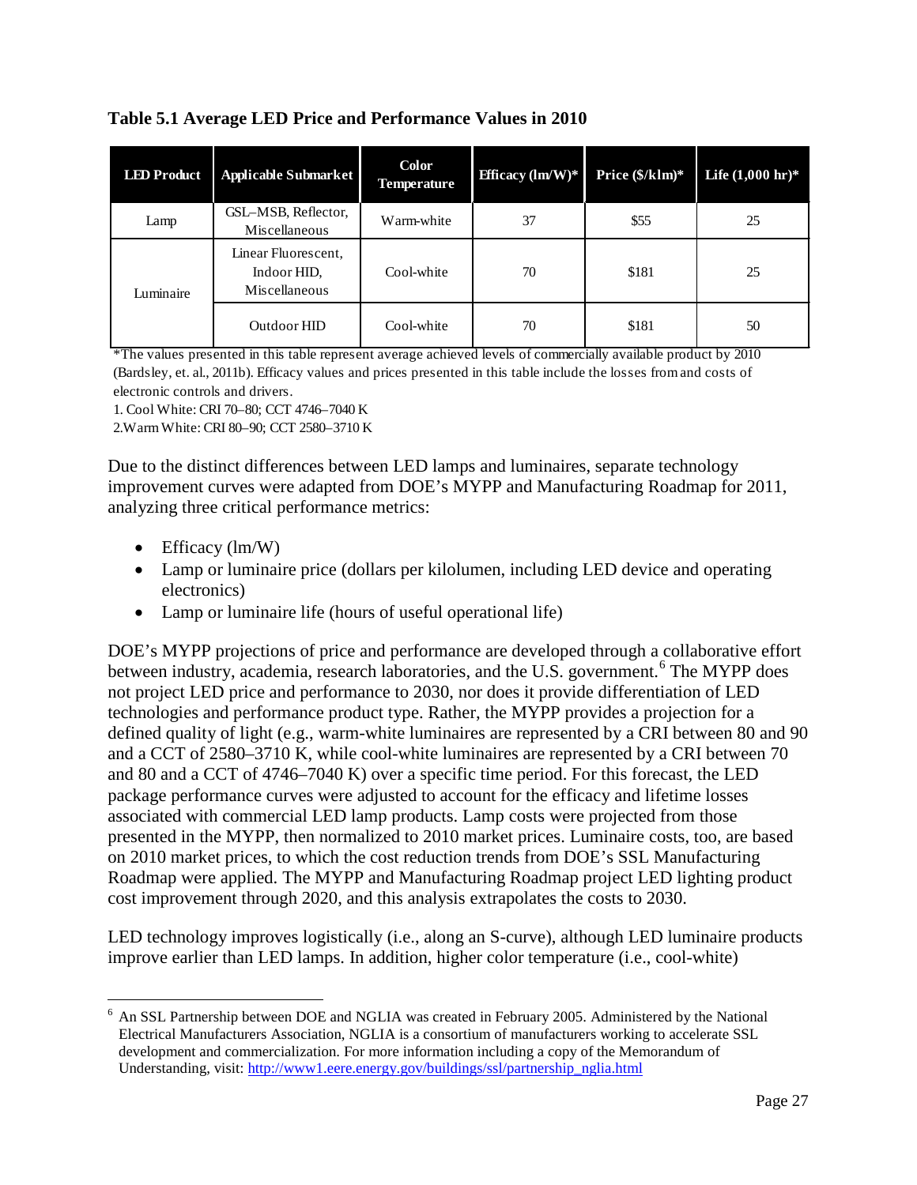**Table 5.1 Average LED Price and Performance Values in 2010**

| LED Product | Applicable Submarket | Color Temperature | Efficacy (lm/W)* | Price ($/klm)* | Life (1,000 hr)* |
|---|---|---|---|---|---|
| Lamp | GSL–MSB, Reflector, Miscellaneous | Warm-white | 37 | $55 | 25 |
| Luminaire | Linear Fluorescent, Indoor HID, Miscellaneous | Cool-white | 70 | $181 | 25 |
| | Outdoor HID | Cool-white | 70 | $181 | 50 |

*The values presented in this table represent average achieved levels of commercially available product by 2010 (Bardsley, et. al., 2011b). Efficacy values and prices presented in this table include the losses from and costs of electronic controls and drivers.

1. Cool White: CRI 70–80; CCT 4746–7040 K

2.Warm White: CRI 80–90; CCT 2580–3710 K

Due to the distinct differences between LED lamps and luminaires, separate technology improvement curves were adapted from DOE's MYPP and Manufacturing Roadmap for 2011, analyzing three critical performance metrics:

- Efficacy (lm/W)
- Lamp or luminaire price (dollars per kilolumen, including LED device and operating electronics)
- Lamp or luminaire life (hours of useful operational life)

DOE's MYPP projections of price and performance are developed through a collaborative effort between industry, academia, research laboratories, and the U.S. government.[6] The MYPP does not project LED price and performance to 2030, nor does it provide differentiation of LED technologies and performance product type. Rather, the MYPP provides a projection for a defined quality of light (e.g., warm-white luminaires are represented by a CRI between 80 and 90 and a CCT of 2580–3710 K, while cool-white luminaires are represented by a CRI between 70 and 80 and a CCT of 4746–7040 K) over a specific time period. For this forecast, the LED package performance curves were adjusted to account for the efficacy and lifetime losses associated with commercial LED lamp products. Lamp costs were projected from those presented in the MYPP, then normalized to 2010 market prices. Luminaire costs, too, are based on 2010 market prices, to which the cost reduction trends from DOE's SSL Manufacturing Roadmap were applied. The MYPP and Manufacturing Roadmap project LED lighting product cost improvement through 2020, and this analysis extrapolates the costs to 2030.

LED technology improves logistically (i.e., along an S-curve), although LED luminaire products improve earlier than LED lamps. In addition, higher color temperature (i.e., cool-white)

[6] An SSL Partnership between DOE and NGLIA was created in February 2005. Administered by the National Electrical Manufacturers Association, NGLIA is a consortium of manufacturers working to accelerate SSL development and commercialization. For more information including a copy of the Memorandum of Understanding, visit: http://www1.eere.energy.gov/buildings/ssl/partnership_nglia.html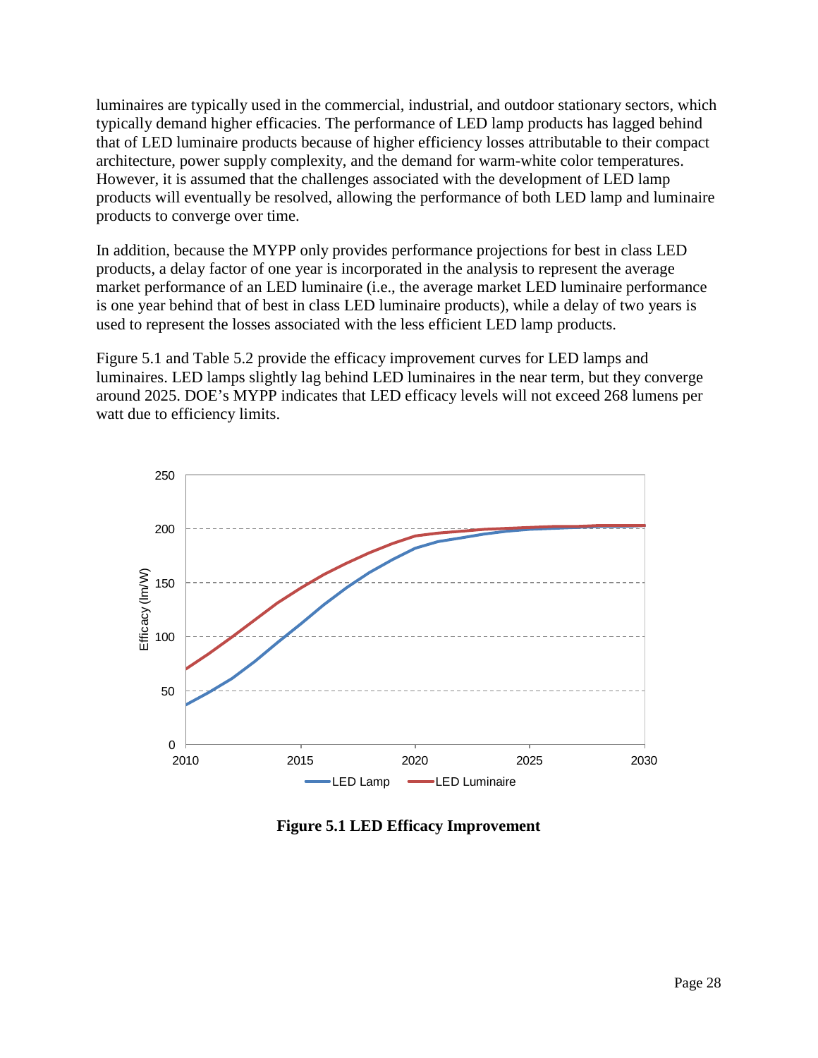luminaires are typically used in the commercial, industrial, and outdoor stationary sectors, which typically demand higher efficacies. The performance of LED lamp products has lagged behind that of LED luminaire products because of higher efficiency losses attributable to their compact architecture, power supply complexity, and the demand for warm-white color temperatures. However, it is assumed that the challenges associated with the development of LED lamp products will eventually be resolved, allowing the performance of both LED lamp and luminaire products to converge over time.

In addition, because the MYPP only provides performance projections for best in class LED products, a delay factor of one year is incorporated in the analysis to represent the average market performance of an LED luminaire (i.e., the average market LED luminaire performance is one year behind that of best in class LED luminaire products), while a delay of two years is used to represent the losses associated with the less efficient LED lamp products.

Figure 5.1 and Table 5.2 provide the efficacy improvement curves for LED lamps and luminaires. LED lamps slightly lag behind LED luminaires in the near term, but they converge around 2025. DOE's MYPP indicates that LED efficacy levels will not exceed 268 lumens per watt due to efficiency limits.

**Figure 5.1 LED Efficacy Improvement**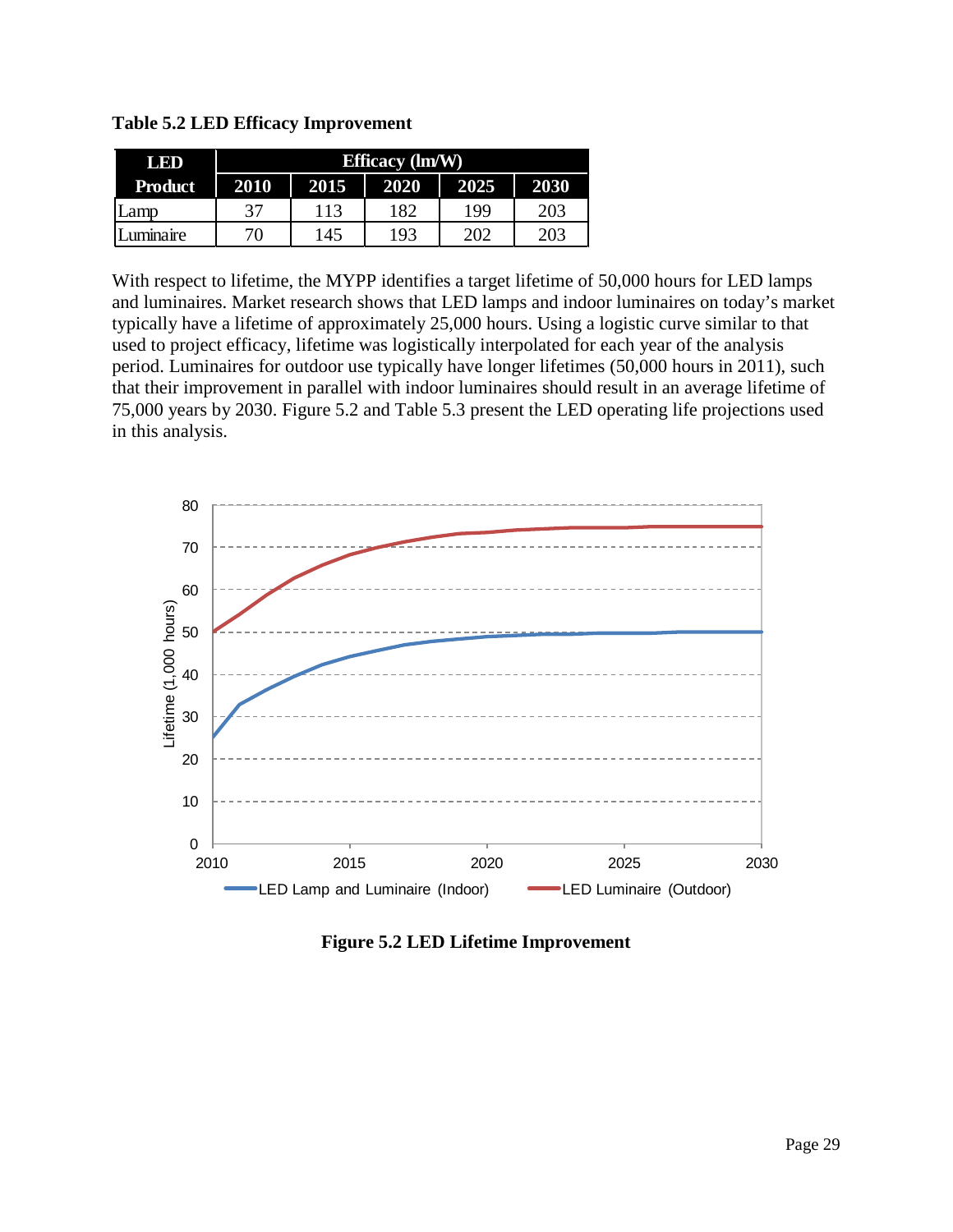**Table 5.2 LED Efficacy Improvement**

| LED Product | Efficacy (lm/W) | | | | |
|---|---|---|---|---|---|
| | 2010 | 2015 | 2020 | 2025 | 2030 |
| Lamp | 37 | 113 | 182 | 199 | 203 |
| Luminaire | 70 | 145 | 193 | 202 | 203 |

With respect to lifetime, the MYPP identifies a target lifetime of 50,000 hours for LED lamps and luminaires. Market research shows that LED lamps and indoor luminaires on today's market typically have a lifetime of approximately 25,000 hours. Using a logistic curve similar to that used to project efficacy, lifetime was logistically interpolated for each year of the analysis period. Luminaires for outdoor use typically have longer lifetimes (50,000 hours in 2011), such that their improvement in parallel with indoor luminaires should result in an average lifetime of 75,000 years by 2030. Figure 5.2 and Table 5.3 present the LED operating life projections used in this analysis.

**Figure 5.2 LED Lifetime Improvement**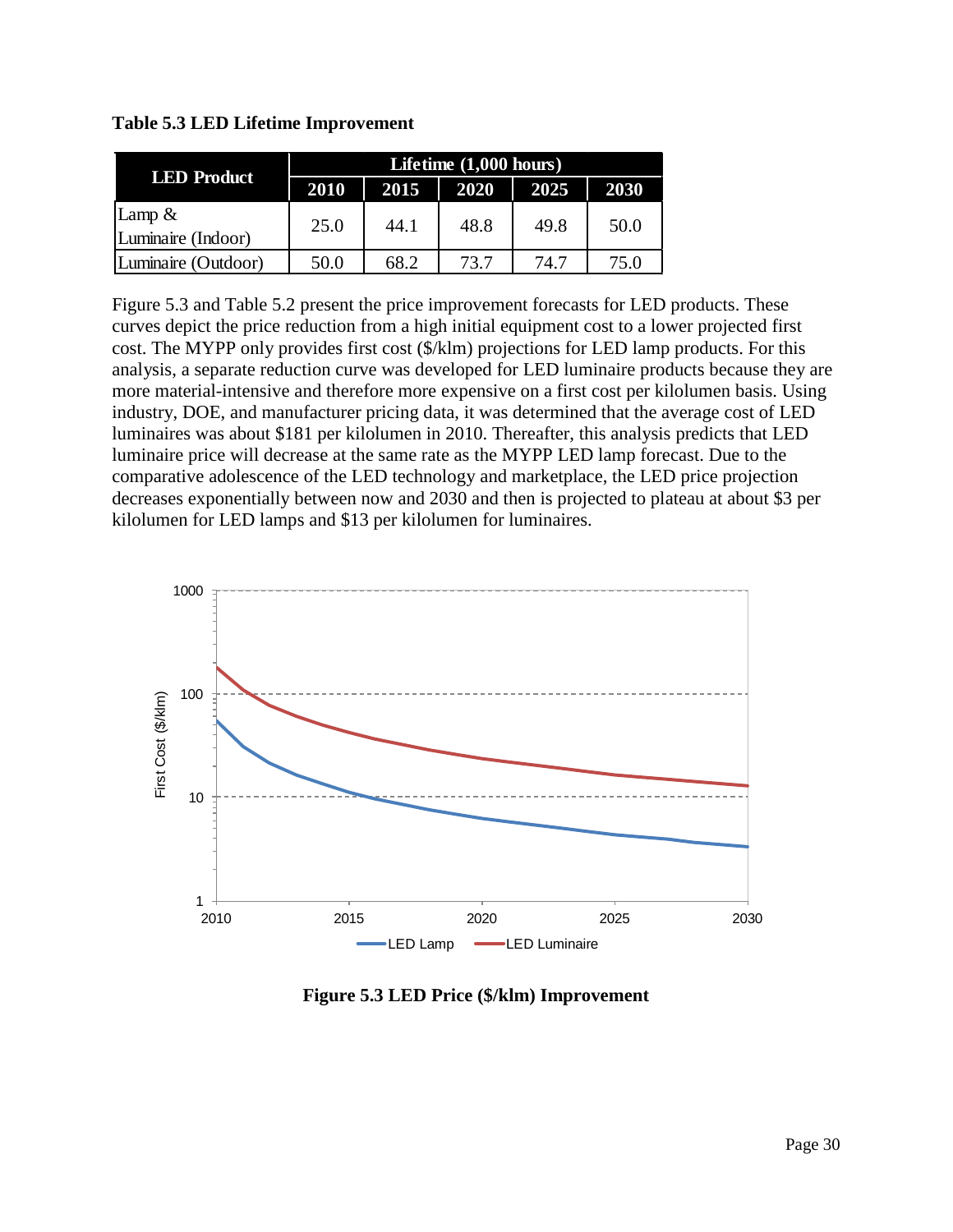**Table 5.3 LED Lifetime Improvement**

| LED Product | Lifetime (1,000 hours) | | | | |
|---|---|---|---|---|---|
| | 2010 | 2015 | 2020 | 2025 | 2030 |
| Lamp & Luminaire (Indoor) | 25.0 | 44.1 | 48.8 | 49.8 | 50.0 |
| Luminaire (Outdoor) | 50.0 | 68.2 | 73.7 | 74.7 | 75.0 |

Figure 5.3 and Table 5.2 present the price improvement forecasts for LED products. These curves depict the price reduction from a high initial equipment cost to a lower projected first cost. The MYPP only provides first cost ($/klm) projections for LED lamp products. For this analysis, a separate reduction curve was developed for LED luminaire products because they are more material-intensive and therefore more expensive on a first cost per kilolumen basis. Using industry, DOE, and manufacturer pricing data, it was determined that the average cost of LED luminaires was about $181 per kilolumen in 2010. Thereafter, this analysis predicts that LED luminaire price will decrease at the same rate as the MYPP LED lamp forecast. Due to the comparative adolescence of the LED technology and marketplace, the LED price projection decreases exponentially between now and 2030 and then is projected to plateau at about $3 per kilolumen for LED lamps and $13 per kilolumen for luminaires.

**Figure 5.3 LED Price ($/klm) Improvement**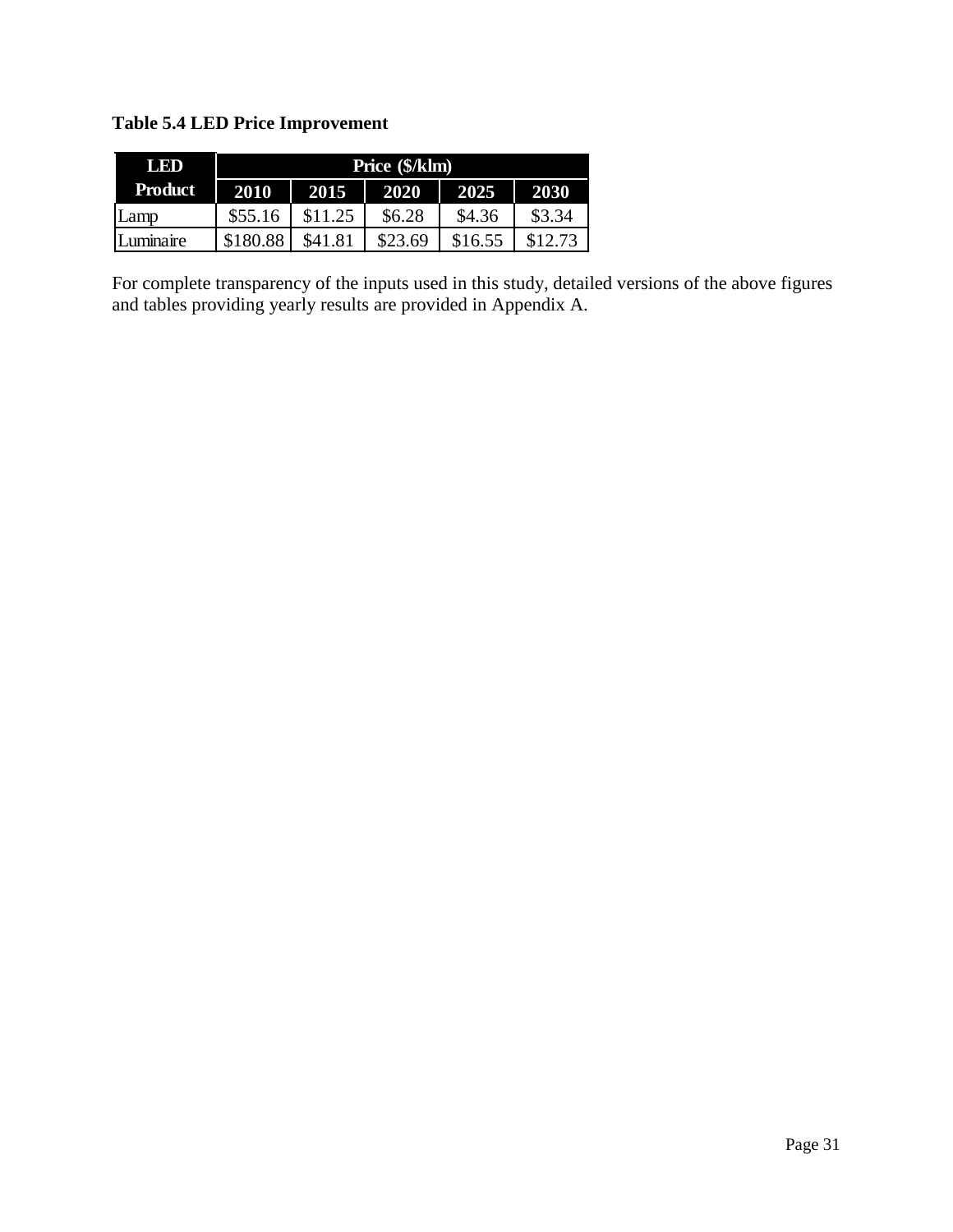**Table 5.4 LED Price Improvement**

| LED Product | Price ($/klm) | | | | |
|---|---|---|---|---|---|
| | 2010 | 2015 | 2020 | 2025 | 2030 |
| Lamp | $55.16 | $11.25 | $6.28 | $4.36 | $3.34 |
| Luminaire | $180.88 | $41.81 | $23.69 | $16.55 | $12.73 |

For complete transparency of the inputs used in this study, detailed versions of the above figures and tables providing yearly results are provided in Appendix A.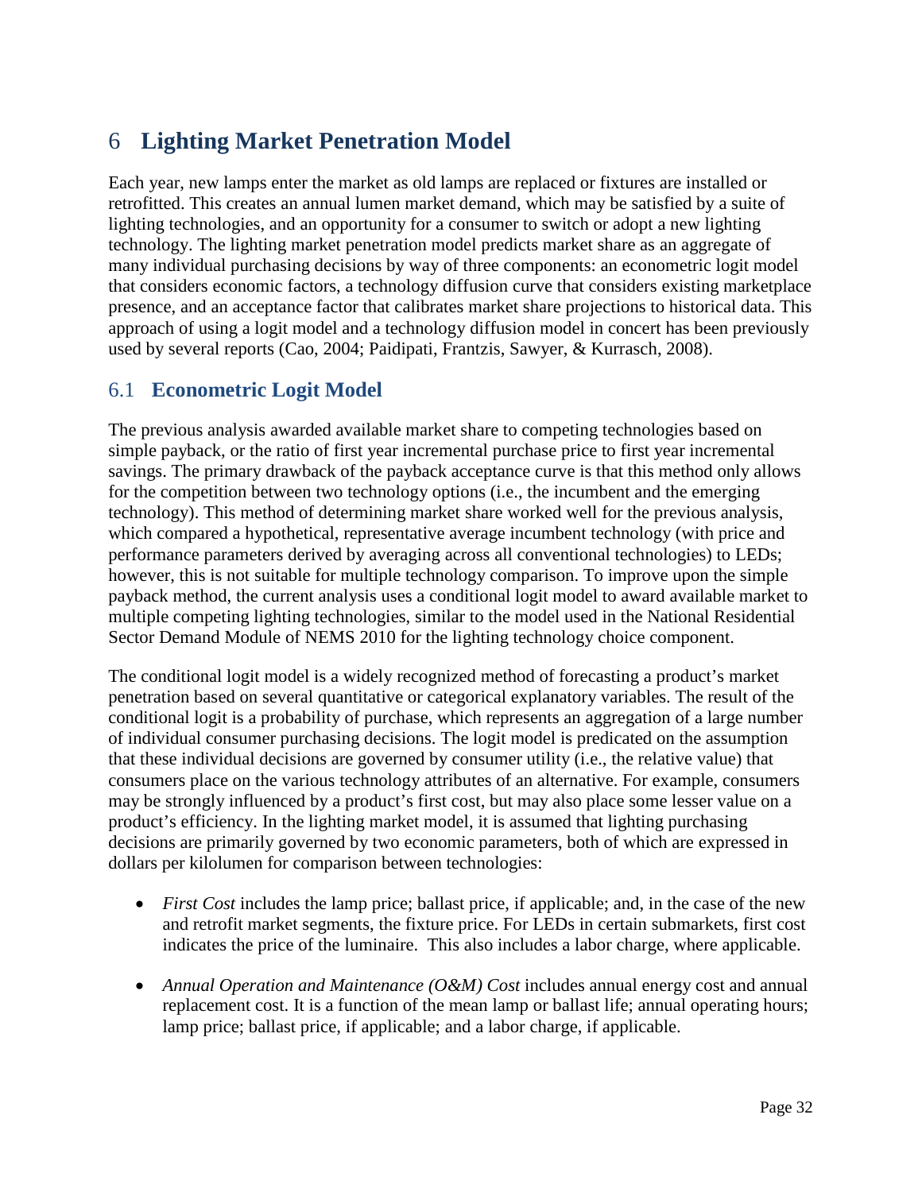# 6 Lighting Market Penetration Model

Each year, new lamps enter the market as old lamps are replaced or fixtures are installed or retrofitted. This creates an annual lumen market demand, which may be satisfied by a suite of lighting technologies, and an opportunity for a consumer to switch or adopt a new lighting technology. The lighting market penetration model predicts market share as an aggregate of many individual purchasing decisions by way of three components: an econometric logit model that considers economic factors, a technology diffusion curve that considers existing marketplace presence, and an acceptance factor that calibrates market share projections to historical data. This approach of using a logit model and a technology diffusion model in concert has been previously used by several reports (Cao, 2004; Paidipati, Frantzis, Sawyer, & Kurrasch, 2008).

## 6.1 Econometric Logit Model

The previous analysis awarded available market share to competing technologies based on simple payback, or the ratio of first year incremental purchase price to first year incremental savings. The primary drawback of the payback acceptance curve is that this method only allows for the competition between two technology options (i.e., the incumbent and the emerging technology). This method of determining market share worked well for the previous analysis, which compared a hypothetical, representative average incumbent technology (with price and performance parameters derived by averaging across all conventional technologies) to LEDs; however, this is not suitable for multiple technology comparison. To improve upon the simple payback method, the current analysis uses a conditional logit model to award available market to multiple competing lighting technologies, similar to the model used in the National Residential Sector Demand Module of NEMS 2010 for the lighting technology choice component.

The conditional logit model is a widely recognized method of forecasting a product's market penetration based on several quantitative or categorical explanatory variables. The result of the conditional logit is a probability of purchase, which represents an aggregation of a large number of individual consumer purchasing decisions. The logit model is predicated on the assumption that these individual decisions are governed by consumer utility (i.e., the relative value) that consumers place on the various technology attributes of an alternative. For example, consumers may be strongly influenced by a product's first cost, but may also place some lesser value on a product's efficiency. In the lighting market model, it is assumed that lighting purchasing decisions are primarily governed by two economic parameters, both of which are expressed in dollars per kilolumen for comparison between technologies:

- *First Cost* includes the lamp price; ballast price, if applicable; and, in the case of the new and retrofit market segments, the fixture price. For LEDs in certain submarkets, first cost indicates the price of the luminaire. This also includes a labor charge, where applicable.
- *Annual Operation and Maintenance (O&M) Cost* includes annual energy cost and annual replacement cost. It is a function of the mean lamp or ballast life; annual operating hours; lamp price; ballast price, if applicable; and a labor charge, if applicable.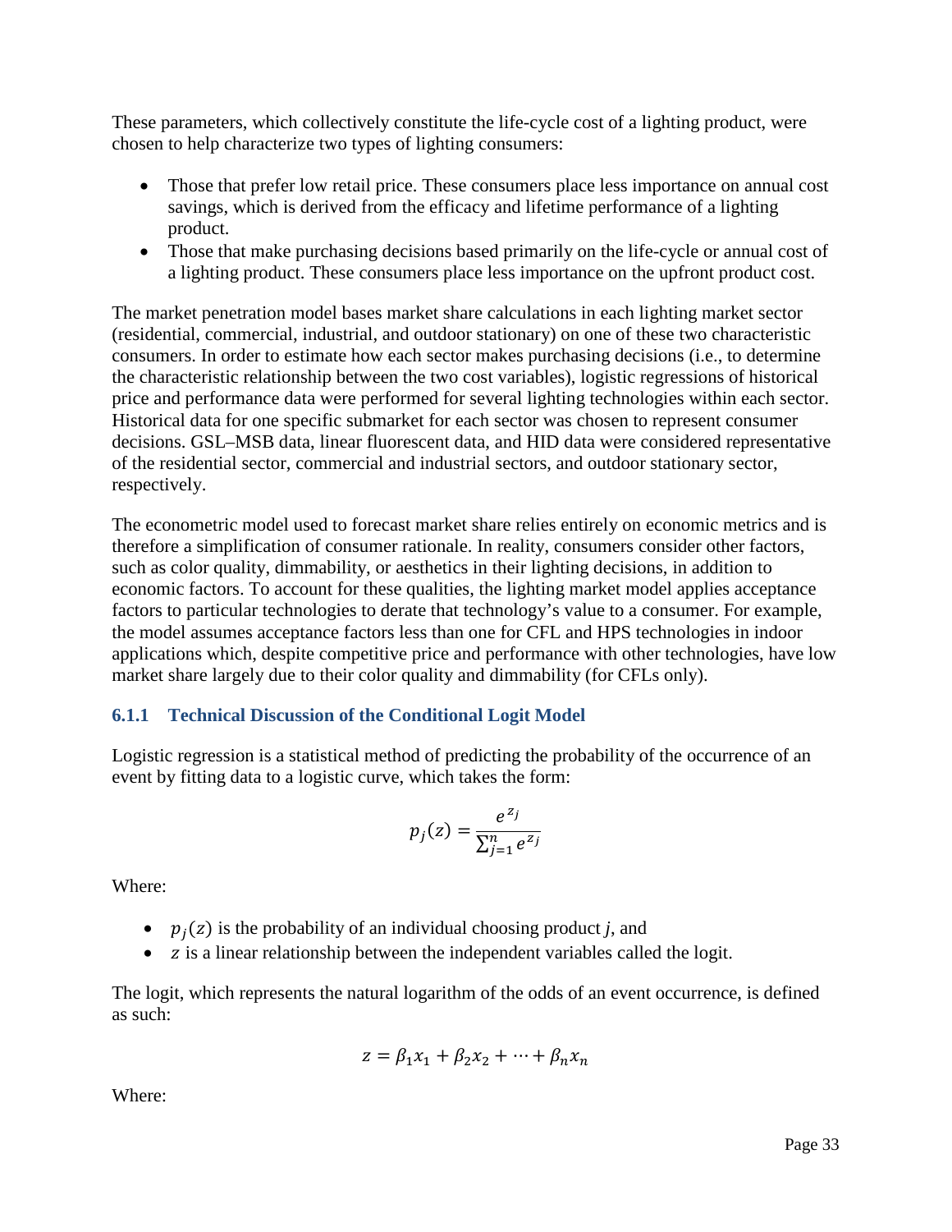These parameters, which collectively constitute the life-cycle cost of a lighting product, were chosen to help characterize two types of lighting consumers:

- Those that prefer low retail price. These consumers place less importance on annual cost savings, which is derived from the efficacy and lifetime performance of a lighting product.
- Those that make purchasing decisions based primarily on the life-cycle or annual cost of a lighting product. These consumers place less importance on the upfront product cost.

The market penetration model bases market share calculations in each lighting market sector (residential, commercial, industrial, and outdoor stationary) on one of these two characteristic consumers. In order to estimate how each sector makes purchasing decisions (i.e., to determine the characteristic relationship between the two cost variables), logistic regressions of historical price and performance data were performed for several lighting technologies within each sector. Historical data for one specific submarket for each sector was chosen to represent consumer decisions. GSL–MSB data, linear fluorescent data, and HID data were considered representative of the residential sector, commercial and industrial sectors, and outdoor stationary sector, respectively.

The econometric model used to forecast market share relies entirely on economic metrics and is therefore a simplification of consumer rationale. In reality, consumers consider other factors, such as color quality, dimmability, or aesthetics in their lighting decisions, in addition to economic factors. To account for these qualities, the lighting market model applies acceptance factors to particular technologies to derate that technology's value to a consumer. For example, the model assumes acceptance factors less than one for CFL and HPS technologies in indoor applications which, despite competitive price and performance with other technologies, have low market share largely due to their color quality and dimmability (for CFLs only).

### 6.1.1 Technical Discussion of the Conditional Logit Model

Logistic regression is a statistical method of predicting the probability of the occurrence of an event by fitting data to a logistic curve, which takes the form:

$$p_j(z) = \frac{e^{z_j}}{\sum_{j=1}^{n} e^{z_j}}$$

Where:

- $p_j(z)$ is the probability of an individual choosing product $j$, and
- $z$ is a linear relationship between the independent variables called the logit.

The logit, which represents the natural logarithm of the odds of an event occurrence, is defined as such:

$$z = \beta_1 x_1 + \beta_2 x_2 + \cdots + \beta_n x_n$$

Where: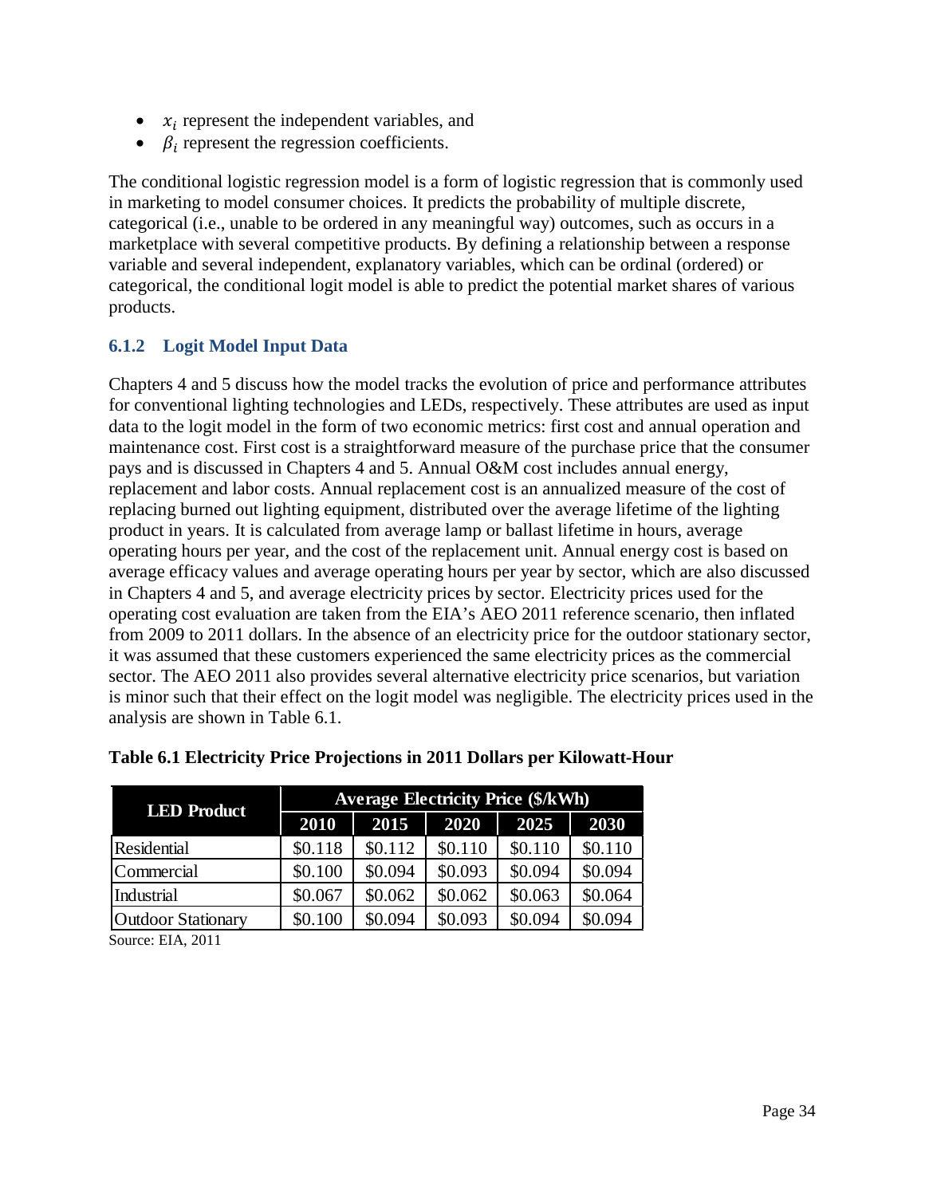- $x_i$ represent the independent variables, and
- $\beta_i$ represent the regression coefficients.

The conditional logistic regression model is a form of logistic regression that is commonly used in marketing to model consumer choices. It predicts the probability of multiple discrete, categorical (i.e., unable to be ordered in any meaningful way) outcomes, such as occurs in a marketplace with several competitive products. By defining a relationship between a response variable and several independent, explanatory variables, which can be ordinal (ordered) or categorical, the conditional logit model is able to predict the potential market shares of various products.

### 6.1.2 Logit Model Input Data

Chapters 4 and 5 discuss how the model tracks the evolution of price and performance attributes for conventional lighting technologies and LEDs, respectively. These attributes are used as input data to the logit model in the form of two economic metrics: first cost and annual operation and maintenance cost. First cost is a straightforward measure of the purchase price that the consumer pays and is discussed in Chapters 4 and 5. Annual O&M cost includes annual energy, replacement and labor costs. Annual replacement cost is an annualized measure of the cost of replacing burned out lighting equipment, distributed over the average lifetime of the lighting product in years. It is calculated from average lamp or ballast lifetime in hours, average operating hours per year, and the cost of the replacement unit. Annual energy cost is based on average efficacy values and average operating hours per year by sector, which are also discussed in Chapters 4 and 5, and average electricity prices by sector. Electricity prices used for the operating cost evaluation are taken from the EIA's AEO 2011 reference scenario, then inflated from 2009 to 2011 dollars. In the absence of an electricity price for the outdoor stationary sector, it was assumed that these customers experienced the same electricity prices as the commercial sector. The AEO 2011 also provides several alternative electricity price scenarios, but variation is minor such that their effect on the logit model was negligible. The electricity prices used in the analysis are shown in Table 6.1.

**Table 6.1 Electricity Price Projections in 2011 Dollars per Kilowatt-Hour**

| LED Product | Average Electricity Price ($/kWh) | | | | |
|---|---|---|---|---|---|
| | 2010 | 2015 | 2020 | 2025 | 2030 |
| Residential | $0.118 | $0.112 | $0.110 | $0.110 | $0.110 |
| Commercial | $0.100 | $0.094 | $0.093 | $0.094 | $0.094 |
| Industrial | $0.067 | $0.062 | $0.062 | $0.063 | $0.064 |
| Outdoor Stationary | $0.100 | $0.094 | $0.093 | $0.094 | $0.094 |

Source: EIA, 2011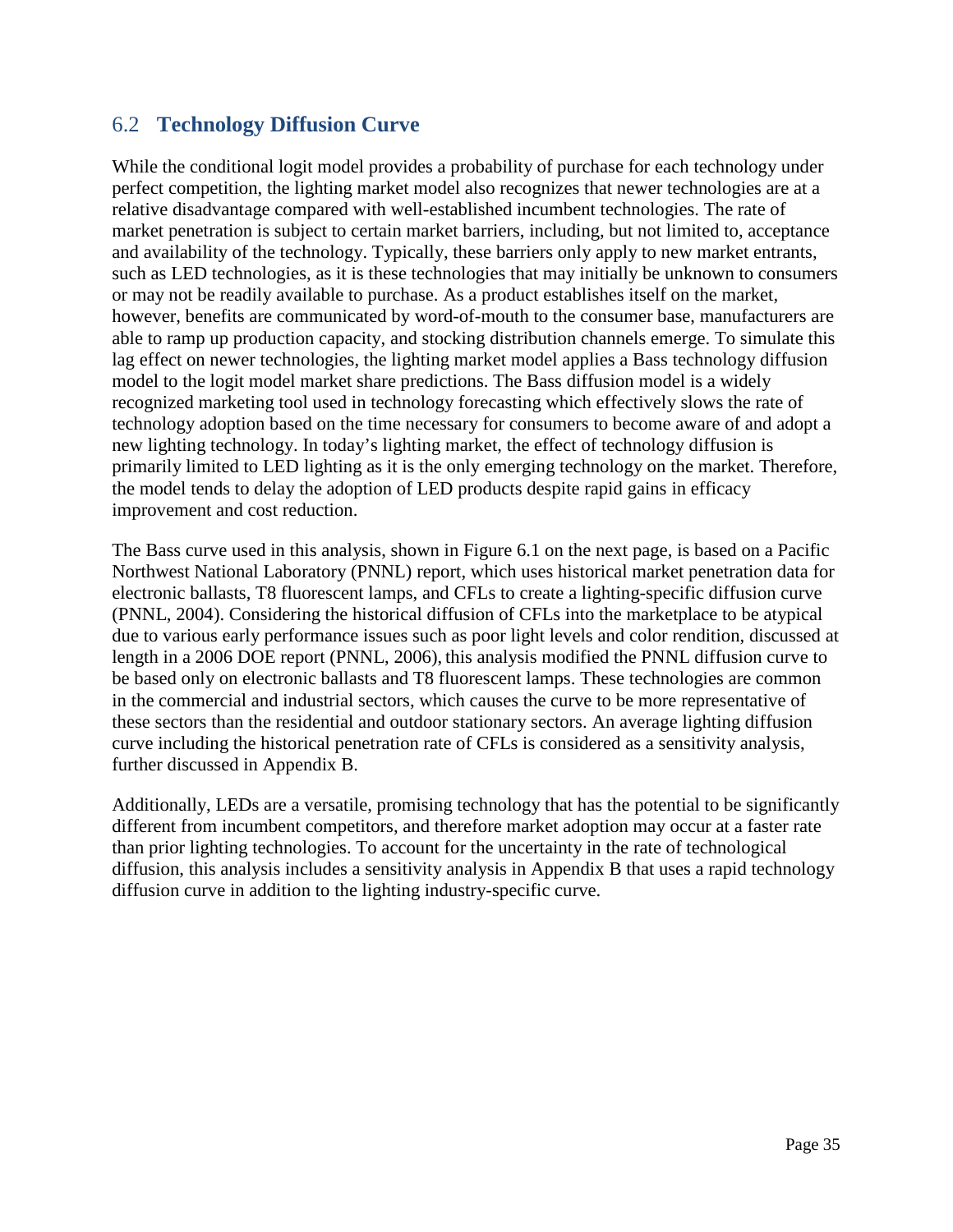## 6.2 Technology Diffusion Curve

While the conditional logit model provides a probability of purchase for each technology under perfect competition, the lighting market model also recognizes that newer technologies are at a relative disadvantage compared with well-established incumbent technologies. The rate of market penetration is subject to certain market barriers, including, but not limited to, acceptance and availability of the technology. Typically, these barriers only apply to new market entrants, such as LED technologies, as it is these technologies that may initially be unknown to consumers or may not be readily available to purchase. As a product establishes itself on the market, however, benefits are communicated by word-of-mouth to the consumer base, manufacturers are able to ramp up production capacity, and stocking distribution channels emerge. To simulate this lag effect on newer technologies, the lighting market model applies a Bass technology diffusion model to the logit model market share predictions. The Bass diffusion model is a widely recognized marketing tool used in technology forecasting which effectively slows the rate of technology adoption based on the time necessary for consumers to become aware of and adopt a new lighting technology. In today's lighting market, the effect of technology diffusion is primarily limited to LED lighting as it is the only emerging technology on the market. Therefore, the model tends to delay the adoption of LED products despite rapid gains in efficacy improvement and cost reduction.

The Bass curve used in this analysis, shown in Figure 6.1 on the next page, is based on a Pacific Northwest National Laboratory (PNNL) report, which uses historical market penetration data for electronic ballasts, T8 fluorescent lamps, and CFLs to create a lighting-specific diffusion curve (PNNL, 2004). Considering the historical diffusion of CFLs into the marketplace to be atypical due to various early performance issues such as poor light levels and color rendition, discussed at length in a 2006 DOE report (PNNL, 2006), this analysis modified the PNNL diffusion curve to be based only on electronic ballasts and T8 fluorescent lamps. These technologies are common in the commercial and industrial sectors, which causes the curve to be more representative of these sectors than the residential and outdoor stationary sectors. An average lighting diffusion curve including the historical penetration rate of CFLs is considered as a sensitivity analysis, further discussed in Appendix B.

Additionally, LEDs are a versatile, promising technology that has the potential to be significantly different from incumbent competitors, and therefore market adoption may occur at a faster rate than prior lighting technologies. To account for the uncertainty in the rate of technological diffusion, this analysis includes a sensitivity analysis in Appendix B that uses a rapid technology diffusion curve in addition to the lighting industry-specific curve.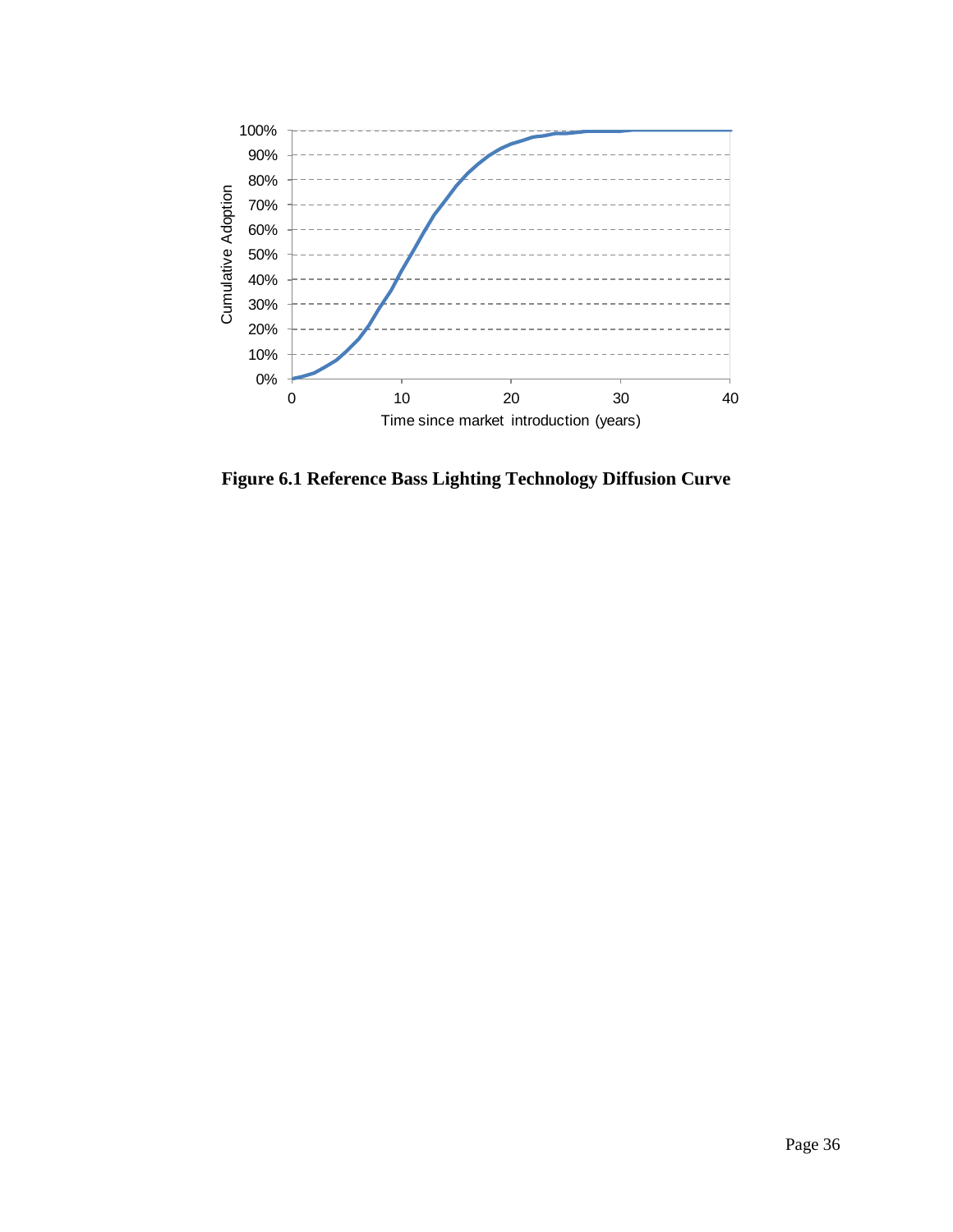**Figure 6.1 Reference Bass Lighting Technology Diffusion Curve**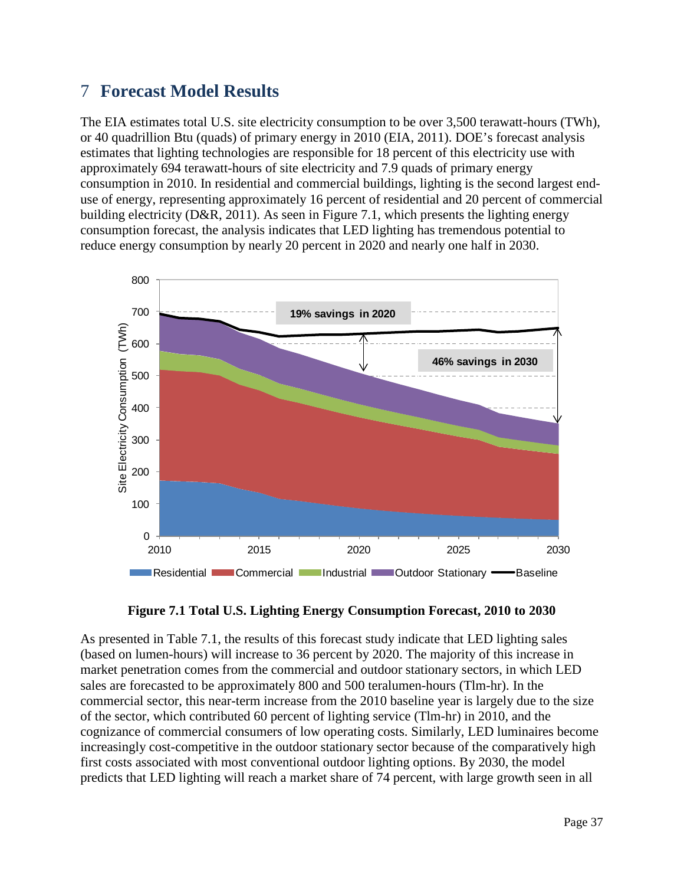# 7 Forecast Model Results

The EIA estimates total U.S. site electricity consumption to be over 3,500 terawatt-hours (TWh), or 40 quadrillion Btu (quads) of primary energy in 2010 (EIA, 2011). DOE's forecast analysis estimates that lighting technologies are responsible for 18 percent of this electricity use with approximately 694 terawatt-hours of site electricity and 7.9 quads of primary energy consumption in 2010. In residential and commercial buildings, lighting is the second largest end-use of energy, representing approximately 16 percent of residential and 20 percent of commercial building electricity (D&R, 2011). As seen in Figure 7.1, which presents the lighting energy consumption forecast, the analysis indicates that LED lighting has tremendous potential to reduce energy consumption by nearly 20 percent in 2020 and nearly one half in 2030.

**Figure 7.1 Total U.S. Lighting Energy Consumption Forecast, 2010 to 2030**

As presented in Table 7.1, the results of this forecast study indicate that LED lighting sales (based on lumen-hours) will increase to 36 percent by 2020. The majority of this increase in market penetration comes from the commercial and outdoor stationary sectors, in which LED sales are forecasted to be approximately 800 and 500 teralumen-hours (Tlm-hr). In the commercial sector, this near-term increase from the 2010 baseline year is largely due to the size of the sector, which contributed 60 percent of lighting service (Tlm-hr) in 2010, and the cognizance of commercial consumers of low operating costs. Similarly, LED luminaires become increasingly cost-competitive in the outdoor stationary sector because of the comparatively high first costs associated with most conventional outdoor lighting options. By 2030, the model predicts that LED lighting will reach a market share of 74 percent, with large growth seen in all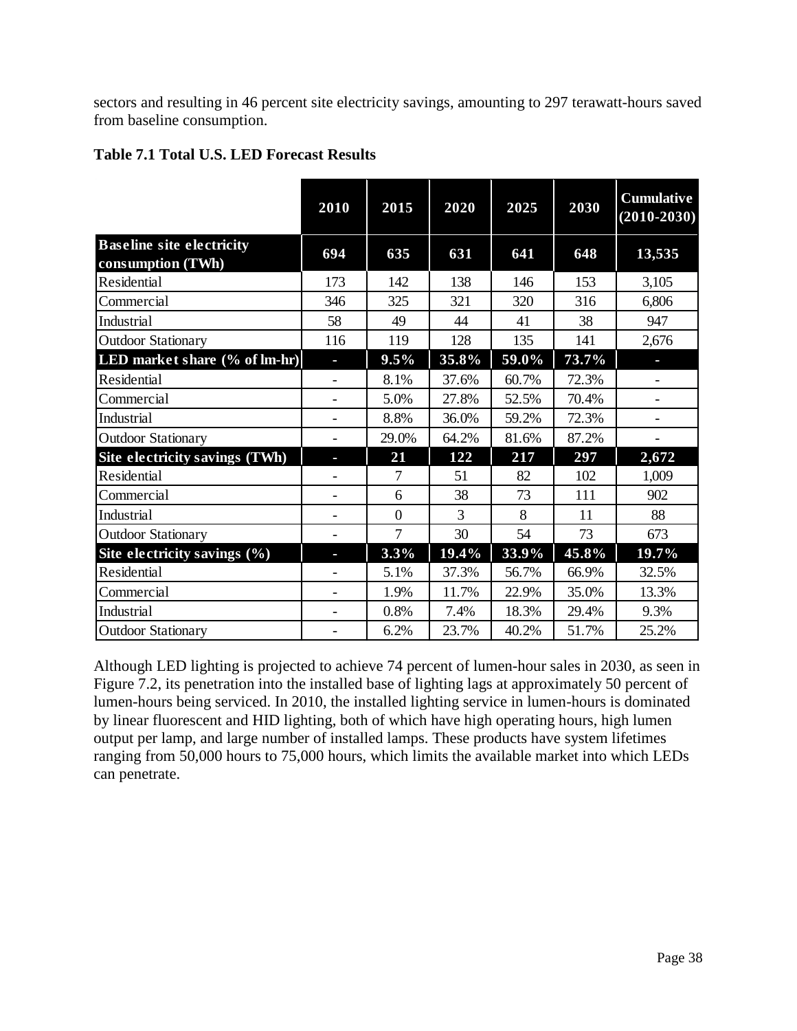sectors and resulting in 46 percent site electricity savings, amounting to 297 terawatt-hours saved from baseline consumption.

**Table 7.1 Total U.S. LED Forecast Results**

| | 2010 | 2015 | 2020 | 2025 | 2030 | Cumulative (2010-2030) |
|---|---|---|---|---|---|---|
| **Baseline site electricity consumption (TWh)** | **694** | **635** | **631** | **641** | **648** | **13,535** |
| Residential | 173 | 142 | 138 | 146 | 153 | 3,105 |
| Commercial | 346 | 325 | 321 | 320 | 316 | 6,806 |
| Industrial | 58 | 49 | 44 | 41 | 38 | 947 |
| Outdoor Stationary | 116 | 119 | 128 | 135 | 141 | 2,676 |
| **LED market share (% of lm-hr)** | **-** | **9.5%** | **35.8%** | **59.0%** | **73.7%** | **-** |
| Residential | - | 8.1% | 37.6% | 60.7% | 72.3% | - |
| Commercial | - | 5.0% | 27.8% | 52.5% | 70.4% | - |
| Industrial | - | 8.8% | 36.0% | 59.2% | 72.3% | - |
| Outdoor Stationary | - | 29.0% | 64.2% | 81.6% | 87.2% | - |
| **Site electricity savings (TWh)** | **-** | **21** | **122** | **217** | **297** | **2,672** |
| Residential | - | 7 | 51 | 82 | 102 | 1,009 |
| Commercial | - | 6 | 38 | 73 | 111 | 902 |
| Industrial | - | 0 | 3 | 8 | 11 | 88 |
| Outdoor Stationary | - | 7 | 30 | 54 | 73 | 673 |
| **Site electricity savings (%)** | **-** | **3.3%** | **19.4%** | **33.9%** | **45.8%** | **19.7%** |
| Residential | - | 5.1% | 37.3% | 56.7% | 66.9% | 32.5% |
| Commercial | - | 1.9% | 11.7% | 22.9% | 35.0% | 13.3% |
| Industrial | - | 0.8% | 7.4% | 18.3% | 29.4% | 9.3% |
| Outdoor Stationary | - | 6.2% | 23.7% | 40.2% | 51.7% | 25.2% |

Although LED lighting is projected to achieve 74 percent of lumen-hour sales in 2030, as seen in Figure 7.2, its penetration into the installed base of lighting lags at approximately 50 percent of lumen-hours being serviced. In 2010, the installed lighting service in lumen-hours is dominated by linear fluorescent and HID lighting, both of which have high operating hours, high lumen output per lamp, and large number of installed lamps. These products have system lifetimes ranging from 50,000 hours to 75,000 hours, which limits the available market into which LEDs can penetrate.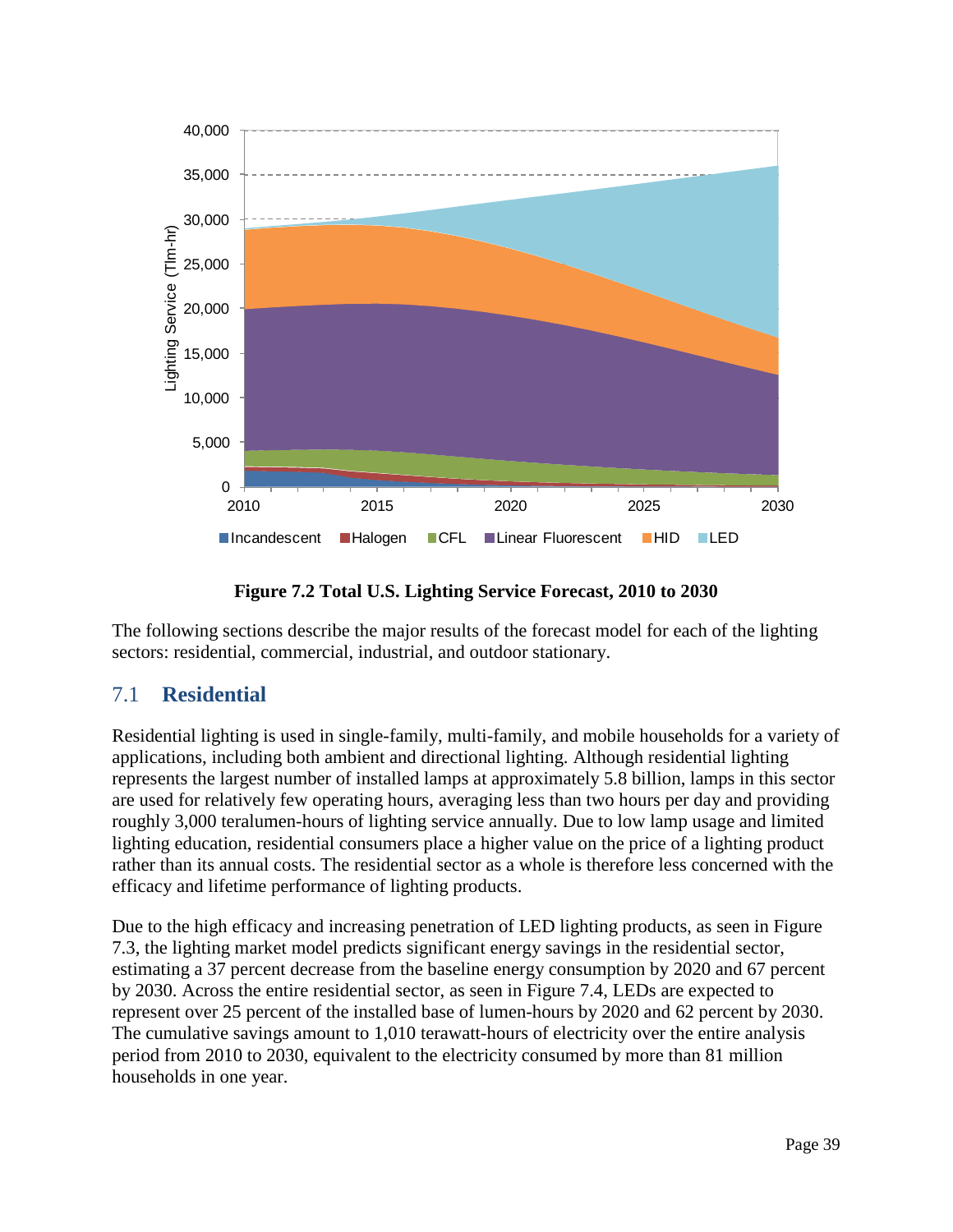**Figure 7.2 Total U.S. Lighting Service Forecast, 2010 to 2030**

The following sections describe the major results of the forecast model for each of the lighting sectors: residential, commercial, industrial, and outdoor stationary.

## 7.1 Residential

Residential lighting is used in single-family, multi-family, and mobile households for a variety of applications, including both ambient and directional lighting. Although residential lighting represents the largest number of installed lamps at approximately 5.8 billion, lamps in this sector are used for relatively few operating hours, averaging less than two hours per day and providing roughly 3,000 teralumen-hours of lighting service annually. Due to low lamp usage and limited lighting education, residential consumers place a higher value on the price of a lighting product rather than its annual costs. The residential sector as a whole is therefore less concerned with the efficacy and lifetime performance of lighting products.

Due to the high efficacy and increasing penetration of LED lighting products, as seen in Figure 7.3, the lighting market model predicts significant energy savings in the residential sector, estimating a 37 percent decrease from the baseline energy consumption by 2020 and 67 percent by 2030. Across the entire residential sector, as seen in Figure 7.4, LEDs are expected to represent over 25 percent of the installed base of lumen-hours by 2020 and 62 percent by 2030. The cumulative savings amount to 1,010 terawatt-hours of electricity over the entire analysis period from 2010 to 2030, equivalent to the electricity consumed by more than 81 million households in one year.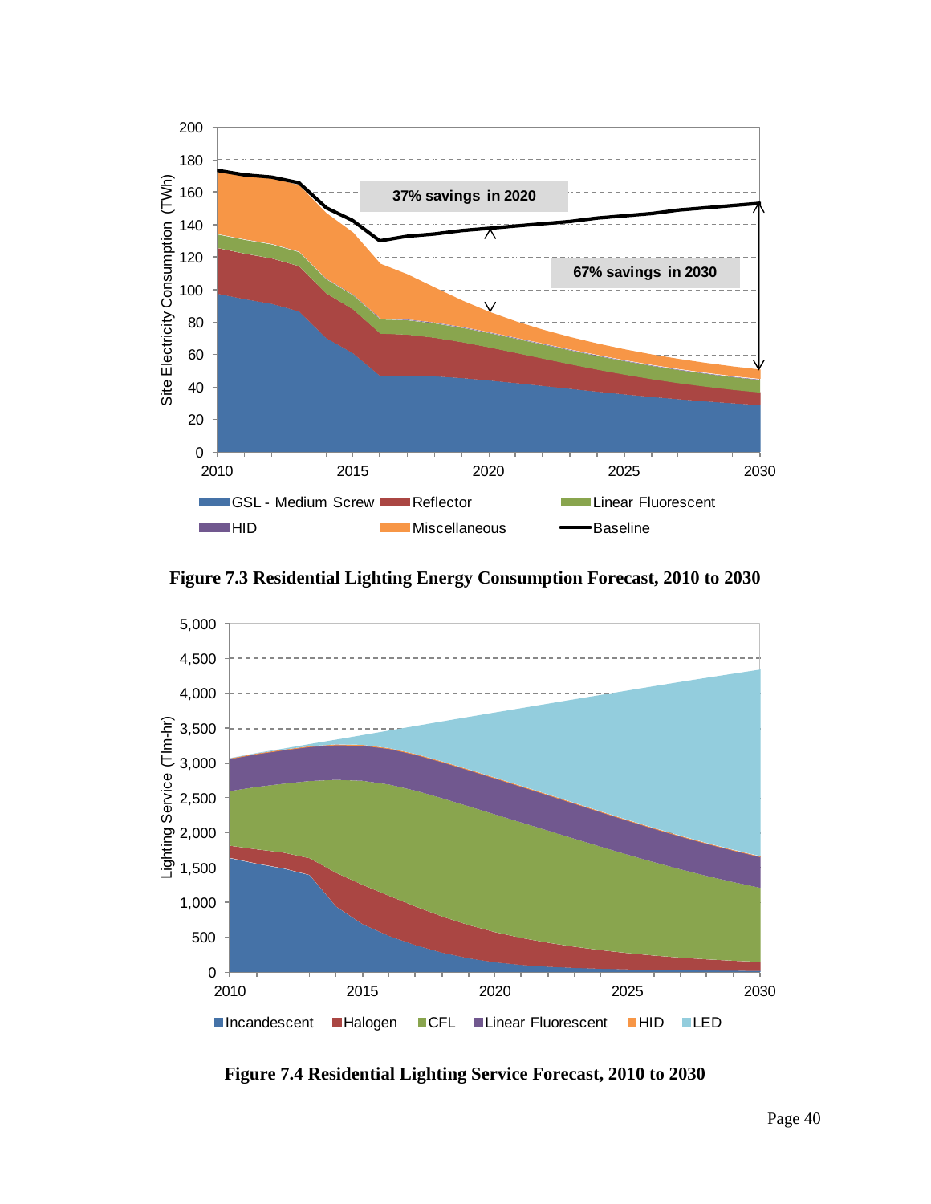**Figure 7.3 Residential Lighting Energy Consumption Forecast, 2010 to 2030**

**Figure 7.4 Residential Lighting Service Forecast, 2010 to 2030**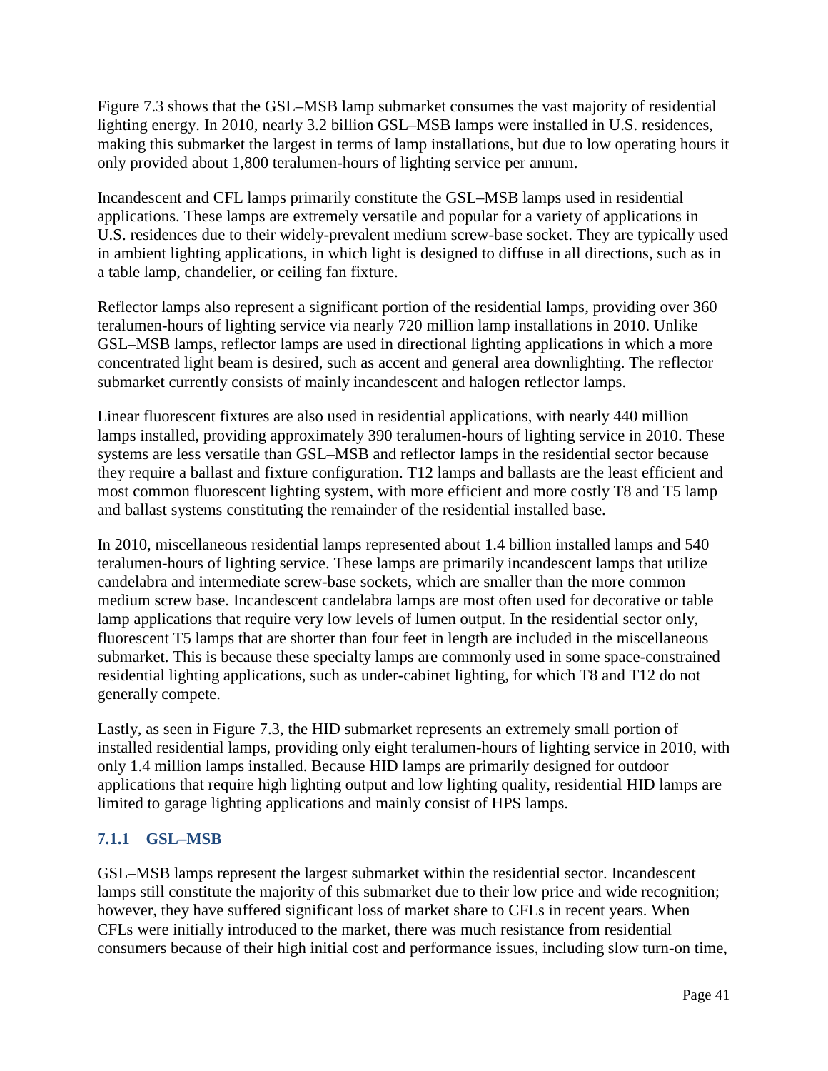Figure 7.3 shows that the GSL–MSB lamp submarket consumes the vast majority of residential lighting energy. In 2010, nearly 3.2 billion GSL–MSB lamps were installed in U.S. residences, making this submarket the largest in terms of lamp installations, but due to low operating hours it only provided about 1,800 teralumen-hours of lighting service per annum.

Incandescent and CFL lamps primarily constitute the GSL–MSB lamps used in residential applications. These lamps are extremely versatile and popular for a variety of applications in U.S. residences due to their widely-prevalent medium screw-base socket. They are typically used in ambient lighting applications, in which light is designed to diffuse in all directions, such as in a table lamp, chandelier, or ceiling fan fixture.

Reflector lamps also represent a significant portion of the residential lamps, providing over 360 teralumen-hours of lighting service via nearly 720 million lamp installations in 2010. Unlike GSL–MSB lamps, reflector lamps are used in directional lighting applications in which a more concentrated light beam is desired, such as accent and general area downlighting. The reflector submarket currently consists of mainly incandescent and halogen reflector lamps.

Linear fluorescent fixtures are also used in residential applications, with nearly 440 million lamps installed, providing approximately 390 teralumen-hours of lighting service in 2010. These systems are less versatile than GSL–MSB and reflector lamps in the residential sector because they require a ballast and fixture configuration. T12 lamps and ballasts are the least efficient and most common fluorescent lighting system, with more efficient and more costly T8 and T5 lamp and ballast systems constituting the remainder of the residential installed base.

In 2010, miscellaneous residential lamps represented about 1.4 billion installed lamps and 540 teralumen-hours of lighting service. These lamps are primarily incandescent lamps that utilize candelabra and intermediate screw-base sockets, which are smaller than the more common medium screw base. Incandescent candelabra lamps are most often used for decorative or table lamp applications that require very low levels of lumen output. In the residential sector only, fluorescent T5 lamps that are shorter than four feet in length are included in the miscellaneous submarket. This is because these specialty lamps are commonly used in some space-constrained residential lighting applications, such as under-cabinet lighting, for which T8 and T12 do not generally compete.

Lastly, as seen in Figure 7.3, the HID submarket represents an extremely small portion of installed residential lamps, providing only eight teralumen-hours of lighting service in 2010, with only 1.4 million lamps installed. Because HID lamps are primarily designed for outdoor applications that require high lighting output and low lighting quality, residential HID lamps are limited to garage lighting applications and mainly consist of HPS lamps.

### 7.1.1 GSL–MSB

GSL–MSB lamps represent the largest submarket within the residential sector. Incandescent lamps still constitute the majority of this submarket due to their low price and wide recognition; however, they have suffered significant loss of market share to CFLs in recent years. When CFLs were initially introduced to the market, there was much resistance from residential consumers because of their high initial cost and performance issues, including slow turn-on time,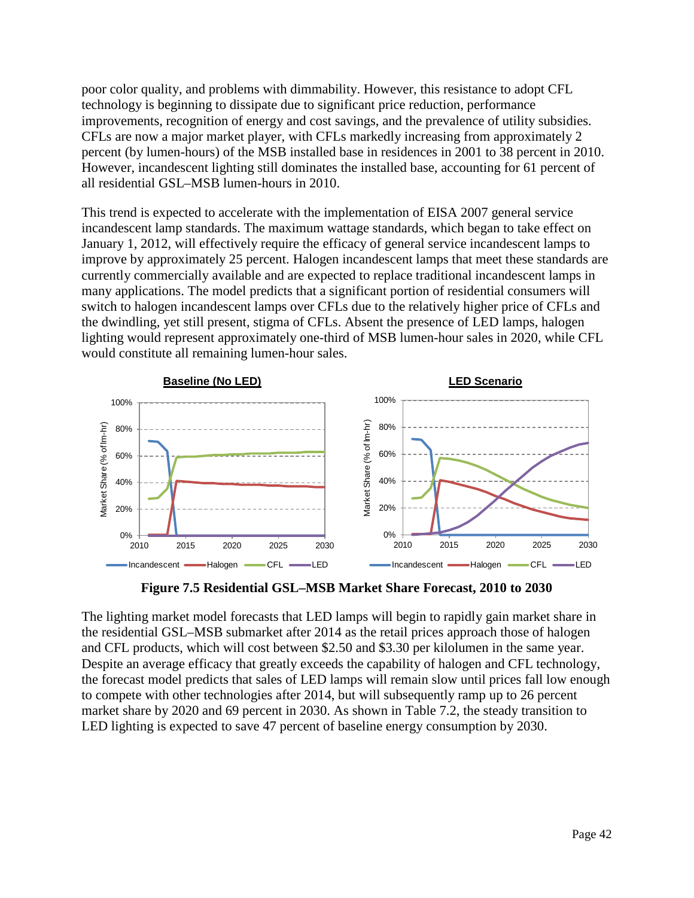poor color quality, and problems with dimmability. However, this resistance to adopt CFL technology is beginning to dissipate due to significant price reduction, performance improvements, recognition of energy and cost savings, and the prevalence of utility subsidies. CFLs are now a major market player, with CFLs markedly increasing from approximately 2 percent (by lumen-hours) of the MSB installed base in residences in 2001 to 38 percent in 2010. However, incandescent lighting still dominates the installed base, accounting for 61 percent of all residential GSL–MSB lumen-hours in 2010.

This trend is expected to accelerate with the implementation of EISA 2007 general service incandescent lamp standards. The maximum wattage standards, which began to take effect on January 1, 2012, will effectively require the efficacy of general service incandescent lamps to improve by approximately 25 percent. Halogen incandescent lamps that meet these standards are currently commercially available and are expected to replace traditional incandescent lamps in many applications. The model predicts that a significant portion of residential consumers will switch to halogen incandescent lamps over CFLs due to the relatively higher price of CFLs and the dwindling, yet still present, stigma of CFLs. Absent the presence of LED lamps, halogen lighting would represent approximately one-third of MSB lumen-hour sales in 2020, while CFL would constitute all remaining lumen-hour sales.

**Figure 7.5 Residential GSL–MSB Market Share Forecast, 2010 to 2030**

The lighting market model forecasts that LED lamps will begin to rapidly gain market share in the residential GSL–MSB submarket after 2014 as the retail prices approach those of halogen and CFL products, which will cost between $2.50 and $3.30 per kilolumen in the same year. Despite an average efficacy that greatly exceeds the capability of halogen and CFL technology, the forecast model predicts that sales of LED lamps will remain slow until prices fall low enough to compete with other technologies after 2014, but will subsequently ramp up to 26 percent market share by 2020 and 69 percent in 2030. As shown in Table 7.2, the steady transition to LED lighting is expected to save 47 percent of baseline energy consumption by 2030.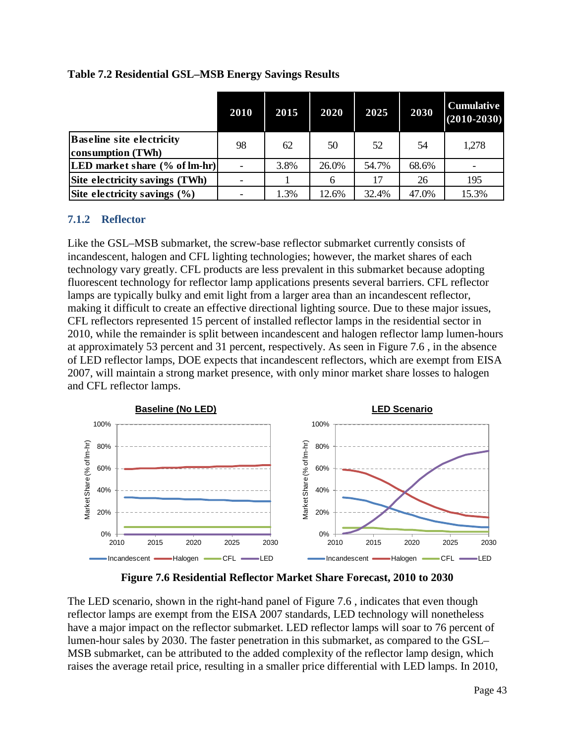**Table 7.2 Residential GSL–MSB Energy Savings Results**

| | 2010 | 2015 | 2020 | 2025 | 2030 | Cumulative (2010-2030) |
|---|---|---|---|---|---|---|
| **Baseline site electricity consumption (TWh)** | 98 | 62 | 50 | 52 | 54 | 1,278 |
| **LED market share (% of lm-hr)** | - | 3.8% | 26.0% | 54.7% | 68.6% | - |
| **Site electricity savings (TWh)** | - | 1 | 6 | 17 | 26 | 195 |
| **Site electricity savings (%)** | - | 1.3% | 12.6% | 32.4% | 47.0% | 15.3% |

### 7.1.2 Reflector

Like the GSL–MSB submarket, the screw-base reflector submarket currently consists of incandescent, halogen and CFL lighting technologies; however, the market shares of each technology vary greatly. CFL products are less prevalent in this submarket because adopting fluorescent technology for reflector lamp applications presents several barriers. CFL reflector lamps are typically bulky and emit light from a larger area than an incandescent reflector, making it difficult to create an effective directional lighting source. Due to these major issues, CFL reflectors represented 15 percent of installed reflector lamps in the residential sector in 2010, while the remainder is split between incandescent and halogen reflector lamp lumen-hours at approximately 53 percent and 31 percent, respectively. As seen in Figure 7.6 , in the absence of LED reflector lamps, DOE expects that incandescent reflectors, which are exempt from EISA 2007, will maintain a strong market presence, with only minor market share losses to halogen and CFL reflector lamps.

**Figure 7.6 Residential Reflector Market Share Forecast, 2010 to 2030**

The LED scenario, shown in the right-hand panel of Figure 7.6 , indicates that even though reflector lamps are exempt from the EISA 2007 standards, LED technology will nonetheless have a major impact on the reflector submarket. LED reflector lamps will soar to 76 percent of lumen-hour sales by 2030. The faster penetration in this submarket, as compared to the GSL–MSB submarket, can be attributed to the added complexity of the reflector lamp design, which raises the average retail price, resulting in a smaller price differential with LED lamps. In 2010,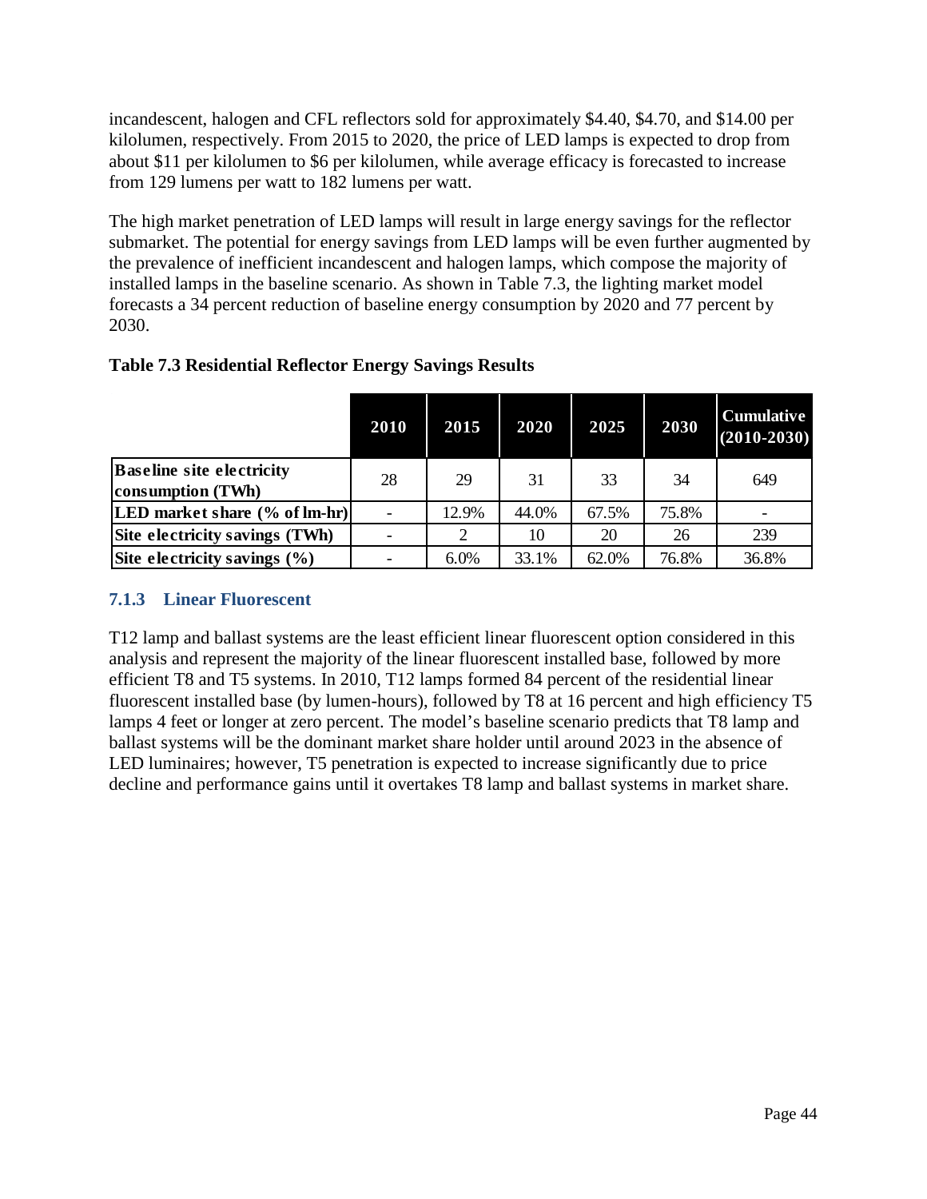incandescent, halogen and CFL reflectors sold for approximately $4.40, $4.70, and $14.00 per kilolumen, respectively. From 2015 to 2020, the price of LED lamps is expected to drop from about $11 per kilolumen to $6 per kilolumen, while average efficacy is forecasted to increase from 129 lumens per watt to 182 lumens per watt.

The high market penetration of LED lamps will result in large energy savings for the reflector submarket. The potential for energy savings from LED lamps will be even further augmented by the prevalence of inefficient incandescent and halogen lamps, which compose the majority of installed lamps in the baseline scenario. As shown in Table 7.3, the lighting market model forecasts a 34 percent reduction of baseline energy consumption by 2020 and 77 percent by 2030.

**Table 7.3 Residential Reflector Energy Savings Results**

| | 2010 | 2015 | 2020 | 2025 | 2030 | Cumulative (2010-2030) |
|---|---|---|---|---|---|---|
| **Baseline site electricity consumption (TWh)** | 28 | 29 | 31 | 33 | 34 | 649 |
| **LED market share (% of lm-hr)** | - | 12.9% | 44.0% | 67.5% | 75.8% | - |
| **Site electricity savings (TWh)** | - | 2 | 10 | 20 | 26 | 239 |
| **Site electricity savings (%)** | - | 6.0% | 33.1% | 62.0% | 76.8% | 36.8% |

### 7.1.3 Linear Fluorescent

T12 lamp and ballast systems are the least efficient linear fluorescent option considered in this analysis and represent the majority of the linear fluorescent installed base, followed by more efficient T8 and T5 systems. In 2010, T12 lamps formed 84 percent of the residential linear fluorescent installed base (by lumen-hours), followed by T8 at 16 percent and high efficiency T5 lamps 4 feet or longer at zero percent. The model's baseline scenario predicts that T8 lamp and ballast systems will be the dominant market share holder until around 2023 in the absence of LED luminaires; however, T5 penetration is expected to increase significantly due to price decline and performance gains until it overtakes T8 lamp and ballast systems in market share.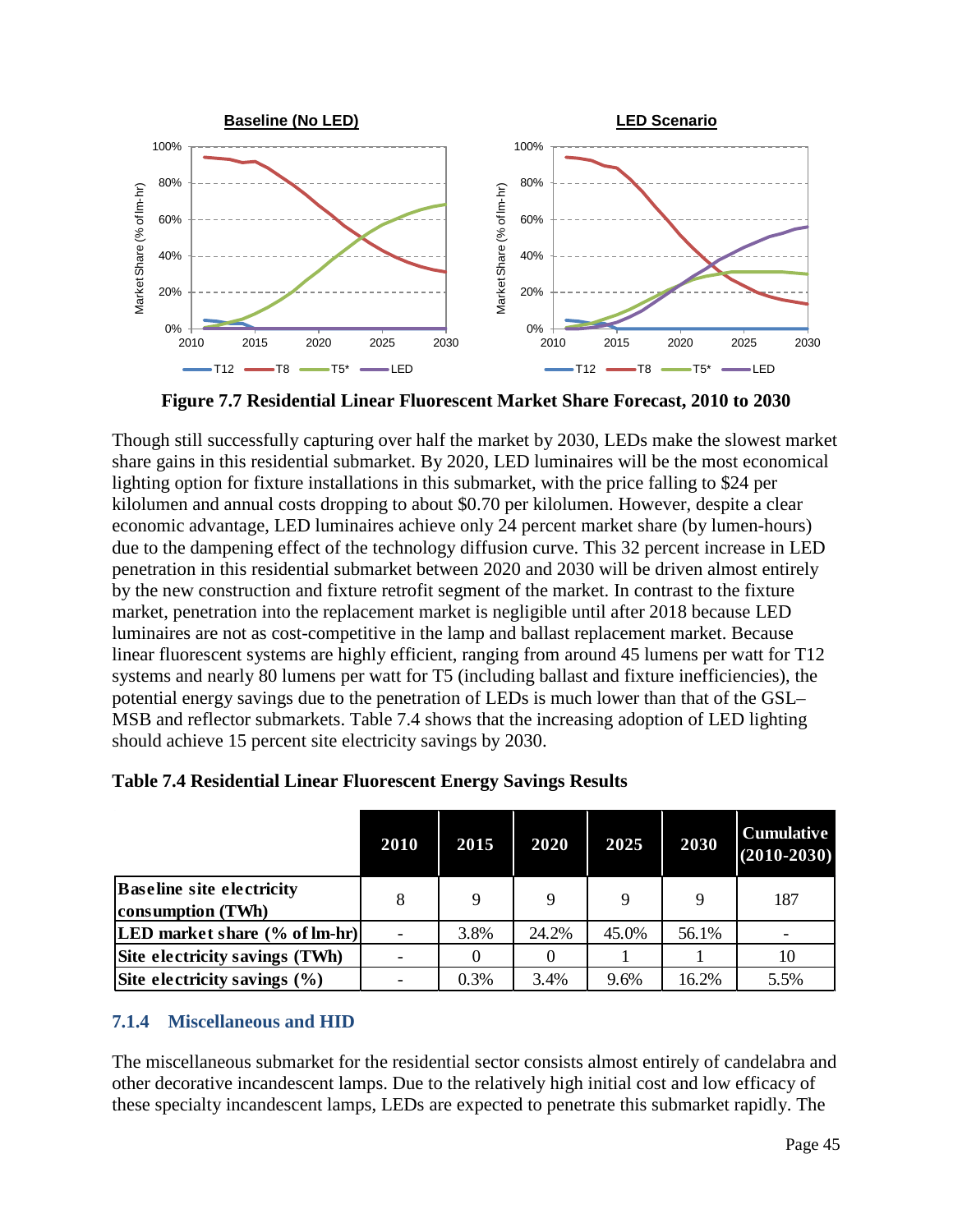Figure 7.7 Residential Linear Fluorescent Market Share Forecast, 2010 to 2030

Though still successfully capturing over half the market by 2030, LEDs make the slowest market share gains in this residential submarket. By 2020, LED luminaires will be the most economical lighting option for fixture installations in this submarket, with the price falling to $24 per kilolumen and annual costs dropping to about $0.70 per kilolumen. However, despite a clear economic advantage, LED luminaires achieve only 24 percent market share (by lumen-hours) due to the dampening effect of the technology diffusion curve. This 32 percent increase in LED penetration in this residential submarket between 2020 and 2030 will be driven almost entirely by the new construction and fixture retrofit segment of the market. In contrast to the fixture market, penetration into the replacement market is negligible until after 2018 because LED luminaires are not as cost-competitive in the lamp and ballast replacement market. Because linear fluorescent systems are highly efficient, ranging from around 45 lumens per watt for T12 systems and nearly 80 lumens per watt for T5 (including ballast and fixture inefficiencies), the potential energy savings due to the penetration of LEDs is much lower than that of the GSL–MSB and reflector submarkets. Table 7.4 shows that the increasing adoption of LED lighting should achieve 15 percent site electricity savings by 2030.

**Table 7.4 Residential Linear Fluorescent Energy Savings Results**

| | 2010 | 2015 | 2020 | 2025 | 2030 | Cumulative (2010-2030) |
|---|---|---|---|---|---|---|
| **Baseline site electricity consumption (TWh)** | 8 | 9 | 9 | 9 | 9 | 187 |
| **LED market share (% of lm-hr)** | - | 3.8% | 24.2% | 45.0% | 56.1% | - |
| **Site electricity savings (TWh)** | - | 0 | 0 | 1 | 1 | 10 |
| **Site electricity savings (%)** | - | 0.3% | 3.4% | 9.6% | 16.2% | 5.5% |

### 7.1.4 Miscellaneous and HID

The miscellaneous submarket for the residential sector consists almost entirely of candelabra and other decorative incandescent lamps. Due to the relatively high initial cost and low efficacy of these specialty incandescent lamps, LEDs are expected to penetrate this submarket rapidly. The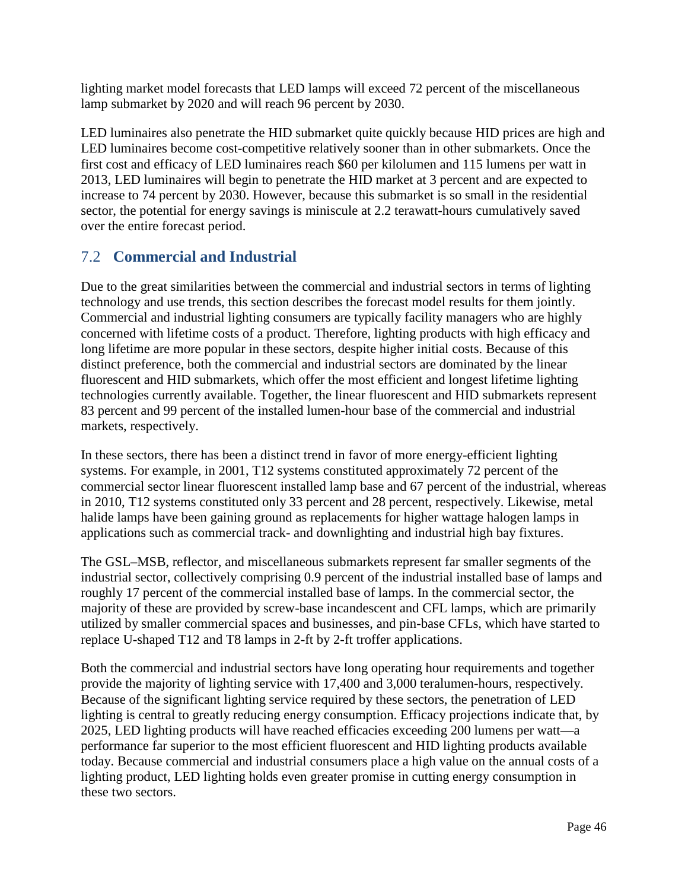lighting market model forecasts that LED lamps will exceed 72 percent of the miscellaneous lamp submarket by 2020 and will reach 96 percent by 2030.

LED luminaires also penetrate the HID submarket quite quickly because HID prices are high and LED luminaires become cost-competitive relatively sooner than in other submarkets. Once the first cost and efficacy of LED luminaires reach $60 per kilolumen and 115 lumens per watt in 2013, LED luminaires will begin to penetrate the HID market at 3 percent and are expected to increase to 74 percent by 2030. However, because this submarket is so small in the residential sector, the potential for energy savings is miniscule at 2.2 terawatt-hours cumulatively saved over the entire forecast period.

## 7.2 Commercial and Industrial

Due to the great similarities between the commercial and industrial sectors in terms of lighting technology and use trends, this section describes the forecast model results for them jointly. Commercial and industrial lighting consumers are typically facility managers who are highly concerned with lifetime costs of a product. Therefore, lighting products with high efficacy and long lifetime are more popular in these sectors, despite higher initial costs. Because of this distinct preference, both the commercial and industrial sectors are dominated by the linear fluorescent and HID submarkets, which offer the most efficient and longest lifetime lighting technologies currently available. Together, the linear fluorescent and HID submarkets represent 83 percent and 99 percent of the installed lumen-hour base of the commercial and industrial markets, respectively.

In these sectors, there has been a distinct trend in favor of more energy-efficient lighting systems. For example, in 2001, T12 systems constituted approximately 72 percent of the commercial sector linear fluorescent installed lamp base and 67 percent of the industrial, whereas in 2010, T12 systems constituted only 33 percent and 28 percent, respectively. Likewise, metal halide lamps have been gaining ground as replacements for higher wattage halogen lamps in applications such as commercial track- and downlighting and industrial high bay fixtures.

The GSL–MSB, reflector, and miscellaneous submarkets represent far smaller segments of the industrial sector, collectively comprising 0.9 percent of the industrial installed base of lamps and roughly 17 percent of the commercial installed base of lamps. In the commercial sector, the majority of these are provided by screw-base incandescent and CFL lamps, which are primarily utilized by smaller commercial spaces and businesses, and pin-base CFLs, which have started to replace U-shaped T12 and T8 lamps in 2-ft by 2-ft troffer applications.

Both the commercial and industrial sectors have long operating hour requirements and together provide the majority of lighting service with 17,400 and 3,000 teralumen-hours, respectively. Because of the significant lighting service required by these sectors, the penetration of LED lighting is central to greatly reducing energy consumption. Efficacy projections indicate that, by 2025, LED lighting products will have reached efficacies exceeding 200 lumens per watt—a performance far superior to the most efficient fluorescent and HID lighting products available today. Because commercial and industrial consumers place a high value on the annual costs of a lighting product, LED lighting holds even greater promise in cutting energy consumption in these two sectors.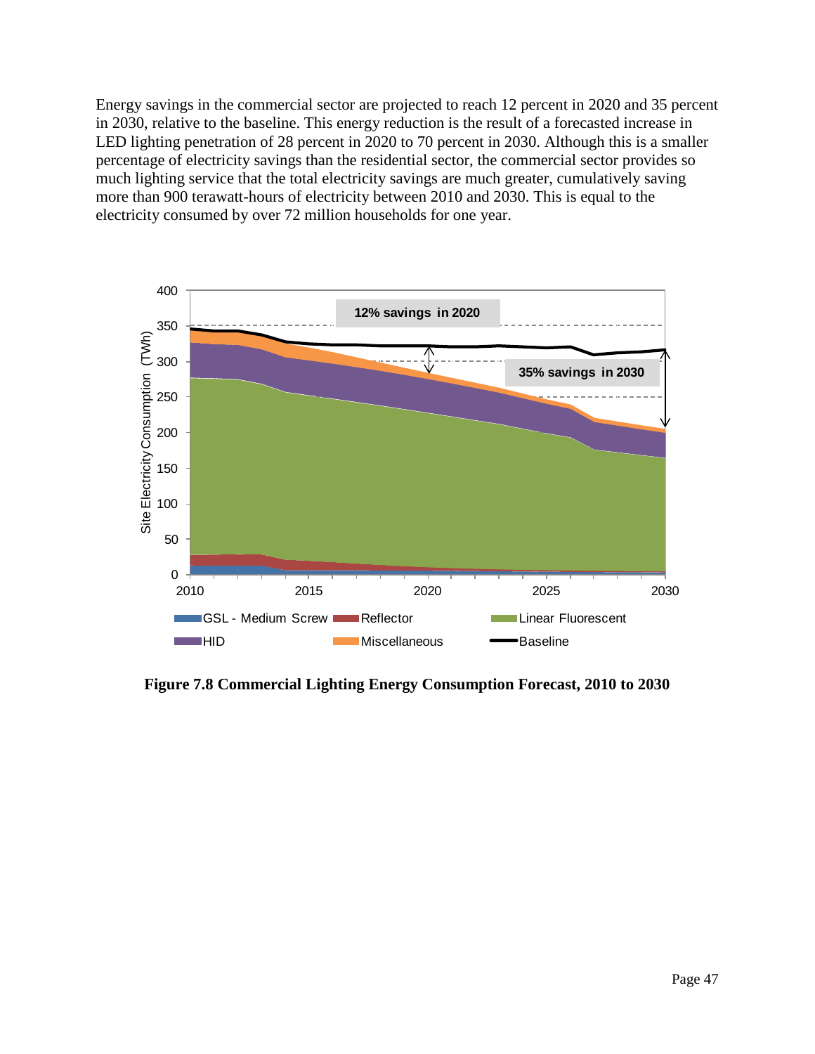Energy savings in the commercial sector are projected to reach 12 percent in 2020 and 35 percent in 2030, relative to the baseline. This energy reduction is the result of a forecasted increase in LED lighting penetration of 28 percent in 2020 to 70 percent in 2030. Although this is a smaller percentage of electricity savings than the residential sector, the commercial sector provides so much lighting service that the total electricity savings are much greater, cumulatively saving more than 900 terawatt-hours of electricity between 2010 and 2030. This is equal to the electricity consumed by over 72 million households for one year.

**Figure 7.8 Commercial Lighting Energy Consumption Forecast, 2010 to 2030**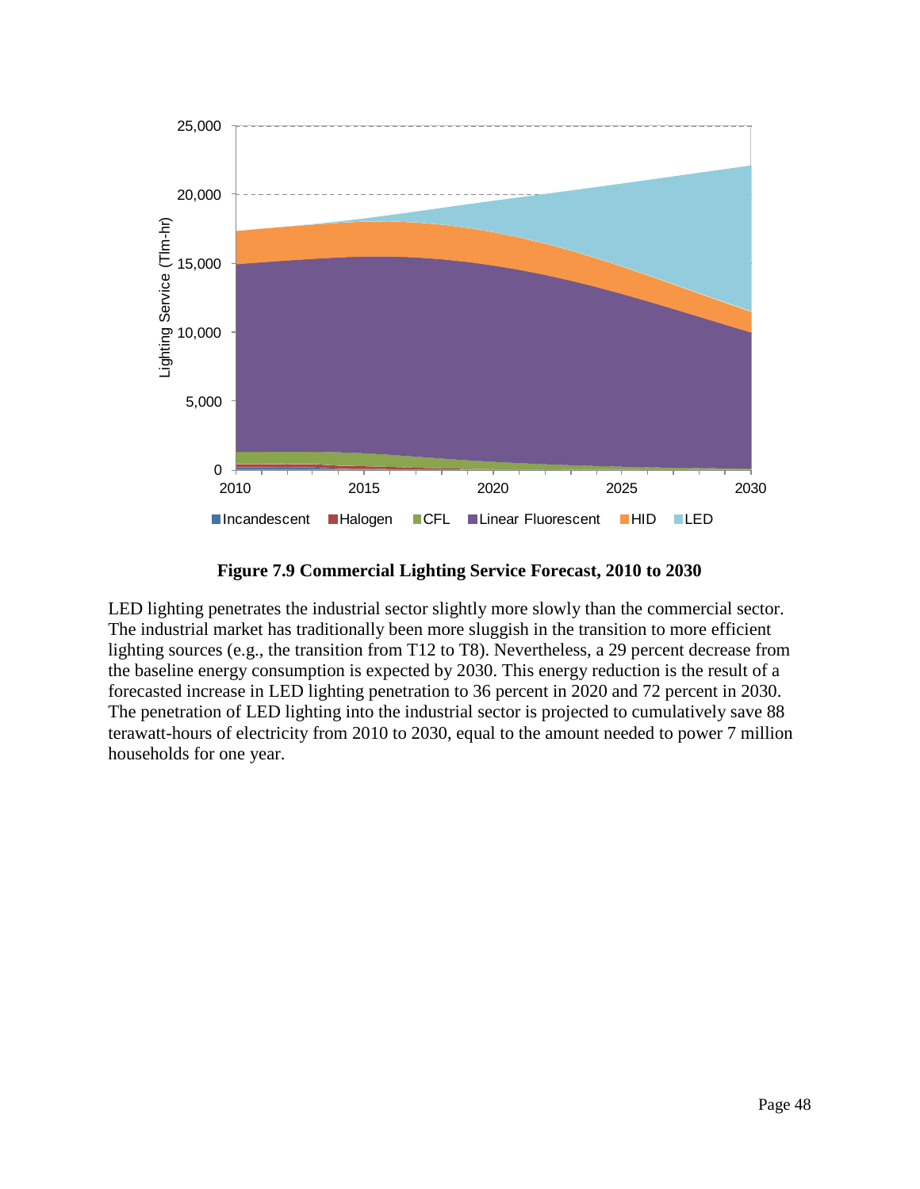**Figure 7.9 Commercial Lighting Service Forecast, 2010 to 2030**

LED lighting penetrates the industrial sector slightly more slowly than the commercial sector. The industrial market has traditionally been more sluggish in the transition to more efficient lighting sources (e.g., the transition from T12 to T8). Nevertheless, a 29 percent decrease from the baseline energy consumption is expected by 2030. This energy reduction is the result of a forecasted increase in LED lighting penetration to 36 percent in 2020 and 72 percent in 2030. The penetration of LED lighting into the industrial sector is projected to cumulatively save 88 terawatt-hours of electricity from 2010 to 2030, equal to the amount needed to power 7 million households for one year.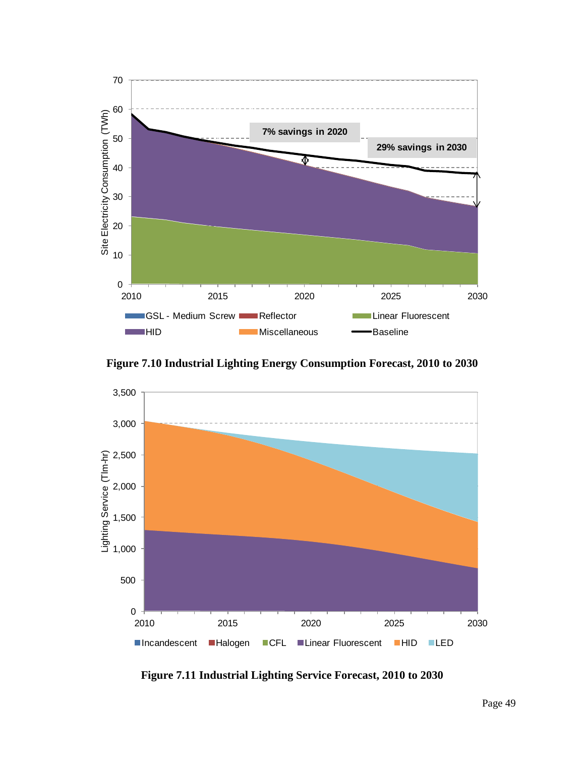**Figure 7.10 Industrial Lighting Energy Consumption Forecast, 2010 to 2030**

**Figure 7.11 Industrial Lighting Service Forecast, 2010 to 2030**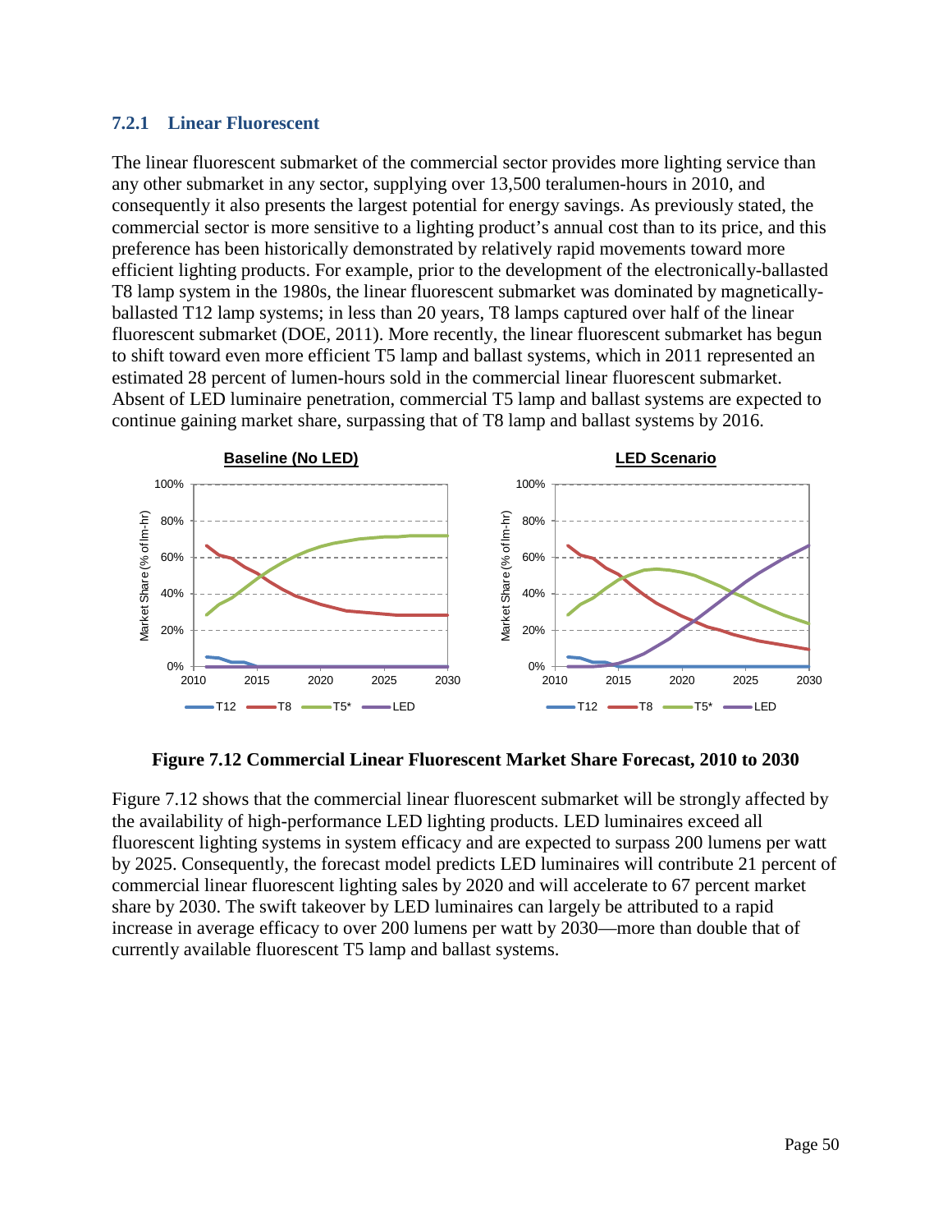### 7.2.1 Linear Fluorescent

The linear fluorescent submarket of the commercial sector provides more lighting service than any other submarket in any sector, supplying over 13,500 teralumen-hours in 2010, and consequently it also presents the largest potential for energy savings. As previously stated, the commercial sector is more sensitive to a lighting product's annual cost than to its price, and this preference has been historically demonstrated by relatively rapid movements toward more efficient lighting products. For example, prior to the development of the electronically-ballasted T8 lamp system in the 1980s, the linear fluorescent submarket was dominated by magnetically-ballasted T12 lamp systems; in less than 20 years, T8 lamps captured over half of the linear fluorescent submarket (DOE, 2011). More recently, the linear fluorescent submarket has begun to shift toward even more efficient T5 lamp and ballast systems, which in 2011 represented an estimated 28 percent of lumen-hours sold in the commercial linear fluorescent submarket. Absent of LED luminaire penetration, commercial T5 lamp and ballast systems are expected to continue gaining market share, surpassing that of T8 lamp and ballast systems by 2016.

**Figure 7.12 Commercial Linear Fluorescent Market Share Forecast, 2010 to 2030**

Figure 7.12 shows that the commercial linear fluorescent submarket will be strongly affected by the availability of high-performance LED lighting products. LED luminaires exceed all fluorescent lighting systems in system efficacy and are expected to surpass 200 lumens per watt by 2025. Consequently, the forecast model predicts LED luminaires will contribute 21 percent of commercial linear fluorescent lighting sales by 2020 and will accelerate to 67 percent market share by 2030. The swift takeover by LED luminaires can largely be attributed to a rapid increase in average efficacy to over 200 lumens per watt by 2030—more than double that of currently available fluorescent T5 lamp and ballast systems.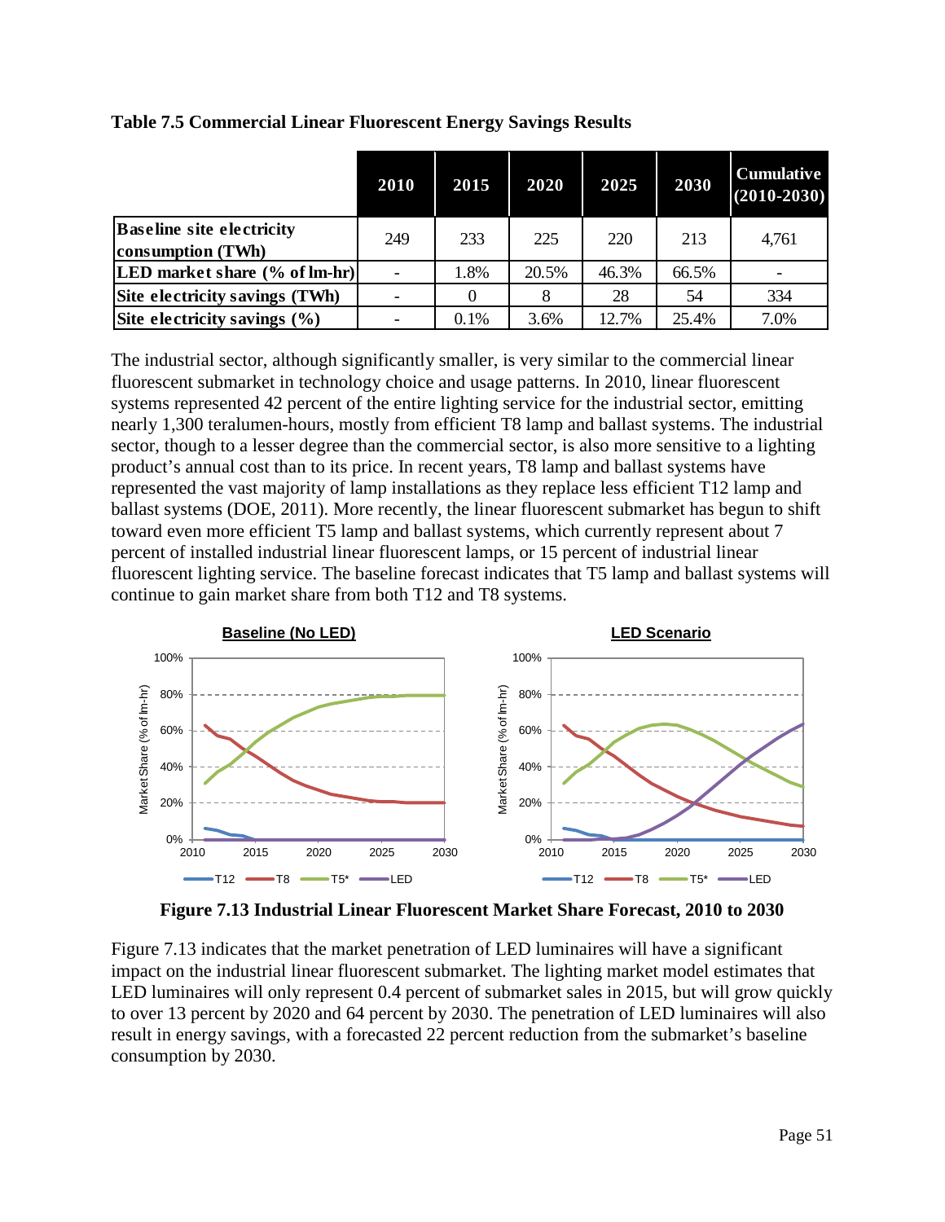**Table 7.5 Commercial Linear Fluorescent Energy Savings Results**

| | 2010 | 2015 | 2020 | 2025 | 2030 | Cumulative (2010-2030) |
|---|---|---|---|---|---|---|
| Baseline site electricity consumption (TWh) | 249 | 233 | 225 | 220 | 213 | 4,761 |
| LED market share (% of lm-hr) | - | 1.8% | 20.5% | 46.3% | 66.5% | - |
| Site electricity savings (TWh) | - | 0 | 8 | 28 | 54 | 334 |
| Site electricity savings (%) | - | 0.1% | 3.6% | 12.7% | 25.4% | 7.0% |

The industrial sector, although significantly smaller, is very similar to the commercial linear fluorescent submarket in technology choice and usage patterns. In 2010, linear fluorescent systems represented 42 percent of the entire lighting service for the industrial sector, emitting nearly 1,300 teralumen-hours, mostly from efficient T8 lamp and ballast systems. The industrial sector, though to a lesser degree than the commercial sector, is also more sensitive to a lighting product's annual cost than to its price. In recent years, T8 lamp and ballast systems have represented the vast majority of lamp installations as they replace less efficient T12 lamp and ballast systems (DOE, 2011). More recently, the linear fluorescent submarket has begun to shift toward even more efficient T5 lamp and ballast systems, which currently represent about 7 percent of installed industrial linear fluorescent lamps, or 15 percent of industrial linear fluorescent lighting service. The baseline forecast indicates that T5 lamp and ballast systems will continue to gain market share from both T12 and T8 systems.

**Figure 7.13 Industrial Linear Fluorescent Market Share Forecast, 2010 to 2030**

Figure 7.13 indicates that the market penetration of LED luminaires will have a significant impact on the industrial linear fluorescent submarket. The lighting market model estimates that LED luminaires will only represent 0.4 percent of submarket sales in 2015, but will grow quickly to over 13 percent by 2020 and 64 percent by 2030. The penetration of LED luminaires will also result in energy savings, with a forecasted 22 percent reduction from the submarket's baseline consumption by 2030.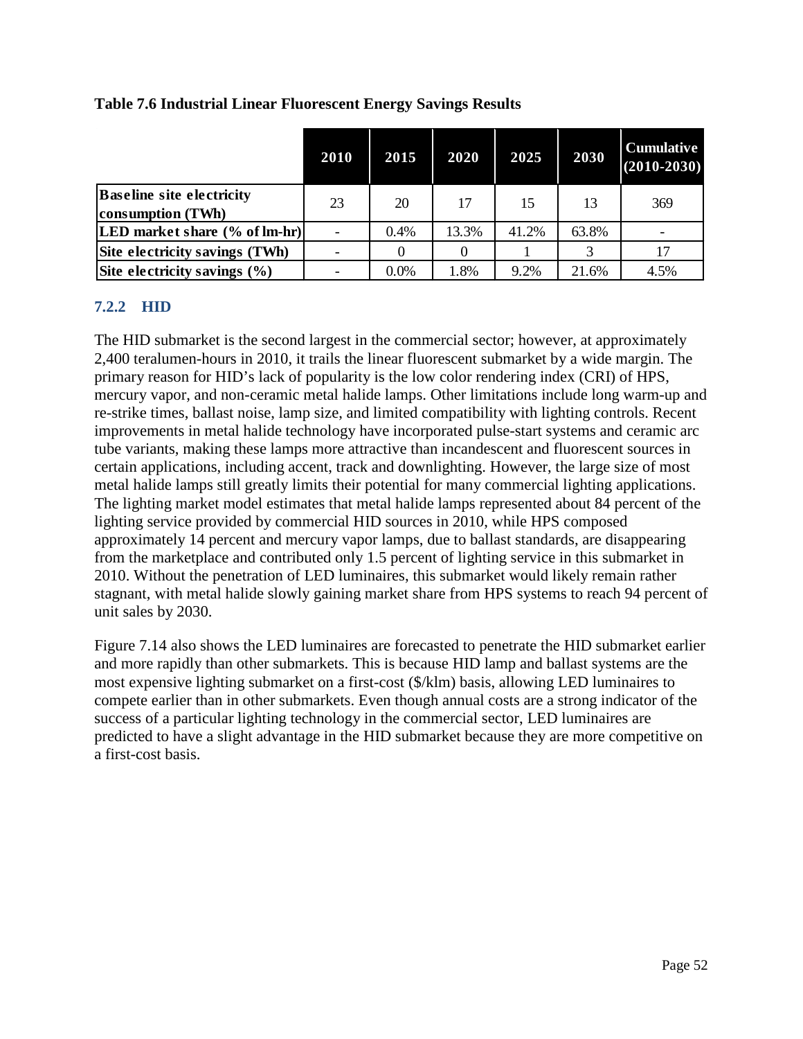**Table 7.6 Industrial Linear Fluorescent Energy Savings Results**

| | 2010 | 2015 | 2020 | 2025 | 2030 | Cumulative (2010-2030) |
|---|---|---|---|---|---|---|
| **Baseline site electricity consumption (TWh)** | 23 | 20 | 17 | 15 | 13 | 369 |
| **LED market share (% of lm-hr)** | - | 0.4% | 13.3% | 41.2% | 63.8% | - |
| **Site electricity savings (TWh)** | - | 0 | 0 | 1 | 3 | 17 |
| **Site electricity savings (%)** | - | 0.0% | 1.8% | 9.2% | 21.6% | 4.5% |

### 7.2.2 HID

The HID submarket is the second largest in the commercial sector; however, at approximately 2,400 teralumen-hours in 2010, it trails the linear fluorescent submarket by a wide margin. The primary reason for HID's lack of popularity is the low color rendering index (CRI) of HPS, mercury vapor, and non-ceramic metal halide lamps. Other limitations include long warm-up and re-strike times, ballast noise, lamp size, and limited compatibility with lighting controls. Recent improvements in metal halide technology have incorporated pulse-start systems and ceramic arc tube variants, making these lamps more attractive than incandescent and fluorescent sources in certain applications, including accent, track and downlighting. However, the large size of most metal halide lamps still greatly limits their potential for many commercial lighting applications. The lighting market model estimates that metal halide lamps represented about 84 percent of the lighting service provided by commercial HID sources in 2010, while HPS composed approximately 14 percent and mercury vapor lamps, due to ballast standards, are disappearing from the marketplace and contributed only 1.5 percent of lighting service in this submarket in 2010. Without the penetration of LED luminaires, this submarket would likely remain rather stagnant, with metal halide slowly gaining market share from HPS systems to reach 94 percent of unit sales by 2030.

Figure 7.14 also shows the LED luminaires are forecasted to penetrate the HID submarket earlier and more rapidly than other submarkets. This is because HID lamp and ballast systems are the most expensive lighting submarket on a first-cost ($/klm) basis, allowing LED luminaires to compete earlier than in other submarkets. Even though annual costs are a strong indicator of the success of a particular lighting technology in the commercial sector, LED luminaires are predicted to have a slight advantage in the HID submarket because they are more competitive on a first-cost basis.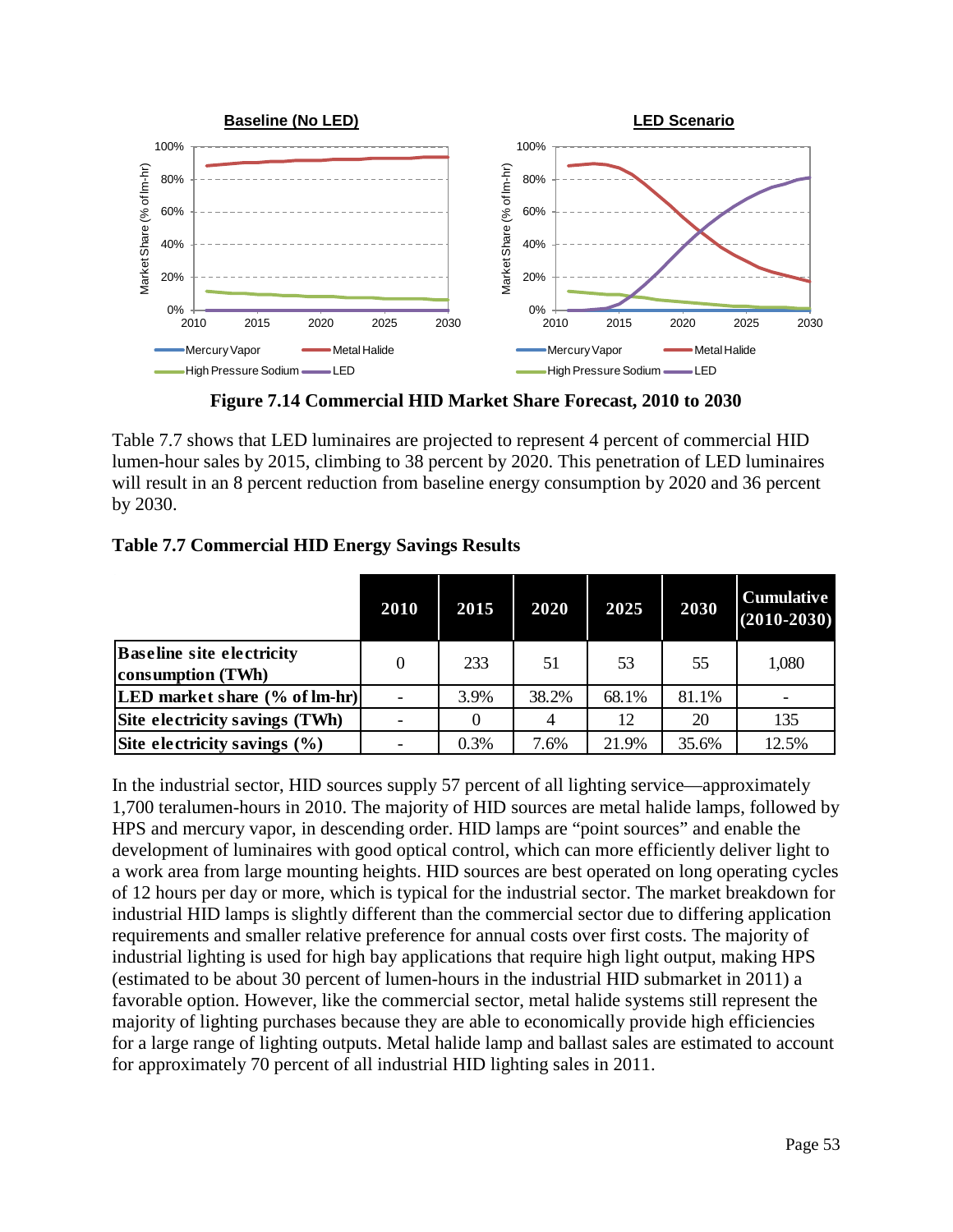**Figure 7.14 Commercial HID Market Share Forecast, 2010 to 2030**

Table 7.7 shows that LED luminaires are projected to represent 4 percent of commercial HID lumen-hour sales by 2015, climbing to 38 percent by 2020. This penetration of LED luminaires will result in an 8 percent reduction from baseline energy consumption by 2020 and 36 percent by 2030.

**Table 7.7 Commercial HID Energy Savings Results**

| | 2010 | 2015 | 2020 | 2025 | 2030 | Cumulative (2010-2030) |
|---|---|---|---|---|---|---|
| **Baseline site electricity consumption (TWh)** | 0 | 233 | 51 | 53 | 55 | 1,080 |
| **LED market share (% of lm-hr)** | - | 3.9% | 38.2% | 68.1% | 81.1% | - |
| **Site electricity savings (TWh)** | - | 0 | 4 | 12 | 20 | 135 |
| **Site electricity savings (%)** | - | 0.3% | 7.6% | 21.9% | 35.6% | 12.5% |

In the industrial sector, HID sources supply 57 percent of all lighting service—approximately 1,700 teralumen-hours in 2010. The majority of HID sources are metal halide lamps, followed by HPS and mercury vapor, in descending order. HID lamps are "point sources" and enable the development of luminaires with good optical control, which can more efficiently deliver light to a work area from large mounting heights. HID sources are best operated on long operating cycles of 12 hours per day or more, which is typical for the industrial sector. The market breakdown for industrial HID lamps is slightly different than the commercial sector due to differing application requirements and smaller relative preference for annual costs over first costs. The majority of industrial lighting is used for high bay applications that require high light output, making HPS (estimated to be about 30 percent of lumen-hours in the industrial HID submarket in 2011) a favorable option. However, like the commercial sector, metal halide systems still represent the majority of lighting purchases because they are able to economically provide high efficiencies for a large range of lighting outputs. Metal halide lamp and ballast sales are estimated to account for approximately 70 percent of all industrial HID lighting sales in 2011.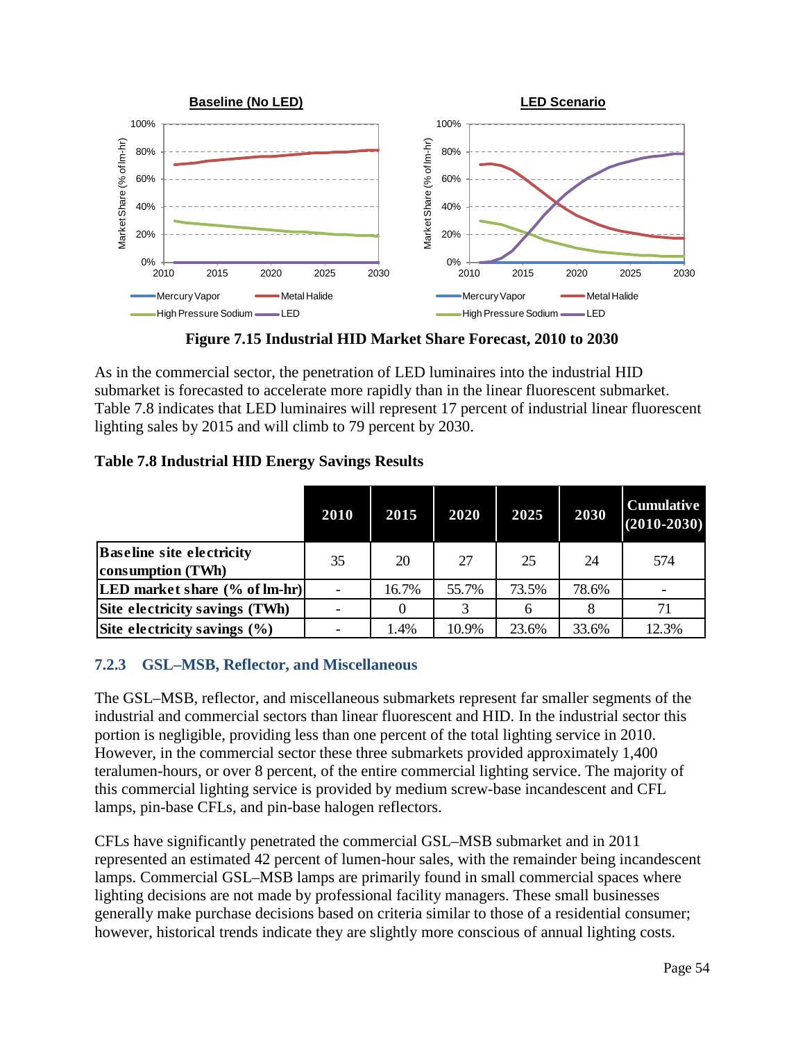**Figure 7.15 Industrial HID Market Share Forecast, 2010 to 2030**

As in the commercial sector, the penetration of LED luminaires into the industrial HID submarket is forecasted to accelerate more rapidly than in the linear fluorescent submarket. Table 7.8 indicates that LED luminaires will represent 17 percent of industrial linear fluorescent lighting sales by 2015 and will climb to 79 percent by 2030.

**Table 7.8 Industrial HID Energy Savings Results**

| | 2010 | 2015 | 2020 | 2025 | 2030 | Cumulative (2010-2030) |
|---|---|---|---|---|---|---|
| **Baseline site electricity consumption (TWh)** | 35 | 20 | 27 | 25 | 24 | 574 |
| **LED market share (% of lm-hr)** | - | 16.7% | 55.7% | 73.5% | 78.6% | - |
| **Site electricity savings (TWh)** | - | 0 | 3 | 6 | 8 | 71 |
| **Site electricity savings (%)** | - | 1.4% | 10.9% | 23.6% | 33.6% | 12.3% |

### 7.2.3 GSL–MSB, Reflector, and Miscellaneous

The GSL–MSB, reflector, and miscellaneous submarkets represent far smaller segments of the industrial and commercial sectors than linear fluorescent and HID. In the industrial sector this portion is negligible, providing less than one percent of the total lighting service in 2010. However, in the commercial sector these three submarkets provided approximately 1,400 teralumen-hours, or over 8 percent, of the entire commercial lighting service. The majority of this commercial lighting service is provided by medium screw-base incandescent and CFL lamps, pin-base CFLs, and pin-base halogen reflectors.

CFLs have significantly penetrated the commercial GSL–MSB submarket and in 2011 represented an estimated 42 percent of lumen-hour sales, with the remainder being incandescent lamps. Commercial GSL–MSB lamps are primarily found in small commercial spaces where lighting decisions are not made by professional facility managers. These small businesses generally make purchase decisions based on criteria similar to those of a residential consumer; however, historical trends indicate they are slightly more conscious of annual lighting costs.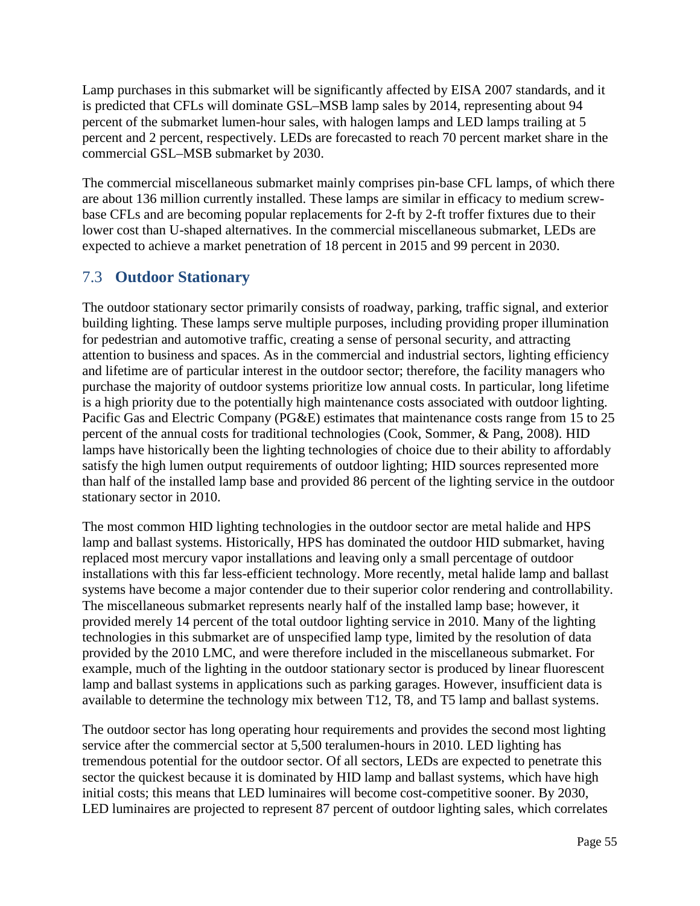Lamp purchases in this submarket will be significantly affected by EISA 2007 standards, and it is predicted that CFLs will dominate GSL–MSB lamp sales by 2014, representing about 94 percent of the submarket lumen-hour sales, with halogen lamps and LED lamps trailing at 5 percent and 2 percent, respectively. LEDs are forecasted to reach 70 percent market share in the commercial GSL–MSB submarket by 2030.

The commercial miscellaneous submarket mainly comprises pin-base CFL lamps, of which there are about 136 million currently installed. These lamps are similar in efficacy to medium screw-base CFLs and are becoming popular replacements for 2-ft by 2-ft troffer fixtures due to their lower cost than U-shaped alternatives. In the commercial miscellaneous submarket, LEDs are expected to achieve a market penetration of 18 percent in 2015 and 99 percent in 2030.

## 7.3 **Outdoor Stationary**

The outdoor stationary sector primarily consists of roadway, parking, traffic signal, and exterior building lighting. These lamps serve multiple purposes, including providing proper illumination for pedestrian and automotive traffic, creating a sense of personal security, and attracting attention to business and spaces. As in the commercial and industrial sectors, lighting efficiency and lifetime are of particular interest in the outdoor sector; therefore, the facility managers who purchase the majority of outdoor systems prioritize low annual costs. In particular, long lifetime is a high priority due to the potentially high maintenance costs associated with outdoor lighting. Pacific Gas and Electric Company (PG&E) estimates that maintenance costs range from 15 to 25 percent of the annual costs for traditional technologies (Cook, Sommer, & Pang, 2008). HID lamps have historically been the lighting technologies of choice due to their ability to affordably satisfy the high lumen output requirements of outdoor lighting; HID sources represented more than half of the installed lamp base and provided 86 percent of the lighting service in the outdoor stationary sector in 2010.

The most common HID lighting technologies in the outdoor sector are metal halide and HPS lamp and ballast systems. Historically, HPS has dominated the outdoor HID submarket, having replaced most mercury vapor installations and leaving only a small percentage of outdoor installations with this far less-efficient technology. More recently, metal halide lamp and ballast systems have become a major contender due to their superior color rendering and controllability. The miscellaneous submarket represents nearly half of the installed lamp base; however, it provided merely 14 percent of the total outdoor lighting service in 2010. Many of the lighting technologies in this submarket are of unspecified lamp type, limited by the resolution of data provided by the 2010 LMC, and were therefore included in the miscellaneous submarket. For example, much of the lighting in the outdoor stationary sector is produced by linear fluorescent lamp and ballast systems in applications such as parking garages. However, insufficient data is available to determine the technology mix between T12, T8, and T5 lamp and ballast systems.

The outdoor sector has long operating hour requirements and provides the second most lighting service after the commercial sector at 5,500 teralumen-hours in 2010. LED lighting has tremendous potential for the outdoor sector. Of all sectors, LEDs are expected to penetrate this sector the quickest because it is dominated by HID lamp and ballast systems, which have high initial costs; this means that LED luminaires will become cost-competitive sooner. By 2030, LED luminaires are projected to represent 87 percent of outdoor lighting sales, which correlates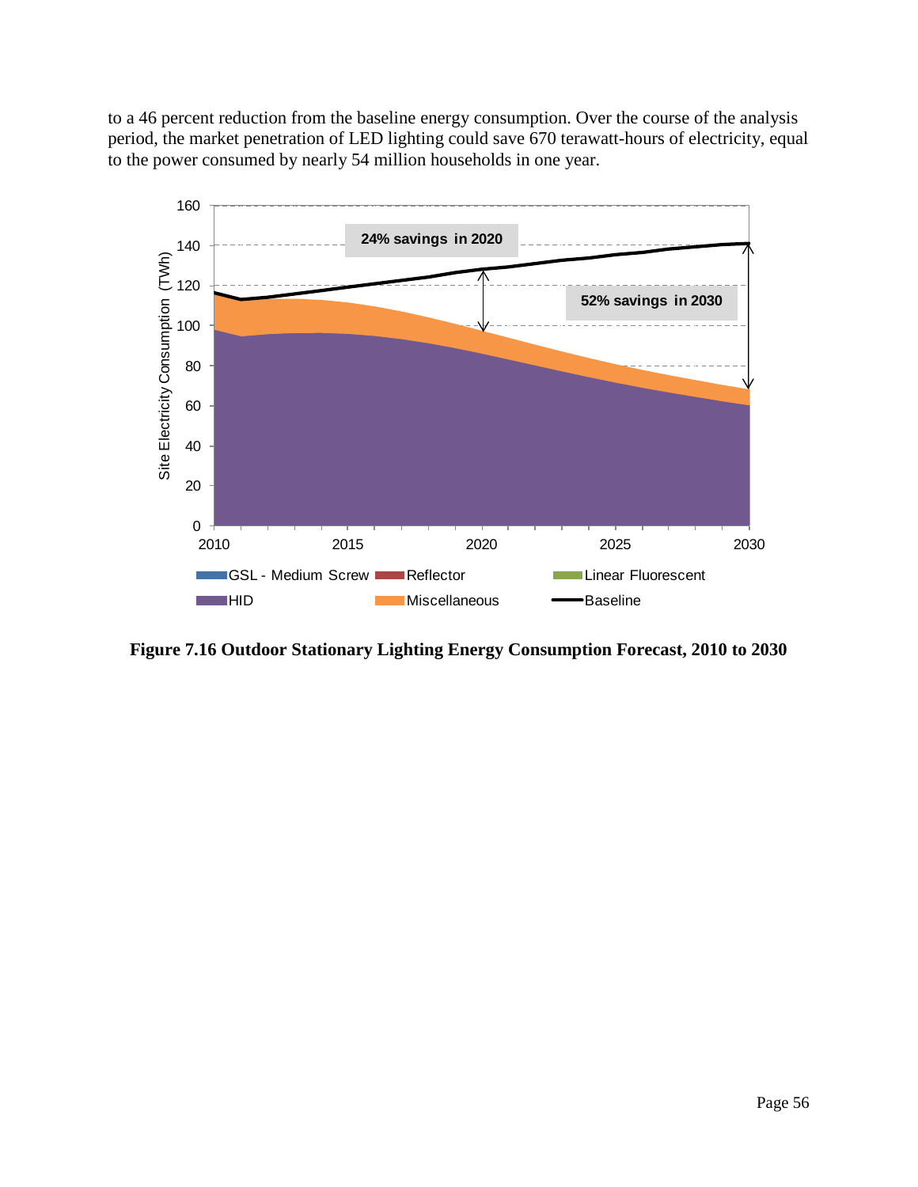to a 46 percent reduction from the baseline energy consumption. Over the course of the analysis period, the market penetration of LED lighting could save 670 terawatt-hours of electricity, equal to the power consumed by nearly 54 million households in one year.

**Figure 7.16 Outdoor Stationary Lighting Energy Consumption Forecast, 2010 to 2030**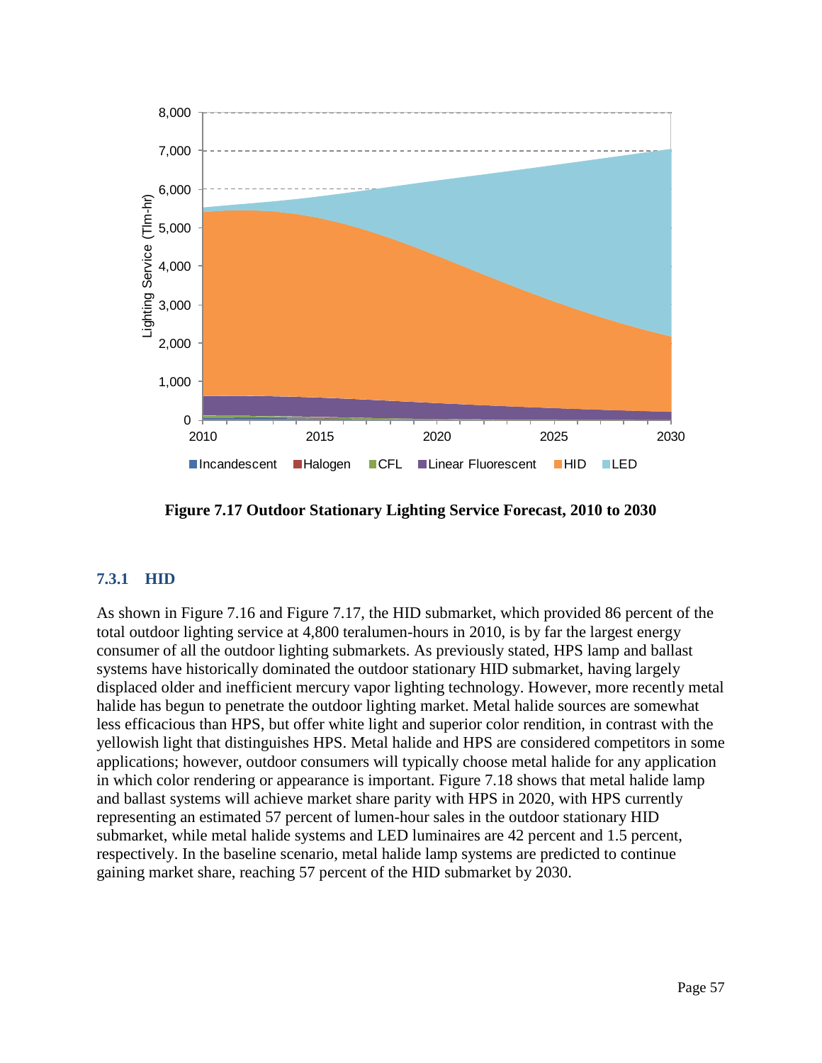Figure 7.17 Outdoor Stationary Lighting Service Forecast, 2010 to 2030

### 7.3.1 HID

As shown in Figure 7.16 and Figure 7.17, the HID submarket, which provided 86 percent of the total outdoor lighting service at 4,800 teralumen-hours in 2010, is by far the largest energy consumer of all the outdoor lighting submarkets. As previously stated, HPS lamp and ballast systems have historically dominated the outdoor stationary HID submarket, having largely displaced older and inefficient mercury vapor lighting technology. However, more recently metal halide has begun to penetrate the outdoor lighting market. Metal halide sources are somewhat less efficacious than HPS, but offer white light and superior color rendition, in contrast with the yellowish light that distinguishes HPS. Metal halide and HPS are considered competitors in some applications; however, outdoor consumers will typically choose metal halide for any application in which color rendering or appearance is important. Figure 7.18 shows that metal halide lamp and ballast systems will achieve market share parity with HPS in 2020, with HPS currently representing an estimated 57 percent of lumen-hour sales in the outdoor stationary HID submarket, while metal halide systems and LED luminaires are 42 percent and 1.5 percent, respectively. In the baseline scenario, metal halide lamp systems are predicted to continue gaining market share, reaching 57 percent of the HID submarket by 2030.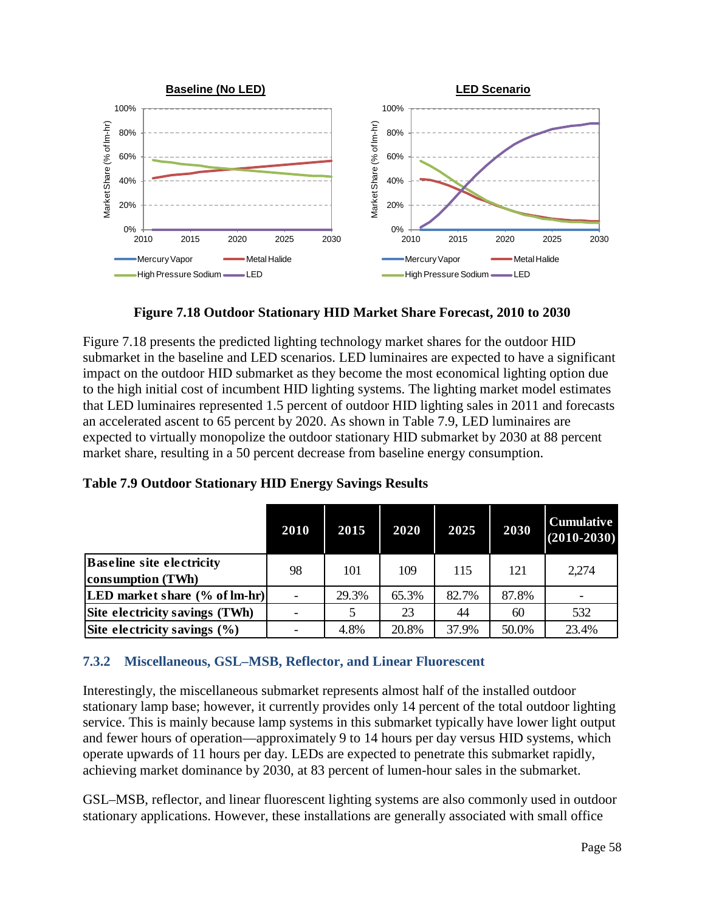**Figure 7.18 Outdoor Stationary HID Market Share Forecast, 2010 to 2030**

Figure 7.18 presents the predicted lighting technology market shares for the outdoor HID submarket in the baseline and LED scenarios. LED luminaires are expected to have a significant impact on the outdoor HID submarket as they become the most economical lighting option due to the high initial cost of incumbent HID lighting systems. The lighting market model estimates that LED luminaires represented 1.5 percent of outdoor HID lighting sales in 2011 and forecasts an accelerated ascent to 65 percent by 2020. As shown in Table 7.9, LED luminaires are expected to virtually monopolize the outdoor stationary HID submarket by 2030 at 88 percent market share, resulting in a 50 percent decrease from baseline energy consumption.

**Table 7.9 Outdoor Stationary HID Energy Savings Results**

| | 2010 | 2015 | 2020 | 2025 | 2030 | Cumulative (2010-2030) |
|---|---|---|---|---|---|---|
| **Baseline site electricity consumption (TWh)** | 98 | 101 | 109 | 115 | 121 | 2,274 |
| **LED market share (% of lm-hr)** | - | 29.3% | 65.3% | 82.7% | 87.8% | - |
| **Site electricity savings (TWh)** | - | 5 | 23 | 44 | 60 | 532 |
| **Site electricity savings (%)** | - | 4.8% | 20.8% | 37.9% | 50.0% | 23.4% |

### 7.3.2 Miscellaneous, GSL–MSB, Reflector, and Linear Fluorescent

Interestingly, the miscellaneous submarket represents almost half of the installed outdoor stationary lamp base; however, it currently provides only 14 percent of the total outdoor lighting service. This is mainly because lamp systems in this submarket typically have lower light output and fewer hours of operation—approximately 9 to 14 hours per day versus HID systems, which operate upwards of 11 hours per day. LEDs are expected to penetrate this submarket rapidly, achieving market dominance by 2030, at 83 percent of lumen-hour sales in the submarket.

GSL–MSB, reflector, and linear fluorescent lighting systems are also commonly used in outdoor stationary applications. However, these installations are generally associated with small office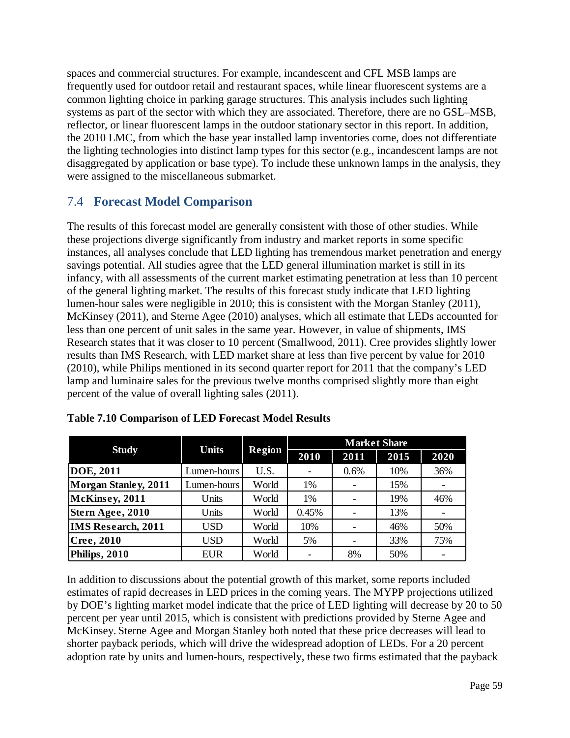spaces and commercial structures. For example, incandescent and CFL MSB lamps are frequently used for outdoor retail and restaurant spaces, while linear fluorescent systems are a common lighting choice in parking garage structures. This analysis includes such lighting systems as part of the sector with which they are associated. Therefore, there are no GSL–MSB, reflector, or linear fluorescent lamps in the outdoor stationary sector in this report. In addition, the 2010 LMC, from which the base year installed lamp inventories come, does not differentiate the lighting technologies into distinct lamp types for this sector (e.g., incandescent lamps are not disaggregated by application or base type). To include these unknown lamps in the analysis, they were assigned to the miscellaneous submarket.

## 7.4 Forecast Model Comparison

The results of this forecast model are generally consistent with those of other studies. While these projections diverge significantly from industry and market reports in some specific instances, all analyses conclude that LED lighting has tremendous market penetration and energy savings potential. All studies agree that the LED general illumination market is still in its infancy, with all assessments of the current market estimating penetration at less than 10 percent of the general lighting market. The results of this forecast study indicate that LED lighting lumen-hour sales were negligible in 2010; this is consistent with the Morgan Stanley (2011), McKinsey (2011), and Sterne Agee (2010) analyses, which all estimate that LEDs accounted for less than one percent of unit sales in the same year. However, in value of shipments, IMS Research states that it was closer to 10 percent (Smallwood, 2011). Cree provides slightly lower results than IMS Research, with LED market share at less than five percent by value for 2010 (2010), while Philips mentioned in its second quarter report for 2011 that the company's LED lamp and luminaire sales for the previous twelve months comprised slightly more than eight percent of the value of overall lighting sales (2011).

**Table 7.10 Comparison of LED Forecast Model Results**

| Study | Units | Region | Market Share | | | |
|---|---|---|---|---|---|---|
| | | | 2010 | 2011 | 2015 | 2020 |
| **DOE, 2011** | Lumen-hours | U.S. | - | 0.6% | 10% | 36% |
| **Morgan Stanley, 2011** | Lumen-hours | World | 1% | - | 15% | - |
| **McKinsey, 2011** | Units | World | 1% | - | 19% | 46% |
| **Stern Agee, 2010** | Units | World | 0.45% | - | 13% | - |
| **IMS Research, 2011** | USD | World | 10% | - | 46% | 50% |
| **Cree, 2010** | USD | World | 5% | - | 33% | 75% |
| **Philips, 2010** | EUR | World | - | 8% | 50% | - |

In addition to discussions about the potential growth of this market, some reports included estimates of rapid decreases in LED prices in the coming years. The MYPP projections utilized by DOE's lighting market model indicate that the price of LED lighting will decrease by 20 to 50 percent per year until 2015, which is consistent with predictions provided by Sterne Agee and McKinsey. Sterne Agee and Morgan Stanley both noted that these price decreases will lead to shorter payback periods, which will drive the widespread adoption of LEDs. For a 20 percent adoption rate by units and lumen-hours, respectively, these two firms estimated that the payback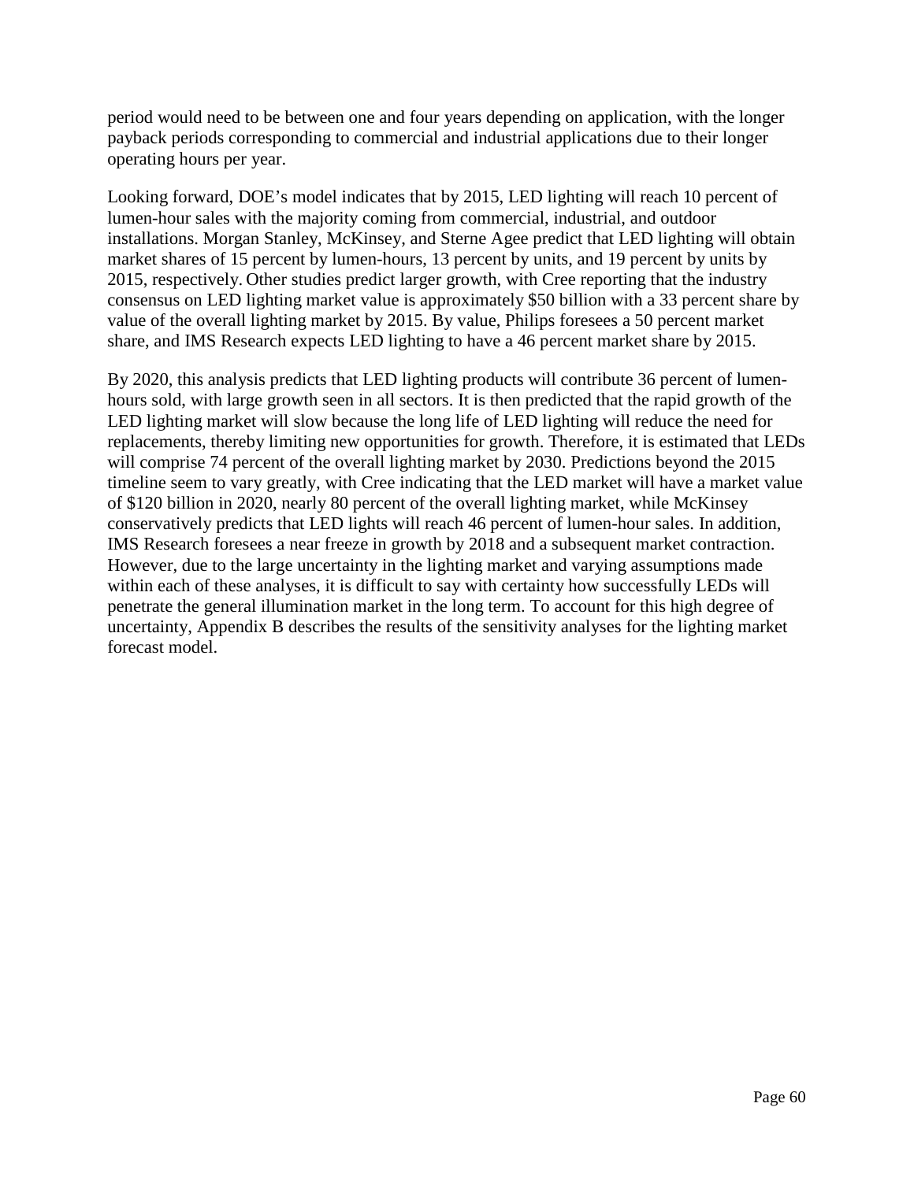period would need to be between one and four years depending on application, with the longer payback periods corresponding to commercial and industrial applications due to their longer operating hours per year.

Looking forward, DOE's model indicates that by 2015, LED lighting will reach 10 percent of lumen-hour sales with the majority coming from commercial, industrial, and outdoor installations. Morgan Stanley, McKinsey, and Sterne Agee predict that LED lighting will obtain market shares of 15 percent by lumen-hours, 13 percent by units, and 19 percent by units by 2015, respectively. Other studies predict larger growth, with Cree reporting that the industry consensus on LED lighting market value is approximately $50 billion with a 33 percent share by value of the overall lighting market by 2015. By value, Philips foresees a 50 percent market share, and IMS Research expects LED lighting to have a 46 percent market share by 2015.

By 2020, this analysis predicts that LED lighting products will contribute 36 percent of lumen-hours sold, with large growth seen in all sectors. It is then predicted that the rapid growth of the LED lighting market will slow because the long life of LED lighting will reduce the need for replacements, thereby limiting new opportunities for growth. Therefore, it is estimated that LEDs will comprise 74 percent of the overall lighting market by 2030. Predictions beyond the 2015 timeline seem to vary greatly, with Cree indicating that the LED market will have a market value of $120 billion in 2020, nearly 80 percent of the overall lighting market, while McKinsey conservatively predicts that LED lights will reach 46 percent of lumen-hour sales. In addition, IMS Research foresees a near freeze in growth by 2018 and a subsequent market contraction. However, due to the large uncertainty in the lighting market and varying assumptions made within each of these analyses, it is difficult to say with certainty how successfully LEDs will penetrate the general illumination market in the long term. To account for this high degree of uncertainty, Appendix B describes the results of the sensitivity analyses for the lighting market forecast model.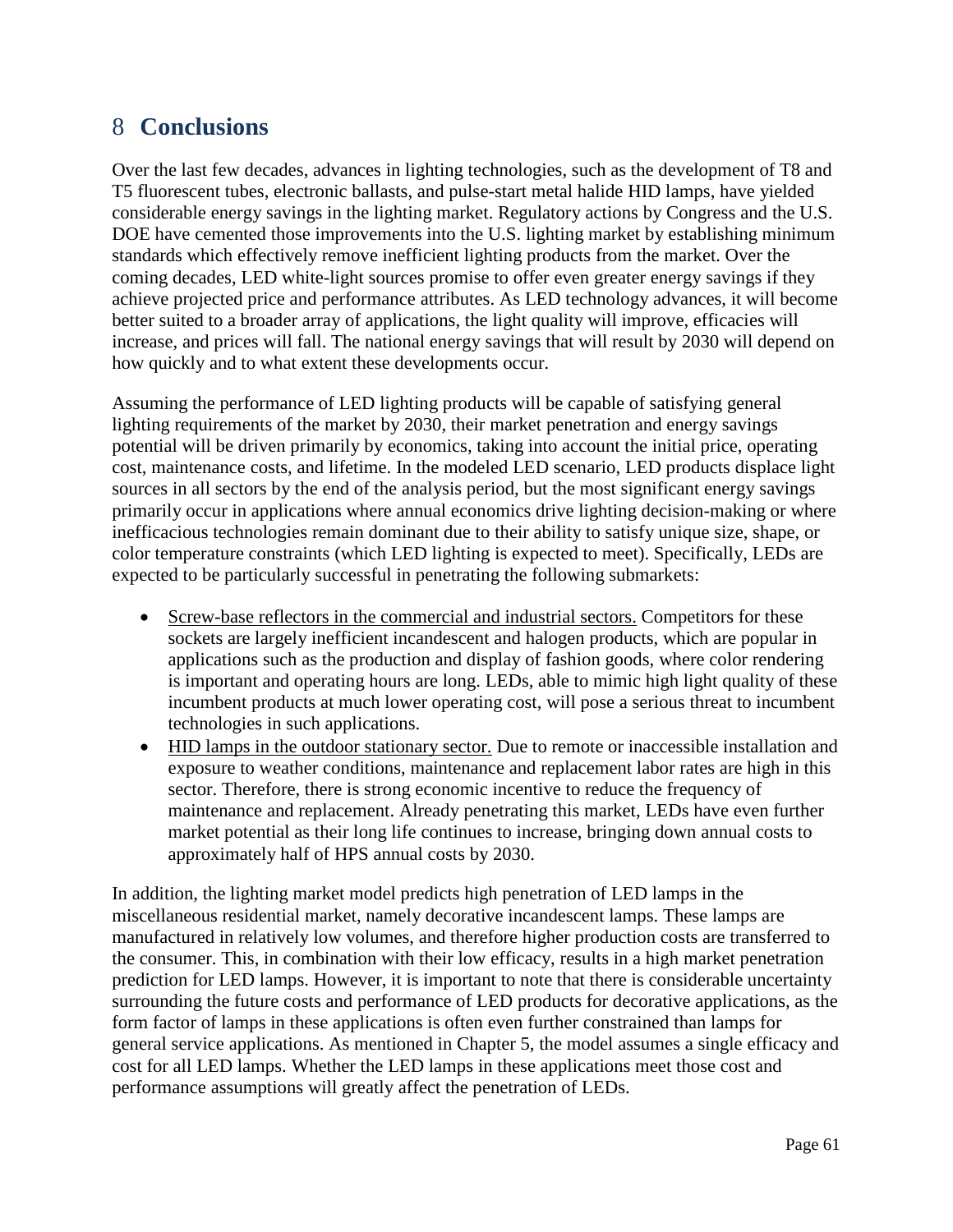# 8 Conclusions

Over the last few decades, advances in lighting technologies, such as the development of T8 and T5 fluorescent tubes, electronic ballasts, and pulse-start metal halide HID lamps, have yielded considerable energy savings in the lighting market. Regulatory actions by Congress and the U.S. DOE have cemented those improvements into the U.S. lighting market by establishing minimum standards which effectively remove inefficient lighting products from the market. Over the coming decades, LED white-light sources promise to offer even greater energy savings if they achieve projected price and performance attributes. As LED technology advances, it will become better suited to a broader array of applications, the light quality will improve, efficacies will increase, and prices will fall. The national energy savings that will result by 2030 will depend on how quickly and to what extent these developments occur.

Assuming the performance of LED lighting products will be capable of satisfying general lighting requirements of the market by 2030, their market penetration and energy savings potential will be driven primarily by economics, taking into account the initial price, operating cost, maintenance costs, and lifetime. In the modeled LED scenario, LED products displace light sources in all sectors by the end of the analysis period, but the most significant energy savings primarily occur in applications where annual economics drive lighting decision-making or where inefficacious technologies remain dominant due to their ability to satisfy unique size, shape, or color temperature constraints (which LED lighting is expected to meet). Specifically, LEDs are expected to be particularly successful in penetrating the following submarkets:

- <u>Screw-base reflectors in the commercial and industrial sectors.</u> Competitors for these sockets are largely inefficient incandescent and halogen products, which are popular in applications such as the production and display of fashion goods, where color rendering is important and operating hours are long. LEDs, able to mimic high light quality of these incumbent products at much lower operating cost, will pose a serious threat to incumbent technologies in such applications.
- <u>HID lamps in the outdoor stationary sector.</u> Due to remote or inaccessible installation and exposure to weather conditions, maintenance and replacement labor rates are high in this sector. Therefore, there is strong economic incentive to reduce the frequency of maintenance and replacement. Already penetrating this market, LEDs have even further market potential as their long life continues to increase, bringing down annual costs to approximately half of HPS annual costs by 2030.

In addition, the lighting market model predicts high penetration of LED lamps in the miscellaneous residential market, namely decorative incandescent lamps. These lamps are manufactured in relatively low volumes, and therefore higher production costs are transferred to the consumer. This, in combination with their low efficacy, results in a high market penetration prediction for LED lamps. However, it is important to note that there is considerable uncertainty surrounding the future costs and performance of LED products for decorative applications, as the form factor of lamps in these applications is often even further constrained than lamps for general service applications. As mentioned in Chapter 5, the model assumes a single efficacy and cost for all LED lamps. Whether the LED lamps in these applications meet those cost and performance assumptions will greatly affect the penetration of LEDs.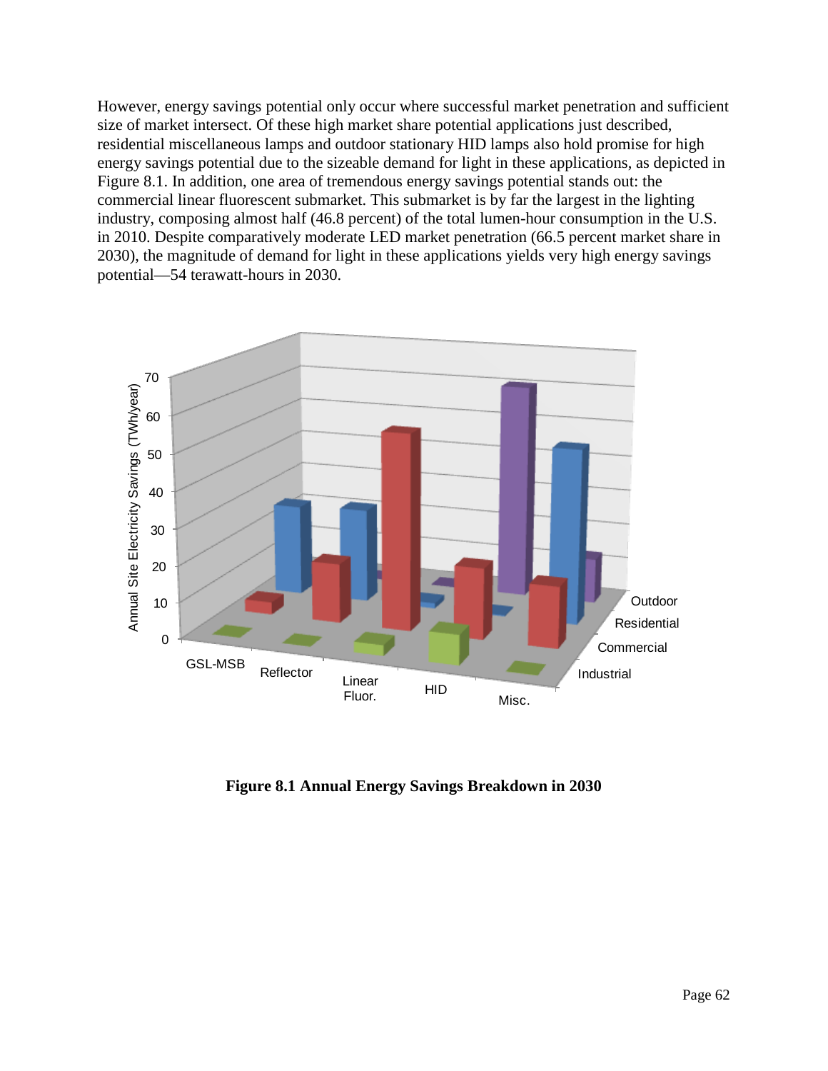However, energy savings potential only occur where successful market penetration and sufficient size of market intersect. Of these high market share potential applications just described, residential miscellaneous lamps and outdoor stationary HID lamps also hold promise for high energy savings potential due to the sizeable demand for light in these applications, as depicted in Figure 8.1. In addition, one area of tremendous energy savings potential stands out: the commercial linear fluorescent submarket. This submarket is by far the largest in the lighting industry, composing almost half (46.8 percent) of the total lumen-hour consumption in the U.S. in 2010. Despite comparatively moderate LED market penetration (66.5 percent market share in 2030), the magnitude of demand for light in these applications yields very high energy savings potential—54 terawatt-hours in 2030.

**Figure 8.1 Annual Energy Savings Breakdown in 2030**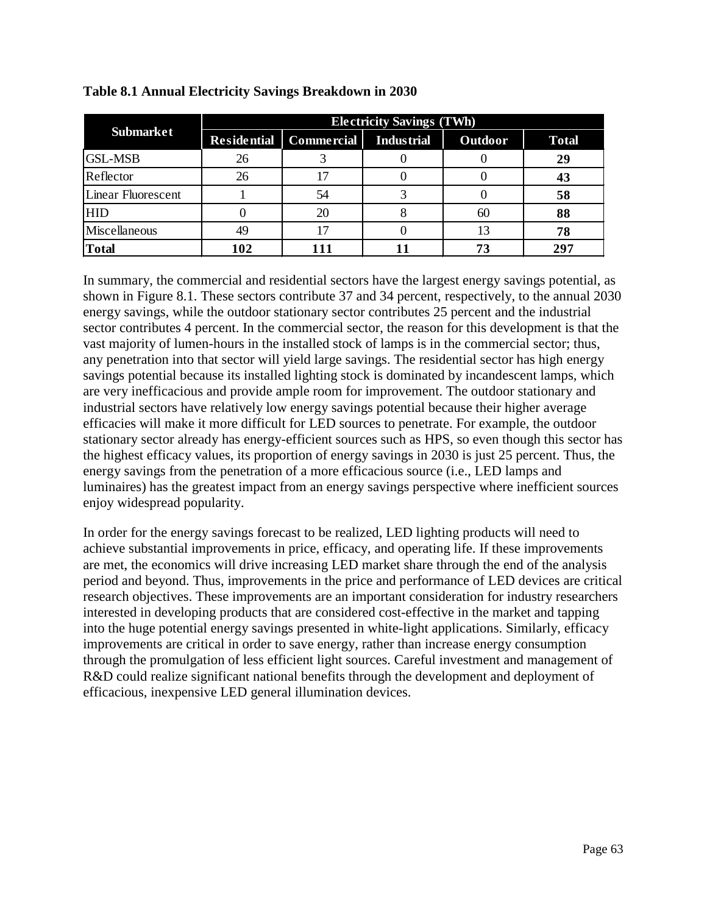**Table 8.1 Annual Electricity Savings Breakdown in 2030**

| Submarket | Electricity Savings (TWh) | | | | |
|---|---|---|---|---|---|
| | Residential | Commercial | Industrial | Outdoor | Total |
| GSL-MSB | 26 | 3 | 0 | 0 | **29** |
| Reflector | 26 | 17 | 0 | 0 | **43** |
| Linear Fluorescent | 1 | 54 | 3 | 0 | **58** |
| HID | 0 | 20 | 8 | 60 | **88** |
| Miscellaneous | 49 | 17 | 0 | 13 | **78** |
| **Total** | **102** | **111** | **11** | **73** | **297** |

In summary, the commercial and residential sectors have the largest energy savings potential, as shown in Figure 8.1. These sectors contribute 37 and 34 percent, respectively, to the annual 2030 energy savings, while the outdoor stationary sector contributes 25 percent and the industrial sector contributes 4 percent. In the commercial sector, the reason for this development is that the vast majority of lumen-hours in the installed stock of lamps is in the commercial sector; thus, any penetration into that sector will yield large savings. The residential sector has high energy savings potential because its installed lighting stock is dominated by incandescent lamps, which are very inefficacious and provide ample room for improvement. The outdoor stationary and industrial sectors have relatively low energy savings potential because their higher average efficacies will make it more difficult for LED sources to penetrate. For example, the outdoor stationary sector already has energy-efficient sources such as HPS, so even though this sector has the highest efficacy values, its proportion of energy savings in 2030 is just 25 percent. Thus, the energy savings from the penetration of a more efficacious source (i.e., LED lamps and luminaires) has the greatest impact from an energy savings perspective where inefficient sources enjoy widespread popularity.

In order for the energy savings forecast to be realized, LED lighting products will need to achieve substantial improvements in price, efficacy, and operating life. If these improvements are met, the economics will drive increasing LED market share through the end of the analysis period and beyond. Thus, improvements in the price and performance of LED devices are critical research objectives. These improvements are an important consideration for industry researchers interested in developing products that are considered cost-effective in the market and tapping into the huge potential energy savings presented in white-light applications. Similarly, efficacy improvements are critical in order to save energy, rather than increase energy consumption through the promulgation of less efficient light sources. Careful investment and management of R&D could realize significant national benefits through the development and deployment of efficacious, inexpensive LED general illumination devices.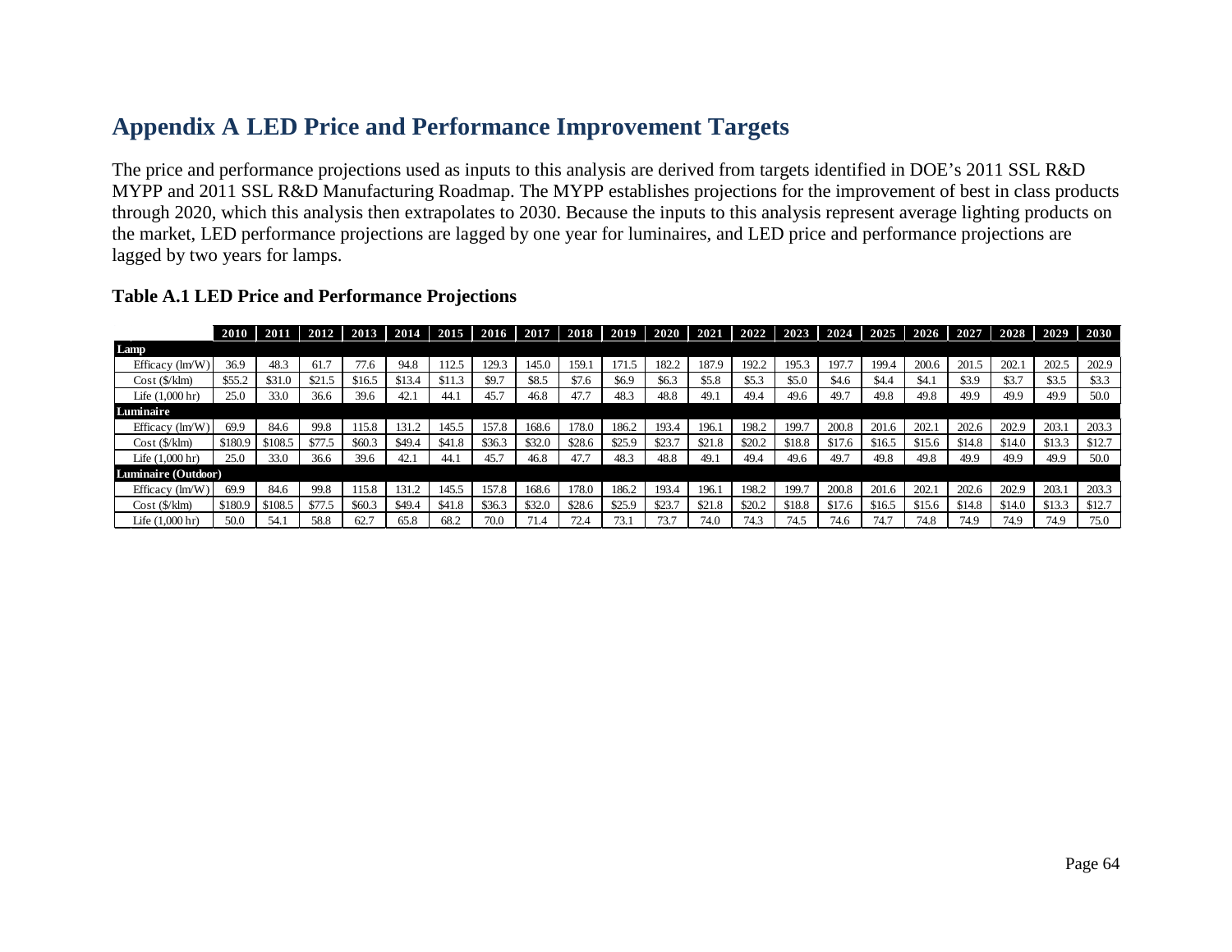# Appendix A LED Price and Performance Improvement Targets

The price and performance projections used as inputs to this analysis are derived from targets identified in DOE's 2011 SSL R&D MYPP and 2011 SSL R&D Manufacturing Roadmap. The MYPP establishes projections for the improvement of best in class products through 2020, which this analysis then extrapolates to 2030. Because the inputs to this analysis represent average lighting products on the market, LED performance projections are lagged by one year for luminaires, and LED price and performance projections are lagged by two years for lamps.

### Table A.1 LED Price and Performance Projections

| | 2010 | 2011 | 2012 | 2013 | 2014 | 2015 | 2016 | 2017 | 2018 | 2019 | 2020 | 2021 | 2022 | 2023 | 2024 | 2025 | 2026 | 2027 | 2028 | 2029 | 2030 |
|---|---|---|---|---|---|---|---|---|---|---|---|---|---|---|---|---|---|---|---|---|---|
| **Lamp** | | | | | | | | | | | | | | | | | | | | | |
| Efficacy (lm/W) | 36.9 | 48.3 | 61.7 | 77.6 | 94.8 | 112.5 | 129.3 | 145.0 | 159.1 | 171.5 | 182.2 | 187.9 | 192.2 | 195.3 | 197.7 | 199.4 | 200.6 | 201.5 | 202.1 | 202.5 | 202.9 |
| Cost ($/klm) | $55.2 | $31.0 | $21.5 | $16.5 | $13.4 | $11.3 | $9.7 | $8.5 | $7.6 | $6.9 | $6.3 | $5.8 | $5.3 | $5.0 | $4.6 | $4.4 | $4.1 | $3.9 | $3.7 | $3.5 | $3.3 |
| Life (1,000 hr) | 25.0 | 33.0 | 36.6 | 39.6 | 42.1 | 44.1 | 45.7 | 46.8 | 47.7 | 48.3 | 48.8 | 49.1 | 49.4 | 49.6 | 49.7 | 49.8 | 49.8 | 49.9 | 49.9 | 49.9 | 50.0 |
| **Luminaire** | | | | | | | | | | | | | | | | | | | | | |
| Efficacy (lm/W) | 69.9 | 84.6 | 99.8 | 115.8 | 131.2 | 145.5 | 157.8 | 168.6 | 178.0 | 186.2 | 193.4 | 196.1 | 198.2 | 199.7 | 200.8 | 201.6 | 202.1 | 202.6 | 202.9 | 203.1 | 203.3 |
| Cost ($/klm) | $180.9 | $108.5 | $77.5 | $60.3 | $49.4 | $41.8 | $36.3 | $32.0 | $28.6 | $25.9 | $23.7 | $21.8 | $20.2 | $18.8 | $17.6 | $16.5 | $15.6 | $14.8 | $14.0 | $13.3 | $12.7 |
| Life (1,000 hr) | 25.0 | 33.0 | 36.6 | 39.6 | 42.1 | 44.1 | 45.7 | 46.8 | 47.7 | 48.3 | 48.8 | 49.1 | 49.4 | 49.6 | 49.7 | 49.8 | 49.8 | 49.9 | 49.9 | 49.9 | 50.0 |
| **Luminaire (Outdoor)** | | | | | | | | | | | | | | | | | | | | | |
| Efficacy (lm/W) | 69.9 | 84.6 | 99.8 | 115.8 | 131.2 | 145.5 | 157.8 | 168.6 | 178.0 | 186.2 | 193.4 | 196.1 | 198.2 | 199.7 | 200.8 | 201.6 | 202.1 | 202.6 | 202.9 | 203.1 | 203.3 |
| Cost ($/klm) | $180.9 | $108.5 | $77.5 | $60.3 | $49.4 | $41.8 | $36.3 | $32.0 | $28.6 | $25.9 | $23.7 | $21.8 | $20.2 | $18.8 | $17.6 | $16.5 | $15.6 | $14.8 | $14.0 | $13.3 | $12.7 |
| Life (1,000 hr) | 50.0 | 54.1 | 58.8 | 62.7 | 65.8 | 68.2 | 70.0 | 71.4 | 72.4 | 73.1 | 73.7 | 74.0 | 74.3 | 74.5 | 74.6 | 74.7 | 74.8 | 74.9 | 74.9 | 74.9 | 75.0 |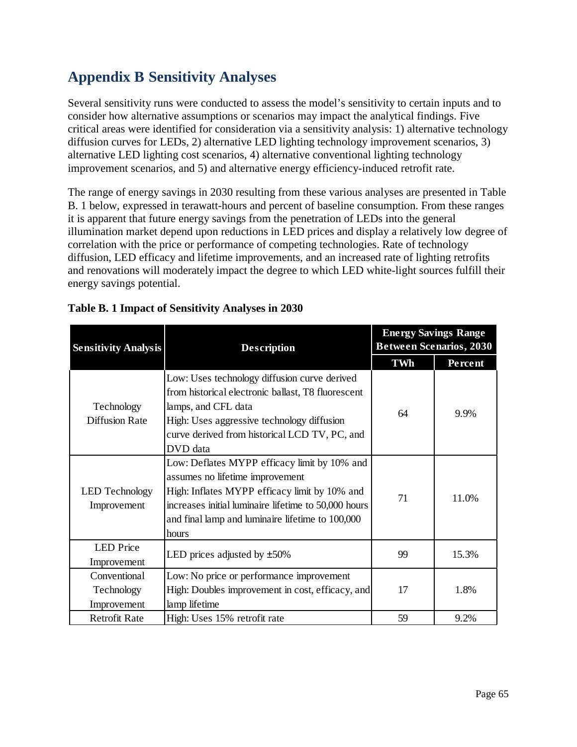# Appendix B Sensitivity Analyses

Several sensitivity runs were conducted to assess the model's sensitivity to certain inputs and to consider how alternative assumptions or scenarios may impact the analytical findings. Five critical areas were identified for consideration via a sensitivity analysis: 1) alternative technology diffusion curves for LEDs, 2) alternative LED lighting technology improvement scenarios, 3) alternative LED lighting cost scenarios, 4) alternative conventional lighting technology improvement scenarios, and 5) and alternative energy efficiency-induced retrofit rate.

The range of energy savings in 2030 resulting from these various analyses are presented in Table B. 1 below, expressed in terawatt-hours and percent of baseline consumption. From these ranges it is apparent that future energy savings from the penetration of LEDs into the general illumination market depend upon reductions in LED prices and display a relatively low degree of correlation with the price or performance of competing technologies. Rate of technology diffusion, LED efficacy and lifetime improvements, and an increased rate of lighting retrofits and renovations will moderately impact the degree to which LED white-light sources fulfill their energy savings potential.

**Table B. 1 Impact of Sensitivity Analyses in 2030**

| Sensitivity Analysis | Description | Energy Savings Range Between Scenarios, 2030 | |
|---|---|---|---|
| | | TWh | Percent |
| Technology Diffusion Rate | Low: Uses technology diffusion curve derived from historical electronic ballast, T8 fluorescent lamps, and CFL data<br>High: Uses aggressive technology diffusion curve derived from historical LCD TV, PC, and DVD data | 64 | 9.9% |
| LED Technology Improvement | Low: Deflates MYPP efficacy limit by 10% and assumes no lifetime improvement<br>High: Inflates MYPP efficacy limit by 10% and increases initial luminaire lifetime to 50,000 hours and final lamp and luminaire lifetime to 100,000 hours | 71 | 11.0% |
| LED Price Improvement | LED prices adjusted by ±50% | 99 | 15.3% |
| Conventional Technology Improvement | Low: No price or performance improvement<br>High: Doubles improvement in cost, efficacy, and lamp lifetime | 17 | 1.8% |
| Retrofit Rate | High: Uses 15% retrofit rate | 59 | 9.2% |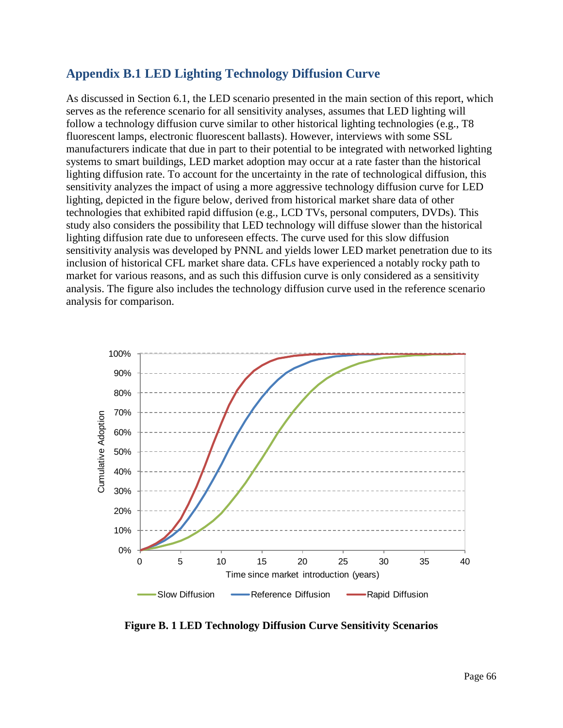## Appendix B.1 LED Lighting Technology Diffusion Curve

As discussed in Section 6.1, the LED scenario presented in the main section of this report, which serves as the reference scenario for all sensitivity analyses, assumes that LED lighting will follow a technology diffusion curve similar to other historical lighting technologies (e.g., T8 fluorescent lamps, electronic fluorescent ballasts). However, interviews with some SSL manufacturers indicate that due in part to their potential to be integrated with networked lighting systems to smart buildings, LED market adoption may occur at a rate faster than the historical lighting diffusion rate. To account for the uncertainty in the rate of technological diffusion, this sensitivity analyzes the impact of using a more aggressive technology diffusion curve for LED lighting, depicted in the figure below, derived from historical market share data of other technologies that exhibited rapid diffusion (e.g., LCD TVs, personal computers, DVDs). This study also considers the possibility that LED technology will diffuse slower than the historical lighting diffusion rate due to unforeseen effects. The curve used for this slow diffusion sensitivity analysis was developed by PNNL and yields lower LED market penetration due to its inclusion of historical CFL market share data. CFLs have experienced a notably rocky path to market for various reasons, and as such this diffusion curve is only considered as a sensitivity analysis. The figure also includes the technology diffusion curve used in the reference scenario analysis for comparison.

**Figure B. 1 LED Technology Diffusion Curve Sensitivity Scenarios**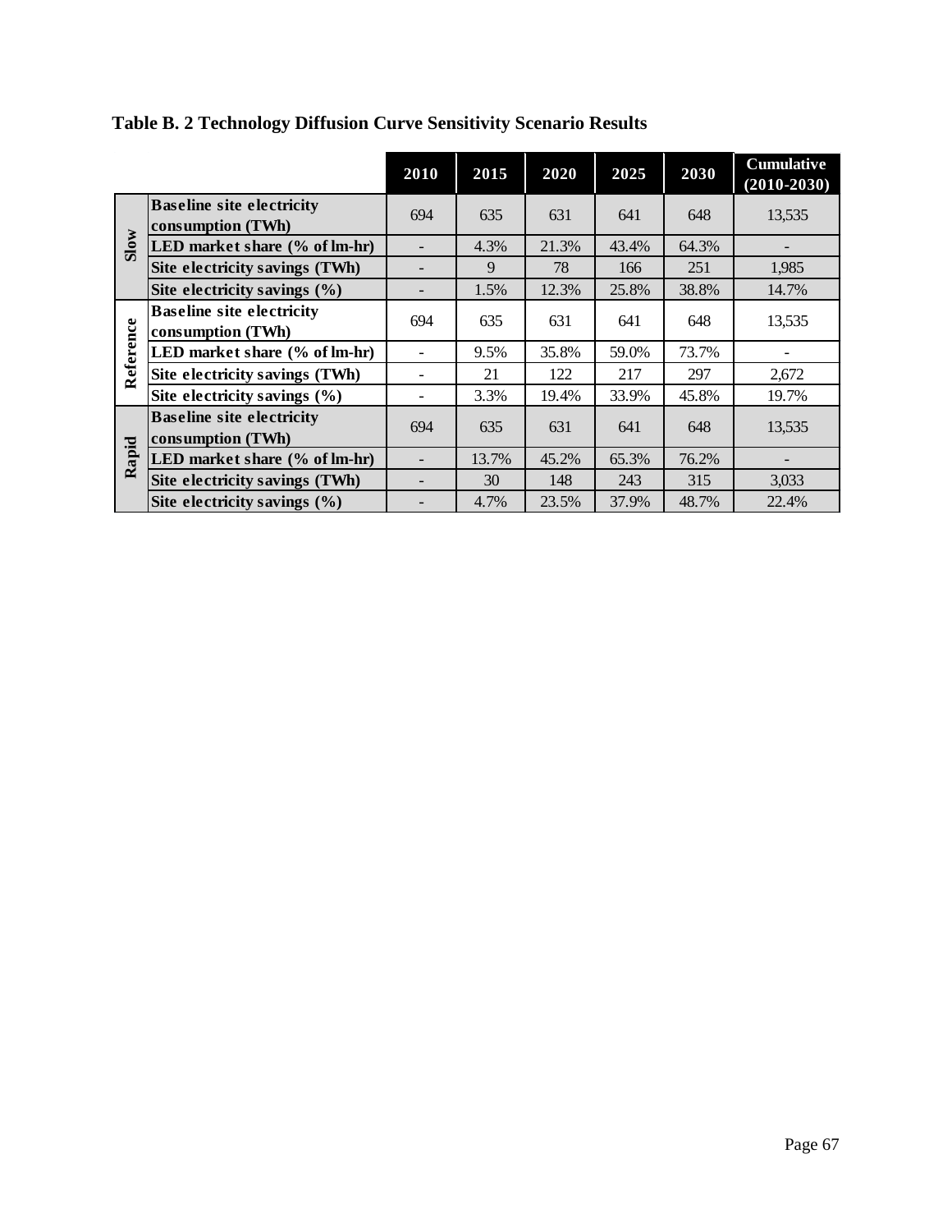**Table B. 2 Technology Diffusion Curve Sensitivity Scenario Results**

| | | 2010 | 2015 | 2020 | 2025 | 2030 | Cumulative (2010-2030) |
|---|---|---|---|---|---|---|---|
| Slow | Baseline site electricity consumption (TWh) | 694 | 635 | 631 | 641 | 648 | 13,535 |
| | LED market share (% of lm-hr) | - | 4.3% | 21.3% | 43.4% | 64.3% | - |
| | Site electricity savings (TWh) | - | 9 | 78 | 166 | 251 | 1,985 |
| | Site electricity savings (%) | - | 1.5% | 12.3% | 25.8% | 38.8% | 14.7% |
| Reference | Baseline site electricity consumption (TWh) | 694 | 635 | 631 | 641 | 648 | 13,535 |
| | LED market share (% of lm-hr) | - | 9.5% | 35.8% | 59.0% | 73.7% | - |
| | Site electricity savings (TWh) | - | 21 | 122 | 217 | 297 | 2,672 |
| | Site electricity savings (%) | - | 3.3% | 19.4% | 33.9% | 45.8% | 19.7% |
| Rapid | Baseline site electricity consumption (TWh) | 694 | 635 | 631 | 641 | 648 | 13,535 |
| | LED market share (% of lm-hr) | - | 13.7% | 45.2% | 65.3% | 76.2% | - |
| | Site electricity savings (TWh) | - | 30 | 148 | 243 | 315 | 3,033 |
| | Site electricity savings (%) | - | 4.7% | 23.5% | 37.9% | 48.7% | 22.4% |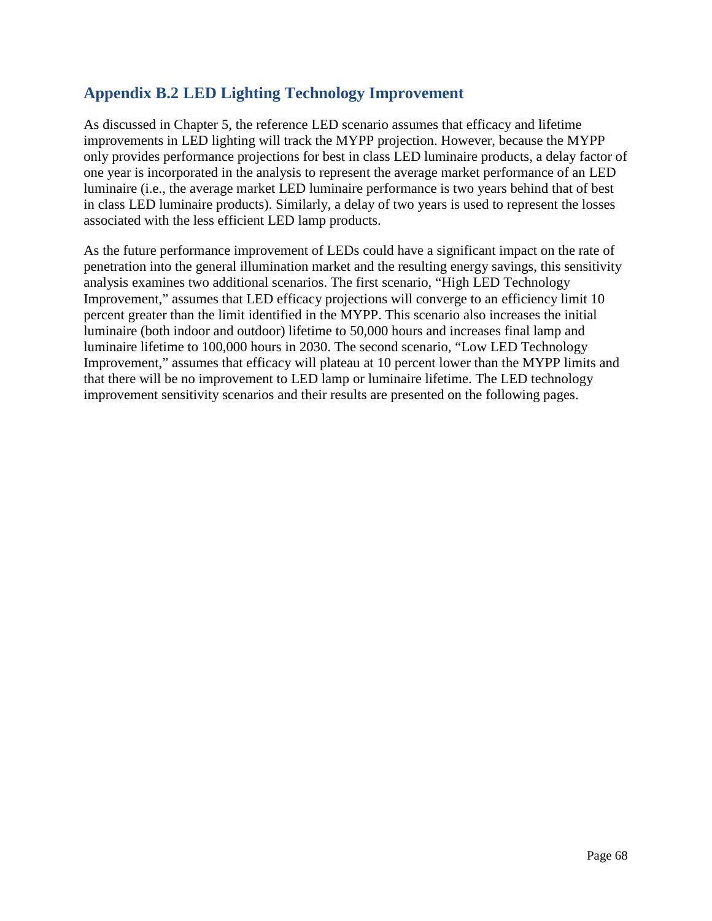## Appendix B.2 LED Lighting Technology Improvement

As discussed in Chapter 5, the reference LED scenario assumes that efficacy and lifetime improvements in LED lighting will track the MYPP projection. However, because the MYPP only provides performance projections for best in class LED luminaire products, a delay factor of one year is incorporated in the analysis to represent the average market performance of an LED luminaire (i.e., the average market LED luminaire performance is two years behind that of best in class LED luminaire products). Similarly, a delay of two years is used to represent the losses associated with the less efficient LED lamp products.

As the future performance improvement of LEDs could have a significant impact on the rate of penetration into the general illumination market and the resulting energy savings, this sensitivity analysis examines two additional scenarios. The first scenario, "High LED Technology Improvement," assumes that LED efficacy projections will converge to an efficiency limit 10 percent greater than the limit identified in the MYPP. This scenario also increases the initial luminaire (both indoor and outdoor) lifetime to 50,000 hours and increases final lamp and luminaire lifetime to 100,000 hours in 2030. The second scenario, "Low LED Technology Improvement," assumes that efficacy will plateau at 10 percent lower than the MYPP limits and that there will be no improvement to LED lamp or luminaire lifetime. The LED technology improvement sensitivity scenarios and their results are presented on the following pages.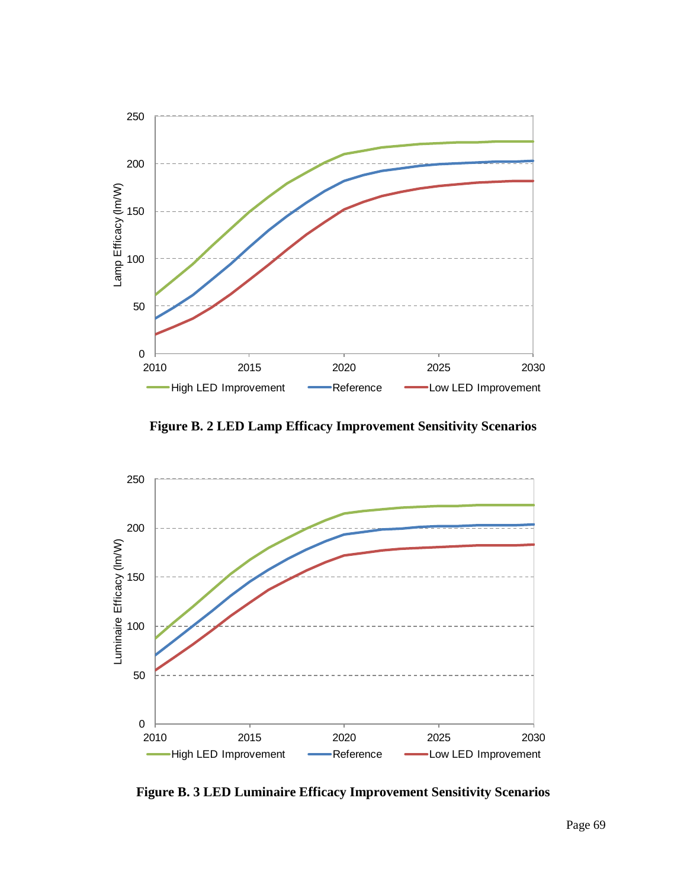**Figure B. 2 LED Lamp Efficacy Improvement Sensitivity Scenarios**

**Figure B. 3 LED Luminaire Efficacy Improvement Sensitivity Scenarios**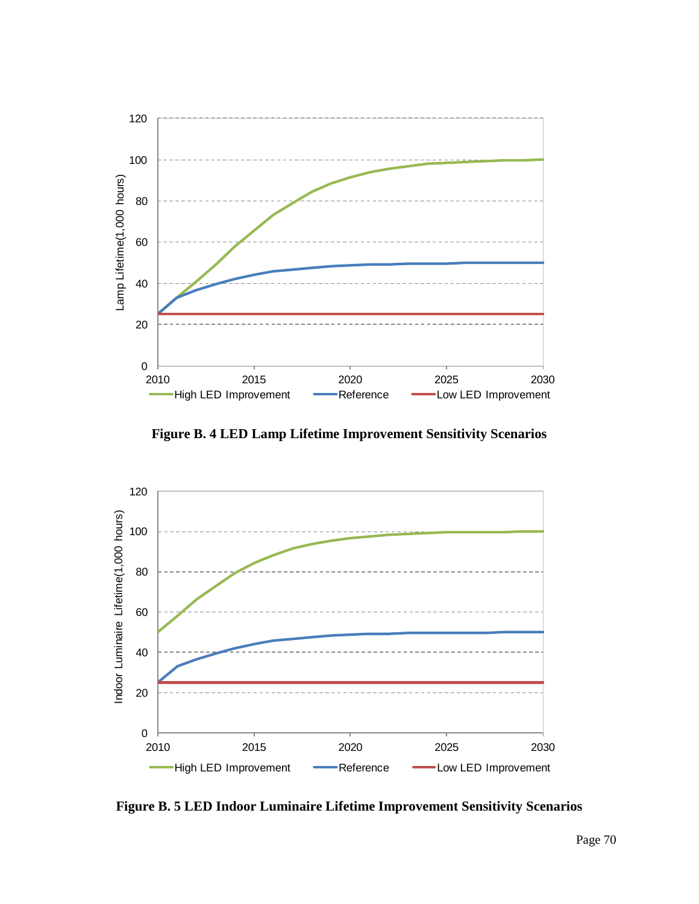Figure B. 4 LED Lamp Lifetime Improvement Sensitivity Scenarios

Figure B. 5 LED Indoor Luminaire Lifetime Improvement Sensitivity Scenarios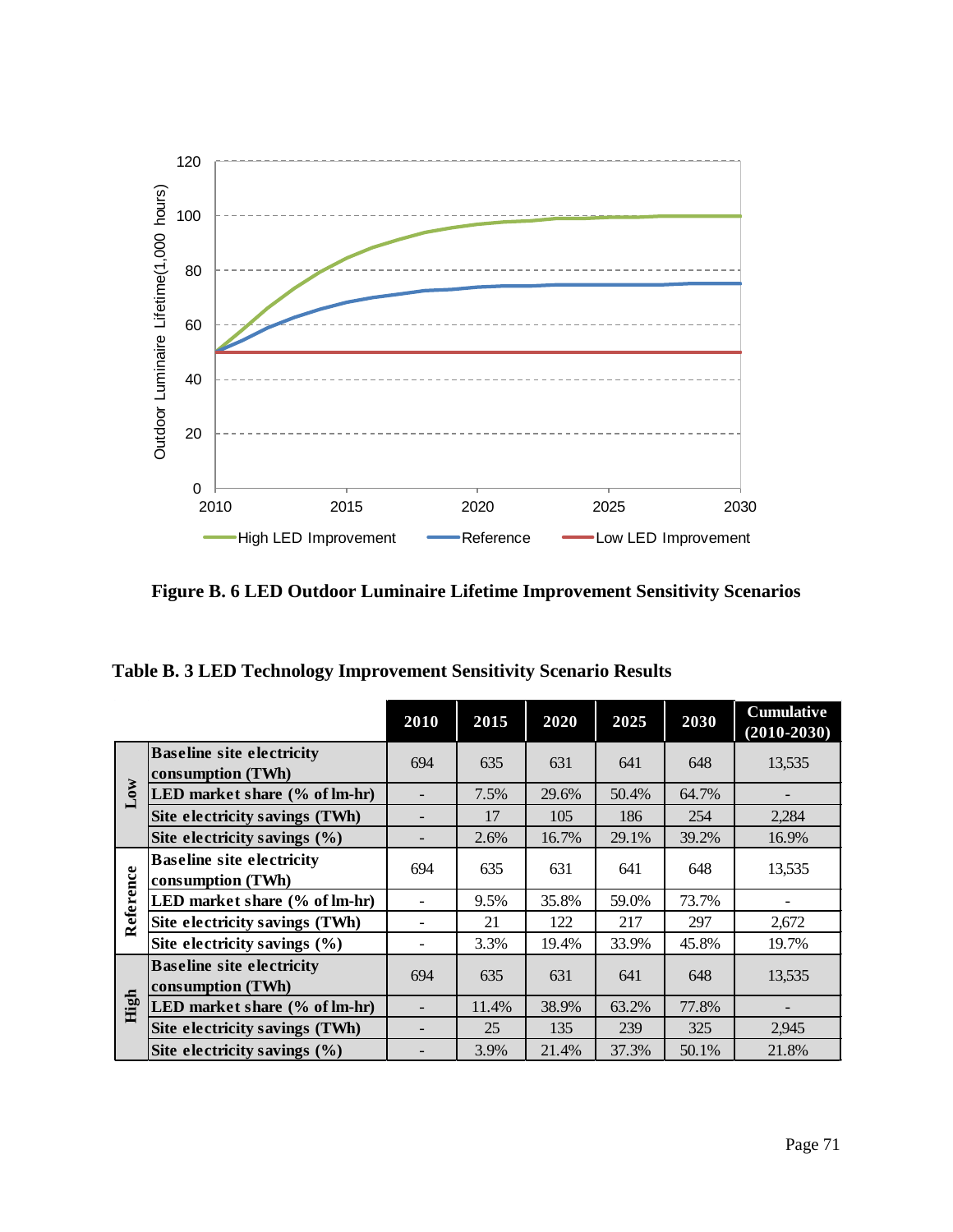Figure B. 6 LED Outdoor Luminaire Lifetime Improvement Sensitivity Scenarios

**Table B. 3 LED Technology Improvement Sensitivity Scenario Results**

| | | 2010 | 2015 | 2020 | 2025 | 2030 | Cumulative (2010-2030) |
|---|---|---|---|---|---|---|---|
| **Low** | **Baseline site electricity consumption (TWh)** | 694 | 635 | 631 | 641 | 648 | 13,535 |
| | **LED market share (% of lm-hr)** | - | 7.5% | 29.6% | 50.4% | 64.7% | - |
| | **Site electricity savings (TWh)** | - | 17 | 105 | 186 | 254 | 2,284 |
| | **Site electricity savings (%)** | - | 2.6% | 16.7% | 29.1% | 39.2% | 16.9% |
| **Reference** | **Baseline site electricity consumption (TWh)** | 694 | 635 | 631 | 641 | 648 | 13,535 |
| | **LED market share (% of lm-hr)** | - | 9.5% | 35.8% | 59.0% | 73.7% | - |
| | **Site electricity savings (TWh)** | - | 21 | 122 | 217 | 297 | 2,672 |
| | **Site electricity savings (%)** | - | 3.3% | 19.4% | 33.9% | 45.8% | 19.7% |
| **High** | **Baseline site electricity consumption (TWh)** | 694 | 635 | 631 | 641 | 648 | 13,535 |
| | **LED market share (% of lm-hr)** | - | 11.4% | 38.9% | 63.2% | 77.8% | - |
| | **Site electricity savings (TWh)** | - | 25 | 135 | 239 | 325 | 2,945 |
| | **Site electricity savings (%)** | - | 3.9% | 21.4% | 37.3% | 50.1% | 21.8% |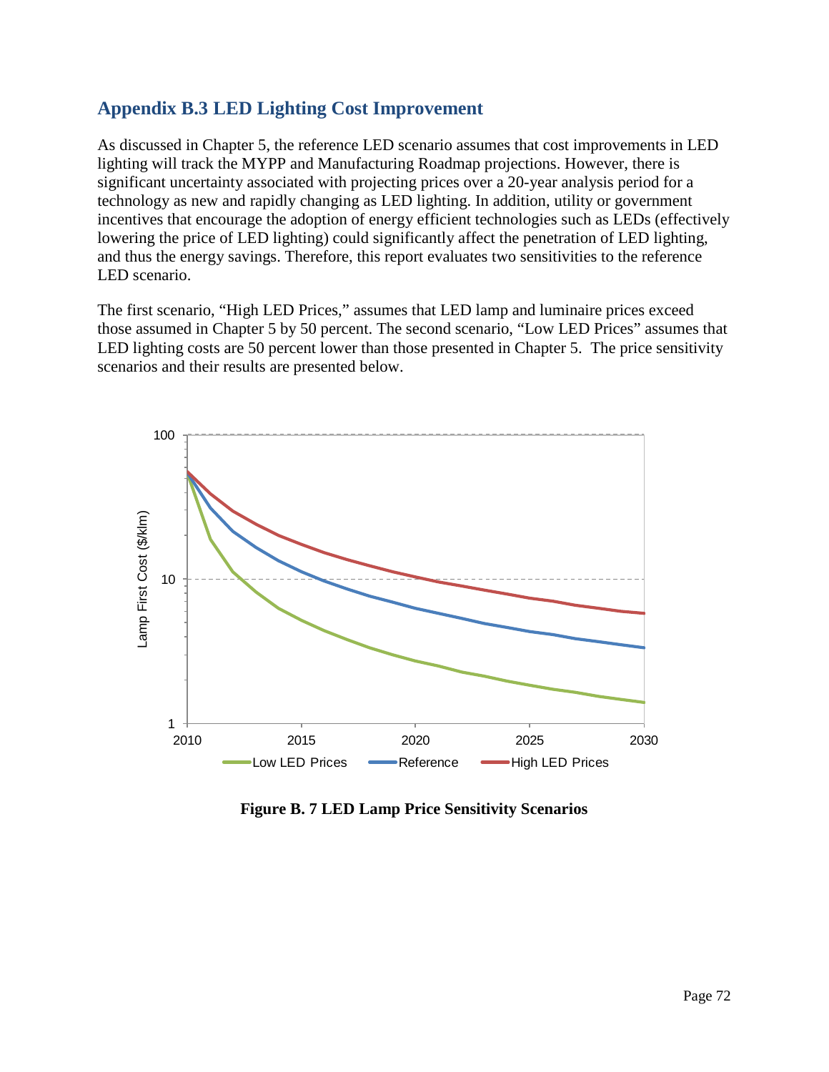## Appendix B.3 LED Lighting Cost Improvement

As discussed in Chapter 5, the reference LED scenario assumes that cost improvements in LED lighting will track the MYPP and Manufacturing Roadmap projections. However, there is significant uncertainty associated with projecting prices over a 20-year analysis period for a technology as new and rapidly changing as LED lighting. In addition, utility or government incentives that encourage the adoption of energy efficient technologies such as LEDs (effectively lowering the price of LED lighting) could significantly affect the penetration of LED lighting, and thus the energy savings. Therefore, this report evaluates two sensitivities to the reference LED scenario.

The first scenario, "High LED Prices," assumes that LED lamp and luminaire prices exceed those assumed in Chapter 5 by 50 percent. The second scenario, "Low LED Prices" assumes that LED lighting costs are 50 percent lower than those presented in Chapter 5. The price sensitivity scenarios and their results are presented below.

**Figure B. 7 LED Lamp Price Sensitivity Scenarios**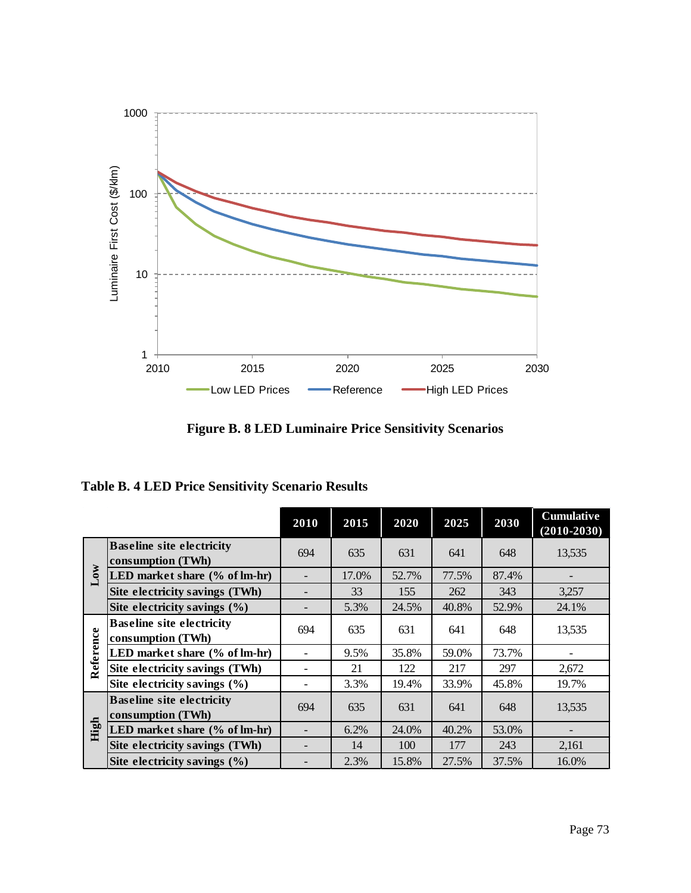**Figure B. 8 LED Luminaire Price Sensitivity Scenarios**

**Table B. 4 LED Price Sensitivity Scenario Results**

| | | 2010 | 2015 | 2020 | 2025 | 2030 | Cumulative (2010-2030) |
|---|---|---|---|---|---|---|---|
| Low | Baseline site electricity consumption (TWh) | 694 | 635 | 631 | 641 | 648 | 13,535 |
| | LED market share (% of lm-hr) | - | 17.0% | 52.7% | 77.5% | 87.4% | - |
| | Site electricity savings (TWh) | - | 33 | 155 | 262 | 343 | 3,257 |
| | Site electricity savings (%) | - | 5.3% | 24.5% | 40.8% | 52.9% | 24.1% |
| Reference | Baseline site electricity consumption (TWh) | 694 | 635 | 631 | 641 | 648 | 13,535 |
| | LED market share (% of lm-hr) | - | 9.5% | 35.8% | 59.0% | 73.7% | - |
| | Site electricity savings (TWh) | - | 21 | 122 | 217 | 297 | 2,672 |
| | Site electricity savings (%) | - | 3.3% | 19.4% | 33.9% | 45.8% | 19.7% |
| High | Baseline site electricity consumption (TWh) | 694 | 635 | 631 | 641 | 648 | 13,535 |
| | LED market share (% of lm-hr) | - | 6.2% | 24.0% | 40.2% | 53.0% | - |
| | Site electricity savings (TWh) | - | 14 | 100 | 177 | 243 | 2,161 |
| | Site electricity savings (%) | - | 2.3% | 15.8% | 27.5% | 37.5% | 16.0% |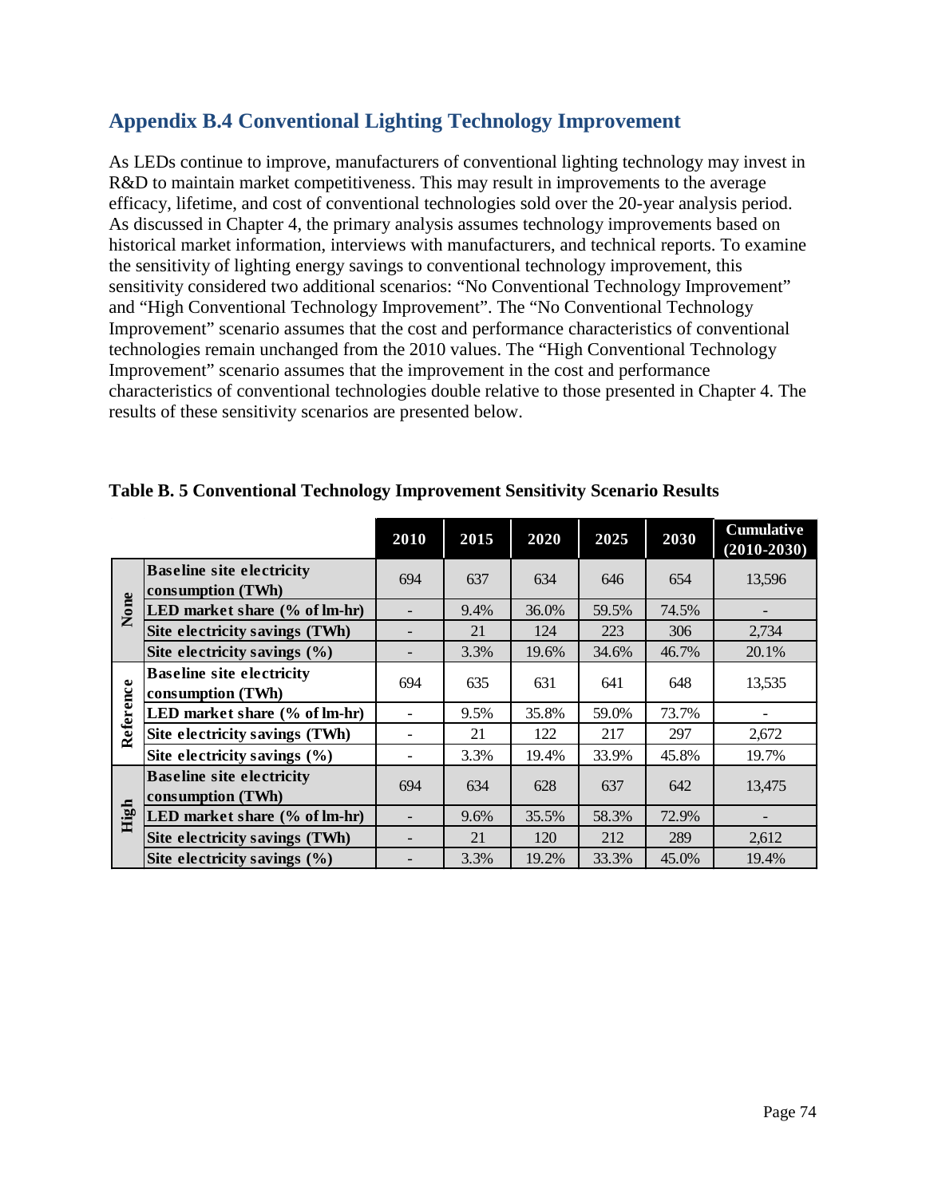## Appendix B.4 Conventional Lighting Technology Improvement

As LEDs continue to improve, manufacturers of conventional lighting technology may invest in R&D to maintain market competitiveness. This may result in improvements to the average efficacy, lifetime, and cost of conventional technologies sold over the 20-year analysis period. As discussed in Chapter 4, the primary analysis assumes technology improvements based on historical market information, interviews with manufacturers, and technical reports. To examine the sensitivity of lighting energy savings to conventional technology improvement, this sensitivity considered two additional scenarios: "No Conventional Technology Improvement" and "High Conventional Technology Improvement". The "No Conventional Technology Improvement" scenario assumes that the cost and performance characteristics of conventional technologies remain unchanged from the 2010 values. The "High Conventional Technology Improvement" scenario assumes that the improvement in the cost and performance characteristics of conventional technologies double relative to those presented in Chapter 4. The results of these sensitivity scenarios are presented below.

**Table B. 5 Conventional Technology Improvement Sensitivity Scenario Results**

| | | 2010 | 2015 | 2020 | 2025 | 2030 | Cumulative (2010-2030) |
|---|---|---|---|---|---|---|---|
| None | Baseline site electricity consumption (TWh) | 694 | 637 | 634 | 646 | 654 | 13,596 |
| | LED market share (% of lm-hr) | - | 9.4% | 36.0% | 59.5% | 74.5% | - |
| | Site electricity savings (TWh) | - | 21 | 124 | 223 | 306 | 2,734 |
| | Site electricity savings (%) | - | 3.3% | 19.6% | 34.6% | 46.7% | 20.1% |
| Reference | Baseline site electricity consumption (TWh) | 694 | 635 | 631 | 641 | 648 | 13,535 |
| | LED market share (% of lm-hr) | - | 9.5% | 35.8% | 59.0% | 73.7% | - |
| | Site electricity savings (TWh) | - | 21 | 122 | 217 | 297 | 2,672 |
| | Site electricity savings (%) | - | 3.3% | 19.4% | 33.9% | 45.8% | 19.7% |
| High | Baseline site electricity consumption (TWh) | 694 | 634 | 628 | 637 | 642 | 13,475 |
| | LED market share (% of lm-hr) | - | 9.6% | 35.5% | 58.3% | 72.9% | - |
| | Site electricity savings (TWh) | - | 21 | 120 | 212 | 289 | 2,612 |
| | Site electricity savings (%) | - | 3.3% | 19.2% | 33.3% | 45.0% | 19.4% |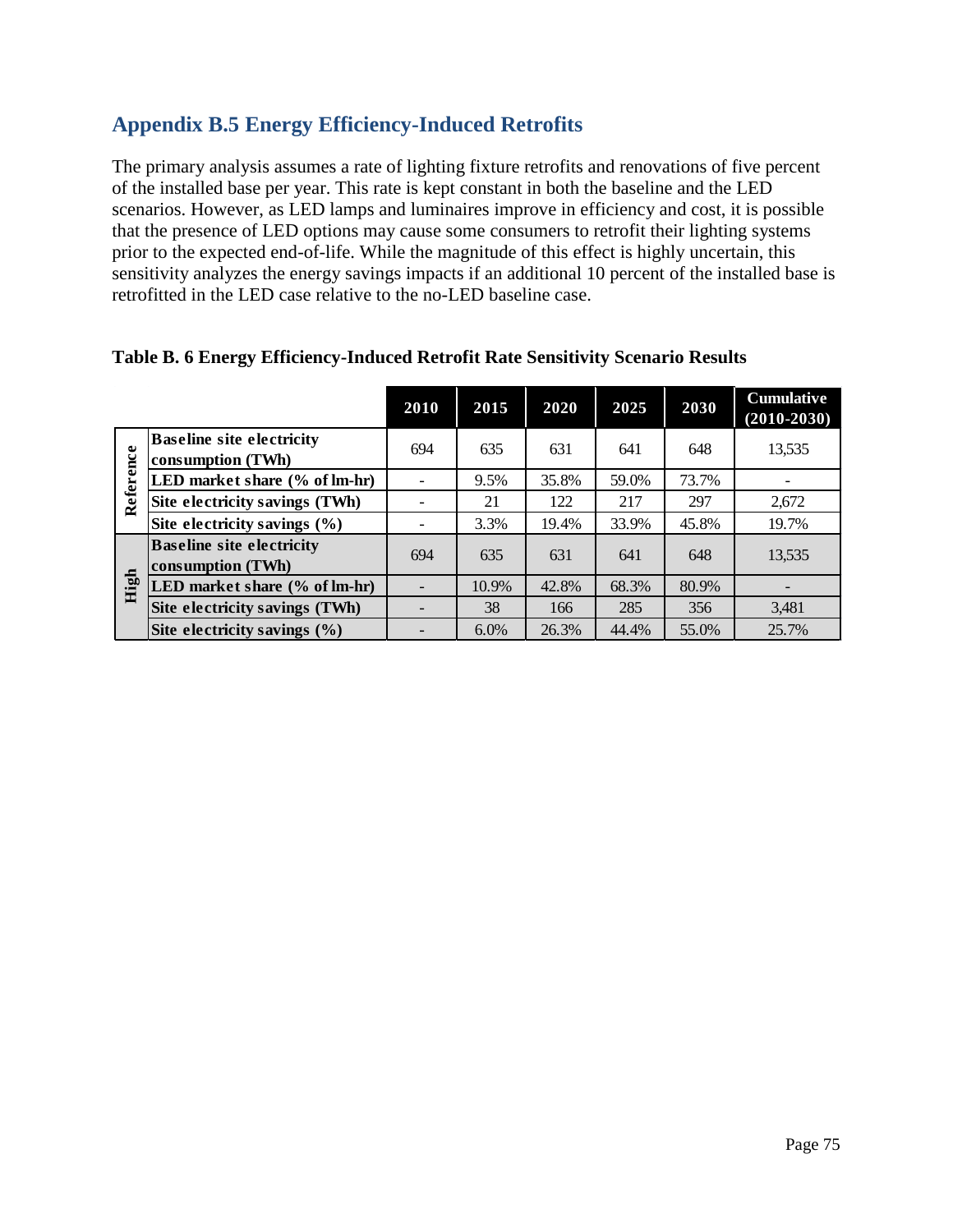## Appendix B.5 Energy Efficiency-Induced Retrofits

The primary analysis assumes a rate of lighting fixture retrofits and renovations of five percent of the installed base per year. This rate is kept constant in both the baseline and the LED scenarios. However, as LED lamps and luminaires improve in efficiency and cost, it is possible that the presence of LED options may cause some consumers to retrofit their lighting systems prior to the expected end-of-life. While the magnitude of this effect is highly uncertain, this sensitivity analyzes the energy savings impacts if an additional 10 percent of the installed base is retrofitted in the LED case relative to the no-LED baseline case.

**Table B. 6 Energy Efficiency-Induced Retrofit Rate Sensitivity Scenario Results**

| | | 2010 | 2015 | 2020 | 2025 | 2030 | Cumulative (2010-2030) |
|---|---|---|---|---|---|---|---|
| Reference | **Baseline site electricity consumption (TWh)** | 694 | 635 | 631 | 641 | 648 | 13,535 |
| | **LED market share (% of lm-hr)** | - | 9.5% | 35.8% | 59.0% | 73.7% | - |
| | **Site electricity savings (TWh)** | - | 21 | 122 | 217 | 297 | 2,672 |
| | **Site electricity savings (%)** | - | 3.3% | 19.4% | 33.9% | 45.8% | 19.7% |
| High | **Baseline site electricity consumption (TWh)** | 694 | 635 | 631 | 641 | 648 | 13,535 |
| | **LED market share (% of lm-hr)** | - | 10.9% | 42.8% | 68.3% | 80.9% | - |
| | **Site electricity savings (TWh)** | - | 38 | 166 | 285 | 356 | 3,481 |
| | **Site electricity savings (%)** | - | 6.0% | 26.3% | 44.4% | 55.0% | 25.7% |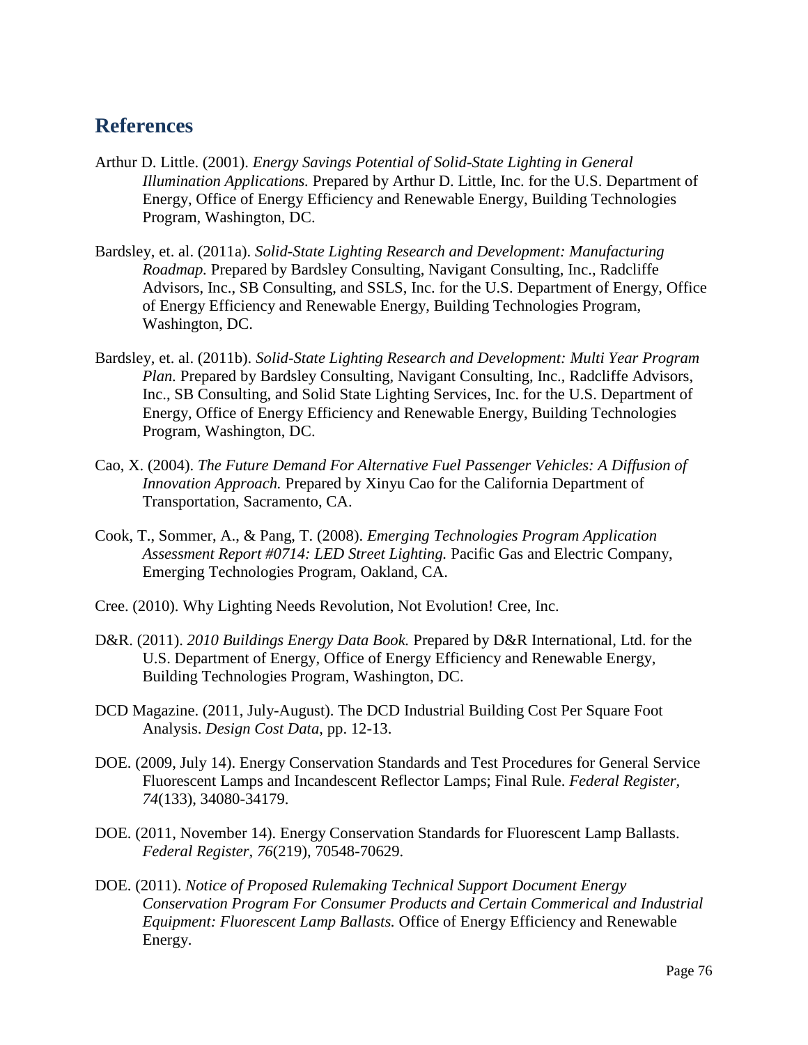## References

Arthur D. Little. (2001). *Energy Savings Potential of Solid-State Lighting in General Illumination Applications.* Prepared by Arthur D. Little, Inc. for the U.S. Department of Energy, Office of Energy Efficiency and Renewable Energy, Building Technologies Program, Washington, DC.

Bardsley, et. al. (2011a). *Solid-State Lighting Research and Development: Manufacturing Roadmap.* Prepared by Bardsley Consulting, Navigant Consulting, Inc., Radcliffe Advisors, Inc., SB Consulting, and SSLS, Inc. for the U.S. Department of Energy, Office of Energy Efficiency and Renewable Energy, Building Technologies Program, Washington, DC.

Bardsley, et. al. (2011b). *Solid-State Lighting Research and Development: Multi Year Program Plan.* Prepared by Bardsley Consulting, Navigant Consulting, Inc., Radcliffe Advisors, Inc., SB Consulting, and Solid State Lighting Services, Inc. for the U.S. Department of Energy, Office of Energy Efficiency and Renewable Energy, Building Technologies Program, Washington, DC.

Cao, X. (2004). *The Future Demand For Alternative Fuel Passenger Vehicles: A Diffusion of Innovation Approach.* Prepared by Xinyu Cao for the California Department of Transportation, Sacramento, CA.

Cook, T., Sommer, A., & Pang, T. (2008). *Emerging Technologies Program Application Assessment Report #0714: LED Street Lighting.* Pacific Gas and Electric Company, Emerging Technologies Program, Oakland, CA.

Cree. (2010). Why Lighting Needs Revolution, Not Evolution! Cree, Inc.

D&R. (2011). *2010 Buildings Energy Data Book.* Prepared by D&R International, Ltd. for the U.S. Department of Energy, Office of Energy Efficiency and Renewable Energy, Building Technologies Program, Washington, DC.

DCD Magazine. (2011, July-August). The DCD Industrial Building Cost Per Square Foot Analysis. *Design Cost Data*, pp. 12-13.

DOE. (2009, July 14). Energy Conservation Standards and Test Procedures for General Service Fluorescent Lamps and Incandescent Reflector Lamps; Final Rule. *Federal Register, 74*(133), 34080-34179.

DOE. (2011, November 14). Energy Conservation Standards for Fluorescent Lamp Ballasts. *Federal Register, 76*(219), 70548-70629.

DOE. (2011). *Notice of Proposed Rulemaking Technical Support Document Energy Conservation Program For Consumer Products and Certain Commerical and Industrial Equipment: Fluorescent Lamp Ballasts.* Office of Energy Efficiency and Renewable Energy.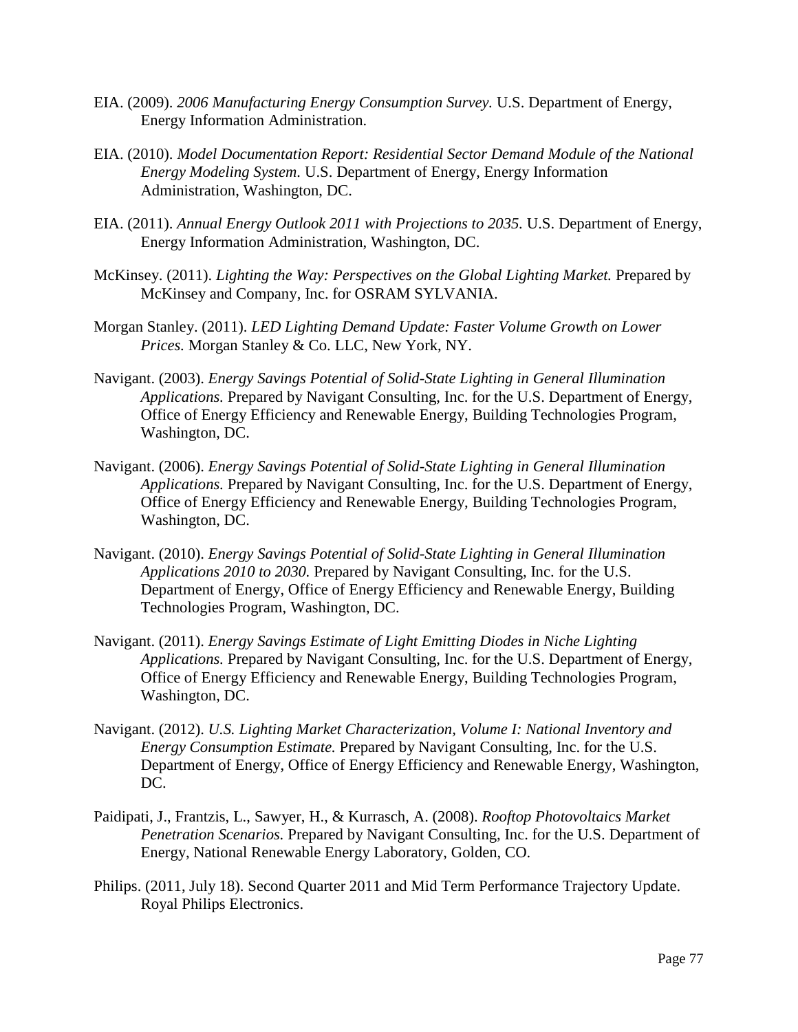EIA. (2009). *2006 Manufacturing Energy Consumption Survey.* U.S. Department of Energy, Energy Information Administration.

EIA. (2010). *Model Documentation Report: Residential Sector Demand Module of the National Energy Modeling System.* U.S. Department of Energy, Energy Information Administration, Washington, DC.

EIA. (2011). *Annual Energy Outlook 2011 with Projections to 2035.* U.S. Department of Energy, Energy Information Administration, Washington, DC.

McKinsey. (2011). *Lighting the Way: Perspectives on the Global Lighting Market.* Prepared by McKinsey and Company, Inc. for OSRAM SYLVANIA.

Morgan Stanley. (2011). *LED Lighting Demand Update: Faster Volume Growth on Lower Prices.* Morgan Stanley & Co. LLC, New York, NY.

Navigant. (2003). *Energy Savings Potential of Solid-State Lighting in General Illumination Applications.* Prepared by Navigant Consulting, Inc. for the U.S. Department of Energy, Office of Energy Efficiency and Renewable Energy, Building Technologies Program, Washington, DC.

Navigant. (2006). *Energy Savings Potential of Solid-State Lighting in General Illumination Applications.* Prepared by Navigant Consulting, Inc. for the U.S. Department of Energy, Office of Energy Efficiency and Renewable Energy, Building Technologies Program, Washington, DC.

Navigant. (2010). *Energy Savings Potential of Solid-State Lighting in General Illumination Applications 2010 to 2030.* Prepared by Navigant Consulting, Inc. for the U.S. Department of Energy, Office of Energy Efficiency and Renewable Energy, Building Technologies Program, Washington, DC.

Navigant. (2011). *Energy Savings Estimate of Light Emitting Diodes in Niche Lighting Applications.* Prepared by Navigant Consulting, Inc. for the U.S. Department of Energy, Office of Energy Efficiency and Renewable Energy, Building Technologies Program, Washington, DC.

Navigant. (2012). *U.S. Lighting Market Characterization, Volume I: National Inventory and Energy Consumption Estimate.* Prepared by Navigant Consulting, Inc. for the U.S. Department of Energy, Office of Energy Efficiency and Renewable Energy, Washington, DC.

Paidipati, J., Frantzis, L., Sawyer, H., & Kurrasch, A. (2008). *Rooftop Photovoltaics Market Penetration Scenarios.* Prepared by Navigant Consulting, Inc. for the U.S. Department of Energy, National Renewable Energy Laboratory, Golden, CO.

Philips. (2011, July 18). Second Quarter 2011 and Mid Term Performance Trajectory Update. Royal Philips Electronics.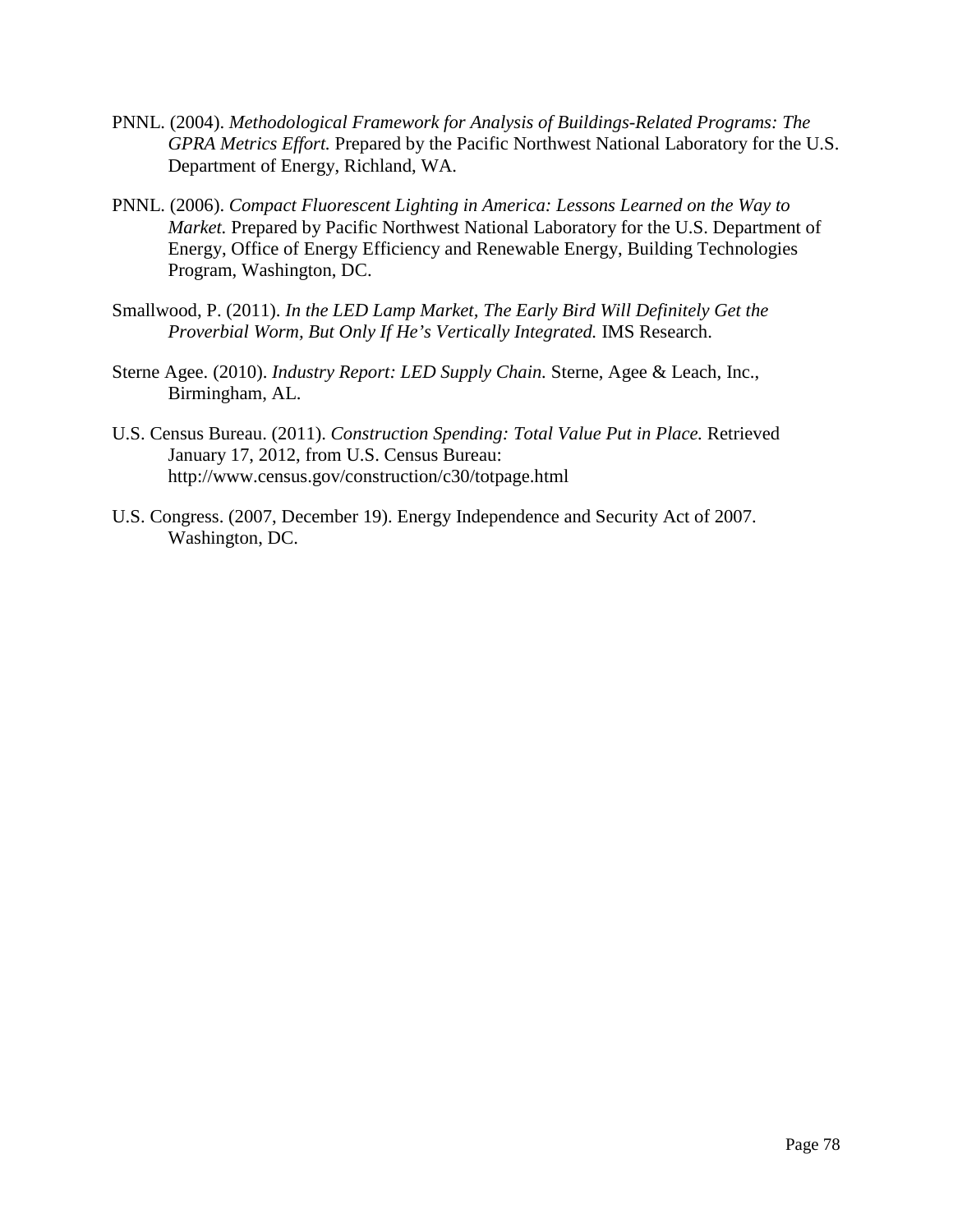PNNL. (2004). *Methodological Framework for Analysis of Buildings-Related Programs: The GPRA Metrics Effort.* Prepared by the Pacific Northwest National Laboratory for the U.S. Department of Energy, Richland, WA.

PNNL. (2006). *Compact Fluorescent Lighting in America: Lessons Learned on the Way to Market.* Prepared by Pacific Northwest National Laboratory for the U.S. Department of Energy, Office of Energy Efficiency and Renewable Energy, Building Technologies Program, Washington, DC.

Smallwood, P. (2011). *In the LED Lamp Market, The Early Bird Will Definitely Get the Proverbial Worm, But Only If He's Vertically Integrated.* IMS Research.

Sterne Agee. (2010). *Industry Report: LED Supply Chain.* Sterne, Agee & Leach, Inc., Birmingham, AL.

U.S. Census Bureau. (2011). *Construction Spending: Total Value Put in Place.* Retrieved January 17, 2012, from U.S. Census Bureau: http://www.census.gov/construction/c30/totpage.html

U.S. Congress. (2007, December 19). Energy Independence and Security Act of 2007. Washington, DC.